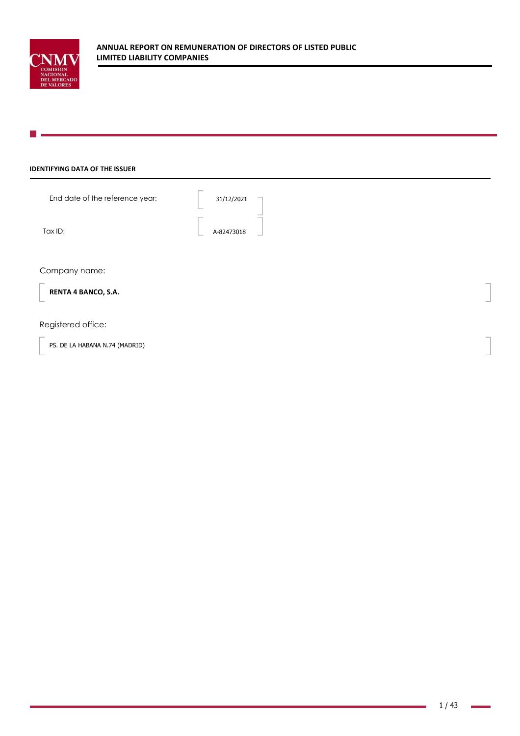# ANNUAL REPORT ON REMUNERATION OF DIRECTORS OF LISTED PUBLIC LIMITED LIABILITY COMPANIES

## IDENTIFYING DATA OF THE ISSUER

End date of the reference year: 31/12/2021

Tax ID: A-82473018

Company name:

**RENTA 4 BANCO, S.A.**

Registered office:

PS. DE LA HABANA N.74 (MADRID)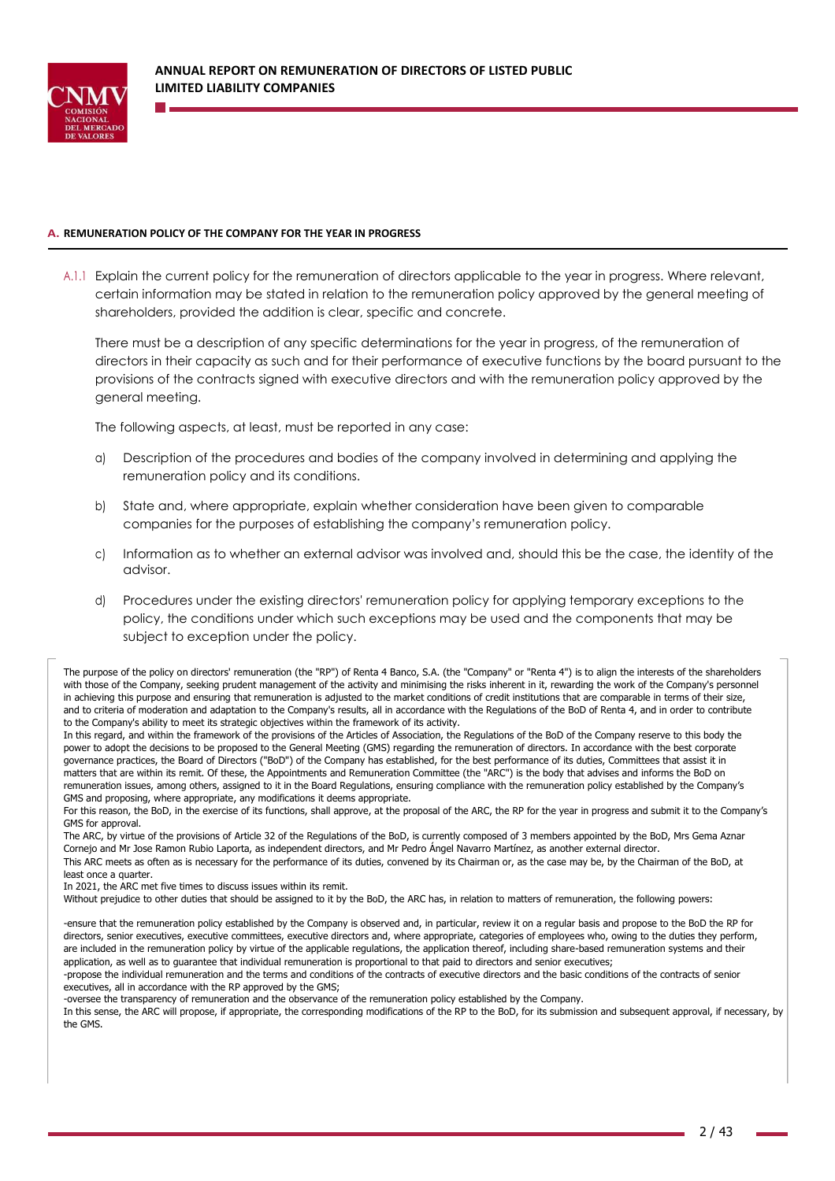## A. REMUNERATION POLICY OF THE COMPANY FOR THE YEAR IN PROGRESS

A.1.1 Explain the current policy for the remuneration of directors applicable to the year in progress. Where relevant, certain information may be stated in relation to the remuneration policy approved by the general meeting of shareholders, provided the addition is clear, specific and concrete.

There must be a description of any specific determinations for the year in progress, of the remuneration of directors in their capacity as such and for their performance of executive functions by the board pursuant to the provisions of the contracts signed with executive directors and with the remuneration policy approved by the general meeting.

The following aspects, at least, must be reported in any case:

a) Description of the procedures and bodies of the company involved in determining and applying the remuneration policy and its conditions.

b) State and, where appropriate, explain whether consideration have been given to comparable companies for the purposes of establishing the company's remuneration policy.

c) Information as to whether an external advisor was involved and, should this be the case, the identity of the advisor.

d) Procedures under the existing directors' remuneration policy for applying temporary exceptions to the policy, the conditions under which such exceptions may be used and the components that may be subject to exception under the policy.

The purpose of the policy on directors' remuneration (the "RP") of Renta 4 Banco, S.A. (the "Company" or "Renta 4") is to align the interests of the shareholders with those of the Company, seeking prudent management of the activity and minimising the risks inherent in it, rewarding the work of the Company's personnel in achieving this purpose and ensuring that remuneration is adjusted to the market conditions of credit institutions that are comparable in terms of their size, and to criteria of moderation and adaptation to the Company's results, all in accordance with the Regulations of the BoD of Renta 4, and in order to contribute to the Company's ability to meet its strategic objectives within the framework of its activity.

In this regard, and within the framework of the provisions of the Articles of Association, the Regulations of the BoD of the Company reserve to this body the power to adopt the decisions to be proposed to the General Meeting (GMS) regarding the remuneration of directors. In accordance with the best corporate governance practices, the Board of Directors ("BoD") of the Company has established, for the best performance of its duties, Committees that assist it in matters that are within its remit. Of these, the Appointments and Remuneration Committee (the "ARC") is the body that advises and informs the BoD on remuneration issues, among others, assigned to it in the Board Regulations, ensuring compliance with the remuneration policy established by the Company's GMS and proposing, where appropriate, any modifications it deems appropriate.

For this reason, the BoD, in the exercise of its functions, shall approve, at the proposal of the ARC, the RP for the year in progress and submit it to the Company's GMS for approval.

The ARC, by virtue of the provisions of Article 32 of the Regulations of the BoD, is currently composed of 3 members appointed by the BoD, Mrs Gema Aznar Cornejo and Mr Jose Ramon Rubio Laporta, as independent directors, and Mr Pedro Ángel Navarro Martínez, as another external director.

This ARC meets as often as is necessary for the performance of its duties, convened by its Chairman or, as the case may be, by the Chairman of the BoD, at least once a quarter.

In 2021, the ARC met five times to discuss issues within its remit.

Without prejudice to other duties that should be assigned to it by the BoD, the ARC has, in relation to matters of remuneration, the following powers:

-ensure that the remuneration policy established by the Company is observed and, in particular, review it on a regular basis and propose to the BoD the RP for directors, senior executives, executive committees, executive directors and, where appropriate, categories of employees who, owing to the duties they perform, are included in the remuneration policy by virtue of the applicable regulations, the application thereof, including share-based remuneration systems and their application, as well as to guarantee that individual remuneration is proportional to that paid to directors and senior executives;

-propose the individual remuneration and the terms and conditions of the contracts of executive directors and the basic conditions of the contracts of senior executives, all in accordance with the RP approved by the GMS;

-oversee the transparency of remuneration and the observance of the remuneration policy established by the Company.

In this sense, the ARC will propose, if appropriate, the corresponding modifications of the RP to the BoD, for its submission and subsequent approval, if necessary, by the GMS.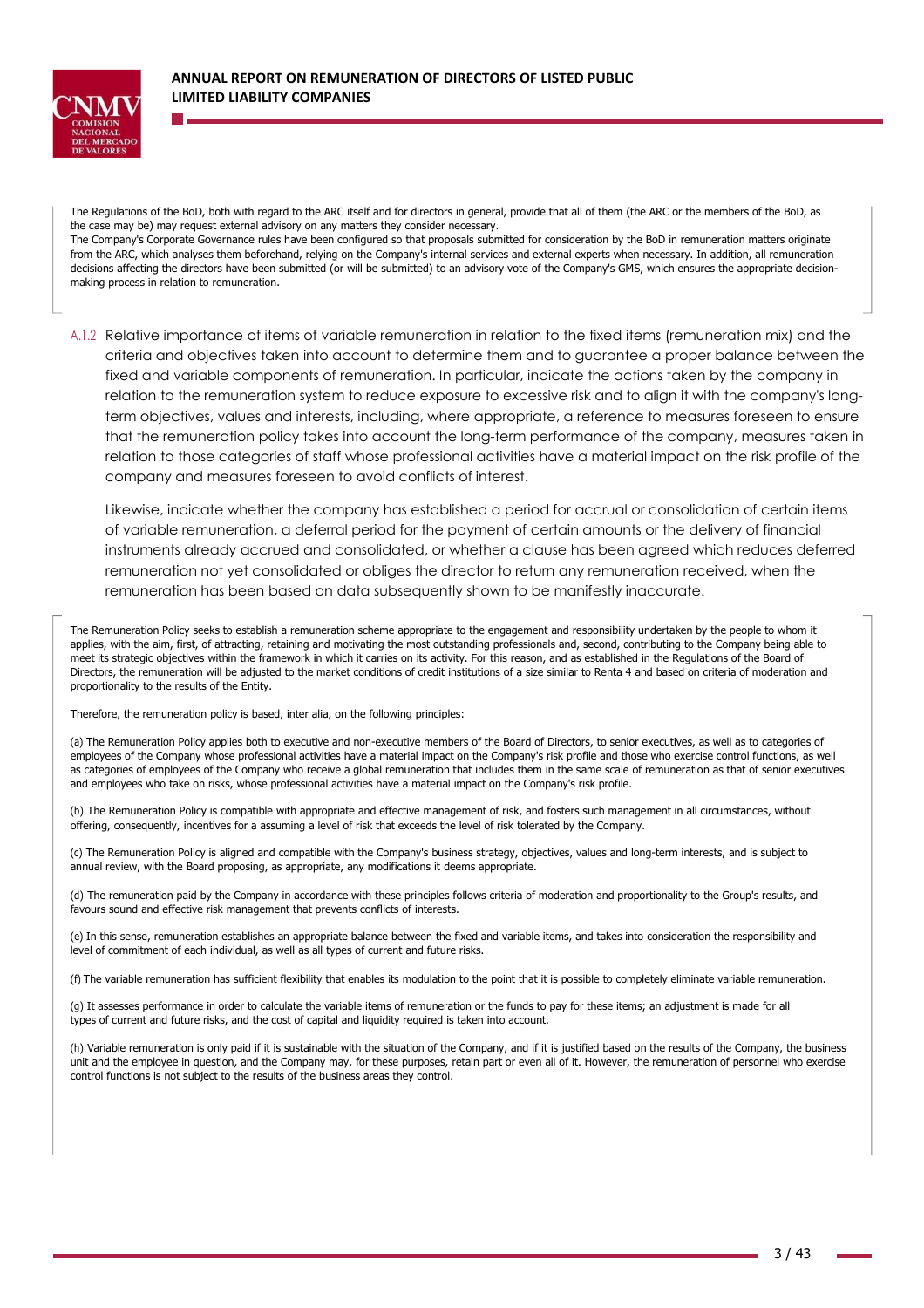The Regulations of the BoD, both with regard to the ARC itself and for directors in general, provide that all of them (the ARC or the members of the BoD, as the case may be) may request external advisory on any matters they consider necessary.
The Company's Corporate Governance rules have been configured so that proposals submitted for consideration by the BoD in remuneration matters originate from the ARC, which analyses them beforehand, relying on the Company's internal services and external experts when necessary. In addition, all remuneration decisions affecting the directors have been submitted (or will be submitted) to an advisory vote of the Company's GMS, which ensures the appropriate decision-making process in relation to remuneration.

A.1.2 Relative importance of items of variable remuneration in relation to the fixed items (remuneration mix) and the criteria and objectives taken into account to determine them and to guarantee a proper balance between the fixed and variable components of remuneration. In particular, indicate the actions taken by the company in relation to the remuneration system to reduce exposure to excessive risk and to align it with the company's long-term objectives, values and interests, including, where appropriate, a reference to measures foreseen to ensure that the remuneration policy takes into account the long-term performance of the company, measures taken in relation to those categories of staff whose professional activities have a material impact on the risk profile of the company and measures foreseen to avoid conflicts of interest.

Likewise, indicate whether the company has established a period for accrual or consolidation of certain items of variable remuneration, a deferral period for the payment of certain amounts or the delivery of financial instruments already accrued and consolidated, or whether a clause has been agreed which reduces deferred remuneration not yet consolidated or obliges the director to return any remuneration received, when the remuneration has been based on data subsequently shown to be manifestly inaccurate.

The Remuneration Policy seeks to establish a remuneration scheme appropriate to the engagement and responsibility undertaken by the people to whom it applies, with the aim, first, of attracting, retaining and motivating the most outstanding professionals and, second, contributing to the Company being able to meet its strategic objectives within the framework in which it carries on its activity. For this reason, and as established in the Regulations of the Board of Directors, the remuneration will be adjusted to the market conditions of credit institutions of a size similar to Renta 4 and based on criteria of moderation and proportionality to the results of the Entity.

Therefore, the remuneration policy is based, inter alia, on the following principles:

(a) The Remuneration Policy applies both to executive and non-executive members of the Board of Directors, to senior executives, as well as to categories of employees of the Company whose professional activities have a material impact on the Company's risk profile and those who exercise control functions, as well as categories of employees of the Company who receive a global remuneration that includes them in the same scale of remuneration as that of senior executives and employees who take on risks, whose professional activities have a material impact on the Company's risk profile.

(b) The Remuneration Policy is compatible with appropriate and effective management of risk, and fosters such management in all circumstances, without offering, consequently, incentives for a assuming a level of risk that exceeds the level of risk tolerated by the Company.

(c) The Remuneration Policy is aligned and compatible with the Company's business strategy, objectives, values and long-term interests, and is subject to annual review, with the Board proposing, as appropriate, any modifications it deems appropriate.

(d) The remuneration paid by the Company in accordance with these principles follows criteria of moderation and proportionality to the Group's results, and favours sound and effective risk management that prevents conflicts of interests.

(e) In this sense, remuneration establishes an appropriate balance between the fixed and variable items, and takes into consideration the responsibility and level of commitment of each individual, as well as all types of current and future risks.

(f) The variable remuneration has sufficient flexibility that enables its modulation to the point that it is possible to completely eliminate variable remuneration.

(g) It assesses performance in order to calculate the variable items of remuneration or the funds to pay for these items; an adjustment is made for all types of current and future risks, and the cost of capital and liquidity required is taken into account.

(h) Variable remuneration is only paid if it is sustainable with the situation of the Company, and if it is justified based on the results of the Company, the business unit and the employee in question, and the Company may, for these purposes, retain part or even all of it. However, the remuneration of personnel who exercise control functions is not subject to the results of the business areas they control.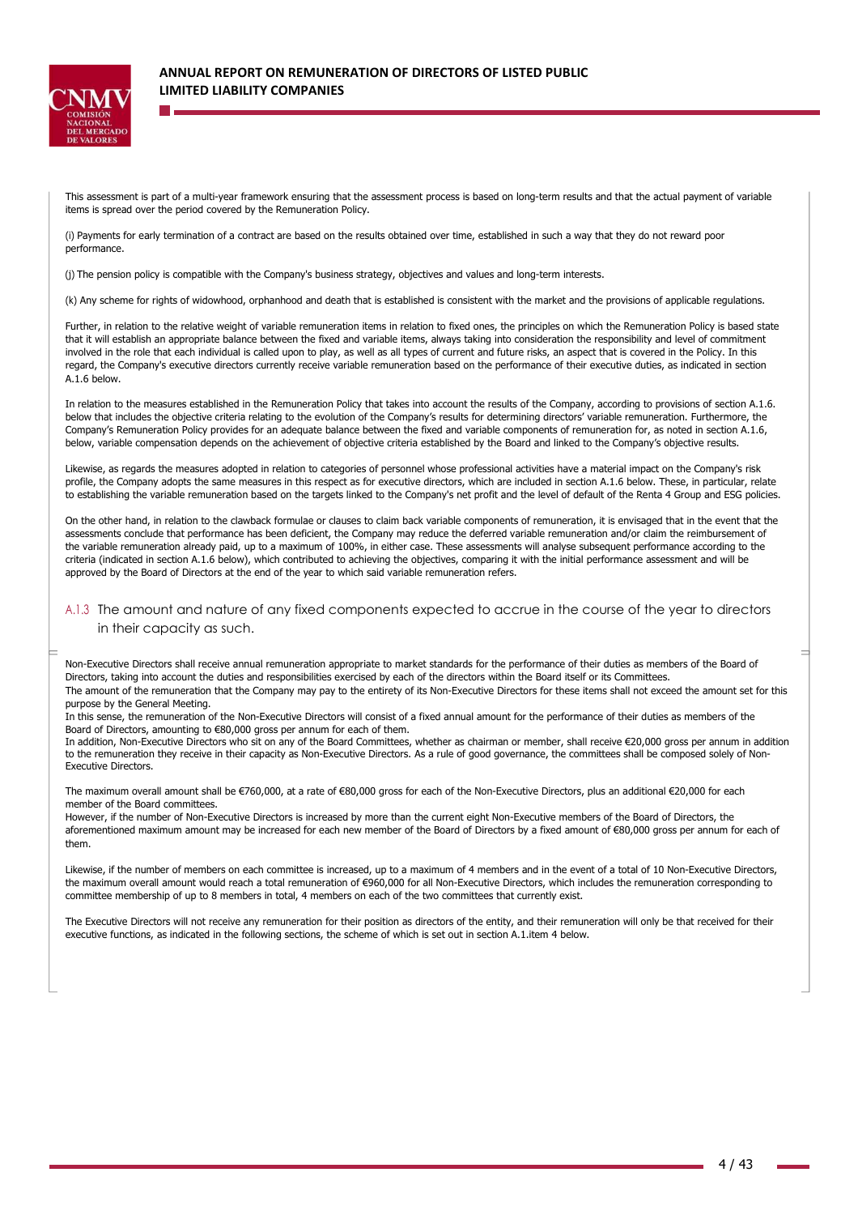This assessment is part of a multi-year framework ensuring that the assessment process is based on long-term results and that the actual payment of variable items is spread over the period covered by the Remuneration Policy.

(i) Payments for early termination of a contract are based on the results obtained over time, established in such a way that they do not reward poor performance.

(j) The pension policy is compatible with the Company's business strategy, objectives and values and long-term interests.

(k) Any scheme for rights of widowhood, orphanhood and death that is established is consistent with the market and the provisions of applicable regulations.

Further, in relation to the relative weight of variable remuneration items in relation to fixed ones, the principles on which the Remuneration Policy is based state that it will establish an appropriate balance between the fixed and variable items, always taking into consideration the responsibility and level of commitment involved in the role that each individual is called upon to play, as well as all types of current and future risks, an aspect that is covered in the Policy. In this regard, the Company's executive directors currently receive variable remuneration based on the performance of their executive duties, as indicated in section A.1.6 below.

In relation to the measures established in the Remuneration Policy that takes into account the results of the Company, according to provisions of section A.1.6. below that includes the objective criteria relating to the evolution of the Company's results for determining directors' variable remuneration. Furthermore, the Company's Remuneration Policy provides for an adequate balance between the fixed and variable components of remuneration for, as noted in section A.1.6, below, variable compensation depends on the achievement of objective criteria established by the Board and linked to the Company's objective results.

Likewise, as regards the measures adopted in relation to categories of personnel whose professional activities have a material impact on the Company's risk profile, the Company adopts the same measures in this respect as for executive directors, which are included in section A.1.6 below. These, in particular, relate to establishing the variable remuneration based on the targets linked to the Company's net profit and the level of default of the Renta 4 Group and ESG policies.

On the other hand, in relation to the clawback formulae or clauses to claim back variable components of remuneration, it is envisaged that in the event that the assessments conclude that performance has been deficient, the Company may reduce the deferred variable remuneration and/or claim the reimbursement of the variable remuneration already paid, up to a maximum of 100%, in either case. These assessments will analyse subsequent performance according to the criteria (indicated in section A.1.6 below), which contributed to achieving the objectives, comparing it with the initial performance assessment and will be approved by the Board of Directors at the end of the year to which said variable remuneration refers.

### A.1.3 The amount and nature of any fixed components expected to accrue in the course of the year to directors in their capacity as such.

Non-Executive Directors shall receive annual remuneration appropriate to market standards for the performance of their duties as members of the Board of Directors, taking into account the duties and responsibilities exercised by each of the directors within the Board itself or its Committees.
The amount of the remuneration that the Company may pay to the entirety of its Non-Executive Directors for these items shall not exceed the amount set for this purpose by the General Meeting.
In this sense, the remuneration of the Non-Executive Directors will consist of a fixed annual amount for the performance of their duties as members of the Board of Directors, amounting to €80,000 gross per annum for each of them.
In addition, Non-Executive Directors who sit on any of the Board Committees, whether as chairman or member, shall receive €20,000 gross per annum in addition to the remuneration they receive in their capacity as Non-Executive Directors. As a rule of good governance, the committees shall be composed solely of Non-Executive Directors.

The maximum overall amount shall be €760,000, at a rate of €80,000 gross for each of the Non-Executive Directors, plus an additional €20,000 for each member of the Board committees.
However, if the number of Non-Executive Directors is increased by more than the current eight Non-Executive members of the Board of Directors, the aforementioned maximum amount may be increased for each new member of the Board of Directors by a fixed amount of €80,000 gross per annum for each of them.

Likewise, if the number of members on each committee is increased, up to a maximum of 4 members and in the event of a total of 10 Non-Executive Directors, the maximum overall amount would reach a total remuneration of €960,000 for all Non-Executive Directors, which includes the remuneration corresponding to committee membership of up to 8 members in total, 4 members on each of the two committees that currently exist.

The Executive Directors will not receive any remuneration for their position as directors of the entity, and their remuneration will only be that received for their executive functions, as indicated in the following sections, the scheme of which is set out in section A.1.item 4 below.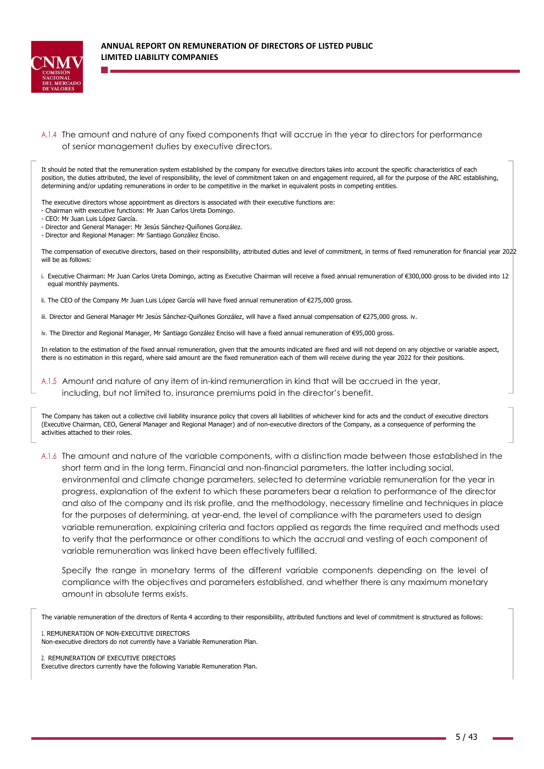### A.1.4 The amount and nature of any fixed components that will accrue in the year to directors for performance of senior management duties by executive directors.

It should be noted that the remuneration system established by the company for executive directors takes into account the specific characteristics of each position, the duties attributed, the level of responsibility, the level of commitment taken on and engagement required, all for the purpose of the ARC establishing, determining and/or updating remunerations in order to be competitive in the market in equivalent posts in competing entities.

The executive directors whose appointment as directors is associated with their executive functions are:
- Chairman with executive functions: Mr Juan Carlos Ureta Domingo.
- CEO: Mr Juan Luis López García.
- Director and General Manager: Mr Jesús Sánchez-Quiñones González.
- Director and Regional Manager: Mr Santiago González Enciso.

The compensation of executive directors, based on their responsibility, attributed duties and level of commitment, in terms of fixed remuneration for financial year 2022 will be as follows:

i. Executive Chairman: Mr Juan Carlos Ureta Domingo, acting as Executive Chairman will receive a fixed annual remuneration of €300,000 gross to be divided into 12 equal monthly payments.

ii. The CEO of the Company Mr Juan Luis López García will have fixed annual remuneration of €275,000 gross.

iii. Director and General Manager Mr Jesús Sánchez-Quiñones González, will have a fixed annual compensation of €275,000 gross. iv.

iv. The Director and Regional Manager, Mr Santiago González Enciso will have a fixed annual remuneration of €95,000 gross.

In relation to the estimation of the fixed annual remuneration, given that the amounts indicated are fixed and will not depend on any objective or variable aspect, there is no estimation in this regard, where said amount are the fixed remuneration each of them will receive during the year 2022 for their positions.

### A.1.5 Amount and nature of any item of in-kind remuneration in kind that will be accrued in the year, including, but not limited to, insurance premiums paid in the director's benefit.

The Company has taken out a collective civil liability insurance policy that covers all liabilities of whichever kind for acts and the conduct of executive directors (Executive Chairman, CEO, General Manager and Regional Manager) and of non-executive directors of the Company, as a consequence of performing the activities attached to their roles.

### A.1.6 The amount and nature of the variable components, with a distinction made between those established in the short term and in the long term. Financial and non-financial parameters, the latter including social, environmental and climate change parameters, selected to determine variable remuneration for the year in progress, explanation of the extent to which these parameters bear a relation to performance of the director and also of the company and its risk profile, and the methodology, necessary timeline and techniques in place for the purposes of determining, at year-end, the level of compliance with the parameters used to design variable remuneration, explaining criteria and factors applied as regards the time required and methods used to verify that the performance or other conditions to which the accrual and vesting of each component of variable remuneration was linked have been effectively fulfilled.

Specify the range in monetary terms of the different variable components depending on the level of compliance with the objectives and parameters established, and whether there is any maximum monetary amount in absolute terms exists.

The variable remuneration of the directors of Renta 4 according to their responsibility, attributed functions and level of commitment is structured as follows:

1. REMUNERATION OF NON-EXECUTIVE DIRECTORS
Non-executive directors do not currently have a Variable Remuneration Plan.

2. REMUNERATION OF EXECUTIVE DIRECTORS
Executive directors currently have the following Variable Remuneration Plan.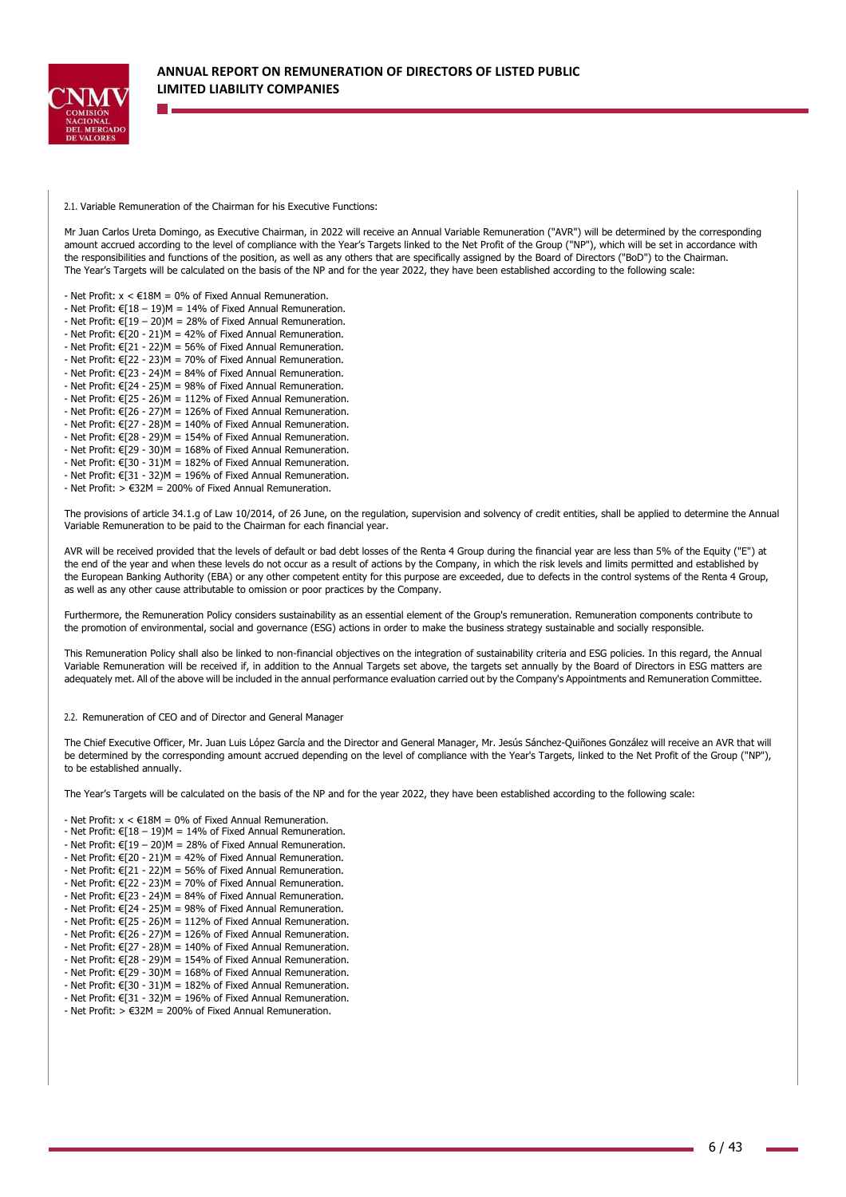2.1. Variable Remuneration of the Chairman for his Executive Functions:

Mr Juan Carlos Ureta Domingo, as Executive Chairman, in 2022 will receive an Annual Variable Remuneration ("AVR") will be determined by the corresponding amount accrued according to the level of compliance with the Year's Targets linked to the Net Profit of the Group ("NP"), which will be set in accordance with the responsibilities and functions of the position, as well as any others that are specifically assigned by the Board of Directors ("BoD") to the Chairman. The Year's Targets will be calculated on the basis of the NP and for the year 2022, they have been established according to the following scale:

- Net Profit: x < €18M = 0% of Fixed Annual Remuneration.
- Net Profit: €[18 – 19)M = 14% of Fixed Annual Remuneration.
- Net Profit: €[19 – 20)M = 28% of Fixed Annual Remuneration.
- Net Profit: €[20 - 21)M = 42% of Fixed Annual Remuneration.
- Net Profit: €[21 - 22)M = 56% of Fixed Annual Remuneration.
- Net Profit: €[22 - 23)M = 70% of Fixed Annual Remuneration.
- Net Profit: €[23 - 24)M = 84% of Fixed Annual Remuneration.
- Net Profit: €[24 - 25)M = 98% of Fixed Annual Remuneration.
- Net Profit: €[25 - 26)M = 112% of Fixed Annual Remuneration.
- Net Profit: €[26 - 27)M = 126% of Fixed Annual Remuneration.
- Net Profit: €[27 - 28)M = 140% of Fixed Annual Remuneration.
- Net Profit: €[28 - 29)M = 154% of Fixed Annual Remuneration.
- Net Profit: €[29 - 30)M = 168% of Fixed Annual Remuneration.
- Net Profit: €[30 - 31)M = 182% of Fixed Annual Remuneration.
- Net Profit: €[31 - 32)M = 196% of Fixed Annual Remuneration.
- Net Profit: > €32M = 200% of Fixed Annual Remuneration.

The provisions of article 34.1.g of Law 10/2014, of 26 June, on the regulation, supervision and solvency of credit entities, shall be applied to determine the Annual Variable Remuneration to be paid to the Chairman for each financial year.

AVR will be received provided that the levels of default or bad debt losses of the Renta 4 Group during the financial year are less than 5% of the Equity ("E") at the end of the year and when these levels do not occur as a result of actions by the Company, in which the risk levels and limits permitted and established by the European Banking Authority (EBA) or any other competent entity for this purpose are exceeded, due to defects in the control systems of the Renta 4 Group, as well as any other cause attributable to omission or poor practices by the Company.

Furthermore, the Remuneration Policy considers sustainability as an essential element of the Group's remuneration. Remuneration components contribute to the promotion of environmental, social and governance (ESG) actions in order to make the business strategy sustainable and socially responsible.

This Remuneration Policy shall also be linked to non-financial objectives on the integration of sustainability criteria and ESG policies. In this regard, the Annual Variable Remuneration will be received if, in addition to the Annual Targets set above, the targets set annually by the Board of Directors in ESG matters are adequately met. All of the above will be included in the annual performance evaluation carried out by the Company's Appointments and Remuneration Committee.

2.2. Remuneration of CEO and of Director and General Manager

The Chief Executive Officer, Mr. Juan Luis López García and the Director and General Manager, Mr. Jesús Sánchez-Quiñones González will receive an AVR that will be determined by the corresponding amount accrued depending on the level of compliance with the Year's Targets, linked to the Net Profit of the Group ("NP"), to be established annually.

The Year's Targets will be calculated on the basis of the NP and for the year 2022, they have been established according to the following scale:

- Net Profit: x < €18M = 0% of Fixed Annual Remuneration.
- Net Profit: €[18 – 19)M = 14% of Fixed Annual Remuneration.
- Net Profit: €[19 – 20)M = 28% of Fixed Annual Remuneration.
- Net Profit: €[20 - 21)M = 42% of Fixed Annual Remuneration.
- Net Profit: €[21 - 22)M = 56% of Fixed Annual Remuneration.
- Net Profit: €[22 - 23)M = 70% of Fixed Annual Remuneration.
- Net Profit: €[23 - 24)M = 84% of Fixed Annual Remuneration.
- Net Profit: €[24 - 25)M = 98% of Fixed Annual Remuneration.
- Net Profit: €[25 - 26)M = 112% of Fixed Annual Remuneration.
- Net Profit: €[26 - 27)M = 126% of Fixed Annual Remuneration.
- Net Profit: €[27 - 28)M = 140% of Fixed Annual Remuneration.
- Net Profit: €[28 - 29)M = 154% of Fixed Annual Remuneration.
- Net Profit: €[29 - 30)M = 168% of Fixed Annual Remuneration.
- Net Profit: €[30 - 31)M = 182% of Fixed Annual Remuneration.
- Net Profit: €[31 - 32)M = 196% of Fixed Annual Remuneration.
- Net Profit: > €32M = 200% of Fixed Annual Remuneration.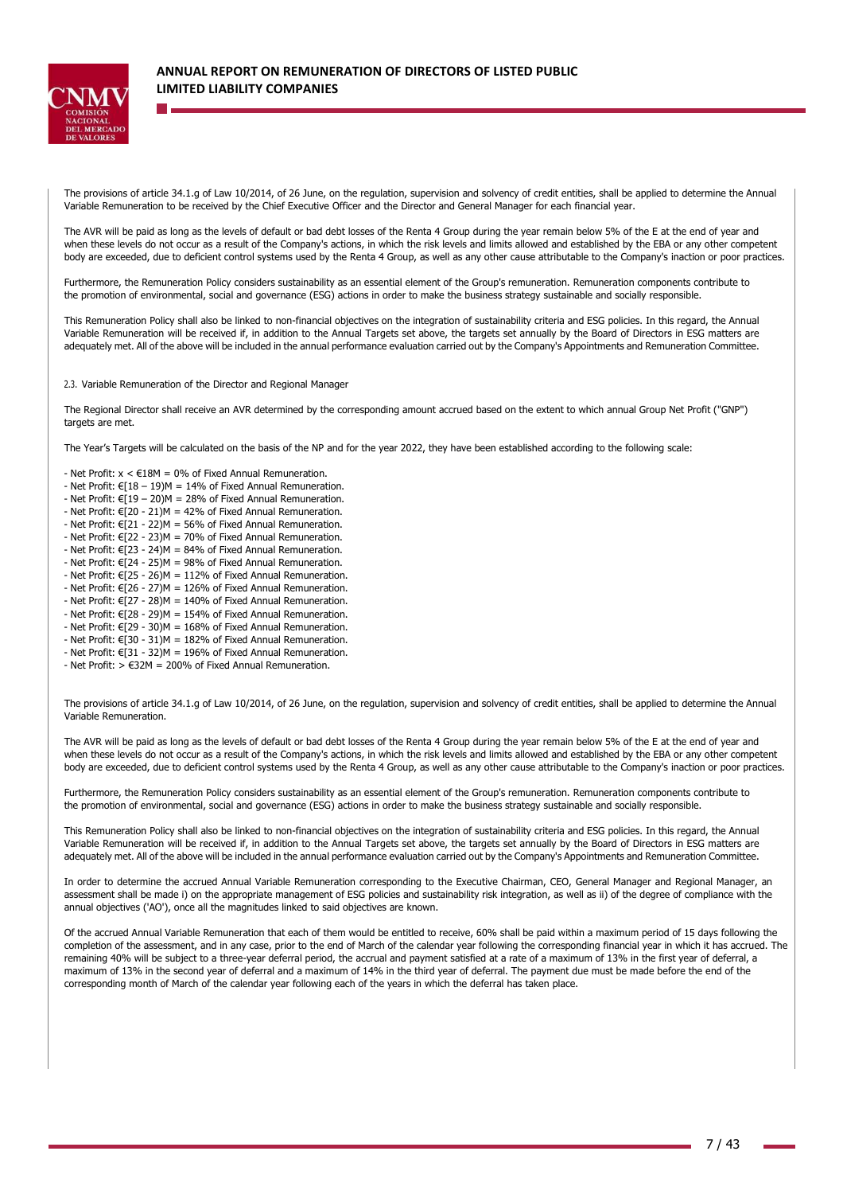The provisions of article 34.1.g of Law 10/2014, of 26 June, on the regulation, supervision and solvency of credit entities, shall be applied to determine the Annual Variable Remuneration to be received by the Chief Executive Officer and the Director and General Manager for each financial year.

The AVR will be paid as long as the levels of default or bad debt losses of the Renta 4 Group during the year remain below 5% of the E at the end of year and when these levels do not occur as a result of the Company's actions, in which the risk levels and limits allowed and established by the EBA or any other competent body are exceeded, due to deficient control systems used by the Renta 4 Group, as well as any other cause attributable to the Company's inaction or poor practices.

Furthermore, the Remuneration Policy considers sustainability as an essential element of the Group's remuneration. Remuneration components contribute to the promotion of environmental, social and governance (ESG) actions in order to make the business strategy sustainable and socially responsible.

This Remuneration Policy shall also be linked to non-financial objectives on the integration of sustainability criteria and ESG policies. In this regard, the Annual Variable Remuneration will be received if, in addition to the Annual Targets set above, the targets set annually by the Board of Directors in ESG matters are adequately met. All of the above will be included in the annual performance evaluation carried out by the Company's Appointments and Remuneration Committee.

2.3. Variable Remuneration of the Director and Regional Manager

The Regional Director shall receive an AVR determined by the corresponding amount accrued based on the extent to which annual Group Net Profit ("GNP") targets are met.

The Year's Targets will be calculated on the basis of the NP and for the year 2022, they have been established according to the following scale:

- Net Profit: x < €18M = 0% of Fixed Annual Remuneration.
- Net Profit: €[18 – 19)M = 14% of Fixed Annual Remuneration.
- Net Profit: €[19 – 20)M = 28% of Fixed Annual Remuneration.
- Net Profit: €[20 - 21)M = 42% of Fixed Annual Remuneration.
- Net Profit: €[21 - 22)M = 56% of Fixed Annual Remuneration.
- Net Profit: €[22 - 23)M = 70% of Fixed Annual Remuneration.
- Net Profit: €[23 - 24)M = 84% of Fixed Annual Remuneration.
- Net Profit: €[24 - 25)M = 98% of Fixed Annual Remuneration.
- Net Profit: €[25 - 26)M = 112% of Fixed Annual Remuneration.
- Net Profit: €[26 - 27)M = 126% of Fixed Annual Remuneration.
- Net Profit: €[27 - 28)M = 140% of Fixed Annual Remuneration.
- Net Profit: €[28 - 29)M = 154% of Fixed Annual Remuneration.
- Net Profit: €[29 - 30)M = 168% of Fixed Annual Remuneration.
- Net Profit: €[30 - 31)M = 182% of Fixed Annual Remuneration.
- Net Profit: €[31 - 32)M = 196% of Fixed Annual Remuneration.
- Net Profit: > €32M = 200% of Fixed Annual Remuneration.

The provisions of article 34.1.g of Law 10/2014, of 26 June, on the regulation, supervision and solvency of credit entities, shall be applied to determine the Annual Variable Remuneration.

The AVR will be paid as long as the levels of default or bad debt losses of the Renta 4 Group during the year remain below 5% of the E at the end of year and when these levels do not occur as a result of the Company's actions, in which the risk levels and limits allowed and established by the EBA or any other competent body are exceeded, due to deficient control systems used by the Renta 4 Group, as well as any other cause attributable to the Company's inaction or poor practices.

Furthermore, the Remuneration Policy considers sustainability as an essential element of the Group's remuneration. Remuneration components contribute to the promotion of environmental, social and governance (ESG) actions in order to make the business strategy sustainable and socially responsible.

This Remuneration Policy shall also be linked to non-financial objectives on the integration of sustainability criteria and ESG policies. In this regard, the Annual Variable Remuneration will be received if, in addition to the Annual Targets set above, the targets set annually by the Board of Directors in ESG matters are adequately met. All of the above will be included in the annual performance evaluation carried out by the Company's Appointments and Remuneration Committee.

In order to determine the accrued Annual Variable Remuneration corresponding to the Executive Chairman, CEO, General Manager and Regional Manager, an assessment shall be made i) on the appropriate management of ESG policies and sustainability risk integration, as well as ii) of the degree of compliance with the annual objectives ('AO'), once all the magnitudes linked to said objectives are known.

Of the accrued Annual Variable Remuneration that each of them would be entitled to receive, 60% shall be paid within a maximum period of 15 days following the completion of the assessment, and in any case, prior to the end of March of the calendar year following the corresponding financial year in which it has accrued. The remaining 40% will be subject to a three-year deferral period, the accrual and payment satisfied at a rate of a maximum of 13% in the first year of deferral, a maximum of 13% in the second year of deferral and a maximum of 14% in the third year of deferral. The payment due must be made before the end of the corresponding month of March of the calendar year following each of the years in which the deferral has taken place.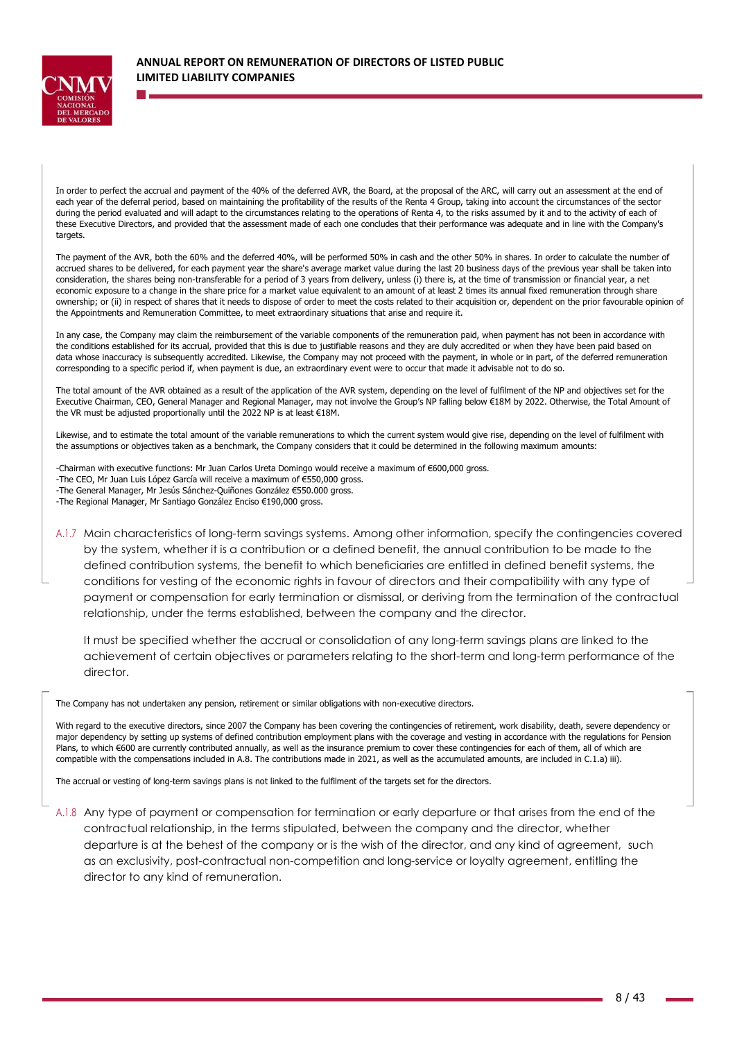In order to perfect the accrual and payment of the 40% of the deferred AVR, the Board, at the proposal of the ARC, will carry out an assessment at the end of each year of the deferral period, based on maintaining the profitability of the results of the Renta 4 Group, taking into account the circumstances of the sector during the period evaluated and will adapt to the circumstances relating to the operations of Renta 4, to the risks assumed by it and to the activity of each of these Executive Directors, and provided that the assessment made of each one concludes that their performance was adequate and in line with the Company's targets.

The payment of the AVR, both the 60% and the deferred 40%, will be performed 50% in cash and the other 50% in shares. In order to calculate the number of accrued shares to be delivered, for each payment year the share's average market value during the last 20 business days of the previous year shall be taken into consideration, the shares being non-transferable for a period of 3 years from delivery, unless (i) there is, at the time of transmission or financial year, a net economic exposure to a change in the share price for a market value equivalent to an amount of at least 2 times its annual fixed remuneration through share ownership; or (ii) in respect of shares that it needs to dispose of order to meet the costs related to their acquisition or, dependent on the prior favourable opinion of the Appointments and Remuneration Committee, to meet extraordinary situations that arise and require it.

In any case, the Company may claim the reimbursement of the variable components of the remuneration paid, when payment has not been in accordance with the conditions established for its accrual, provided that this is due to justifiable reasons and they are duly accredited or when they have been paid based on data whose inaccuracy is subsequently accredited. Likewise, the Company may not proceed with the payment, in whole or in part, of the deferred remuneration corresponding to a specific period if, when payment is due, an extraordinary event were to occur that made it advisable not to do so.

The total amount of the AVR obtained as a result of the application of the AVR system, depending on the level of fulfilment of the NP and objectives set for the Executive Chairman, CEO, General Manager and Regional Manager, may not involve the Group's NP falling below €18M by 2022. Otherwise, the Total Amount of the VR must be adjusted proportionally until the 2022 NP is at least €18M.

Likewise, and to estimate the total amount of the variable remunerations to which the current system would give rise, depending on the level of fulfilment with the assumptions or objectives taken as a benchmark, the Company considers that it could be determined in the following maximum amounts:

-Chairman with executive functions: Mr Juan Carlos Ureta Domingo would receive a maximum of €600,000 gross.
-The CEO, Mr Juan Luis López García will receive a maximum of €550,000 gross.
-The General Manager, Mr Jesús Sánchez-Quiñones González €550.000 gross.
-The Regional Manager, Mr Santiago González Enciso €190,000 gross.

A.1.7 Main characteristics of long-term savings systems. Among other information, specify the contingencies covered by the system, whether it is a contribution or a defined benefit, the annual contribution to be made to the defined contribution systems, the benefit to which beneficiaries are entitled in defined benefit systems, the conditions for vesting of the economic rights in favour of directors and their compatibility with any type of payment or compensation for early termination or dismissal, or deriving from the termination of the contractual relationship, under the terms established, between the company and the director.

It must be specified whether the accrual or consolidation of any long-term savings plans are linked to the achievement of certain objectives or parameters relating to the short-term and long-term performance of the director.

The Company has not undertaken any pension, retirement or similar obligations with non-executive directors.

With regard to the executive directors, since 2007 the Company has been covering the contingencies of retirement, work disability, death, severe dependency or major dependency by setting up systems of defined contribution employment plans with the coverage and vesting in accordance with the regulations for Pension Plans, to which €600 are currently contributed annually, as well as the insurance premium to cover these contingencies for each of them, all of which are compatible with the compensations included in A.8. The contributions made in 2021, as well as the accumulated amounts, are included in C.1.a) iii).

The accrual or vesting of long-term savings plans is not linked to the fulfilment of the targets set for the directors.

A.1.8 Any type of payment or compensation for termination or early departure or that arises from the end of the contractual relationship, in the terms stipulated, between the company and the director, whether departure is at the behest of the company or is the wish of the director, and any kind of agreement, such as an exclusivity, post-contractual non-competition and long-service or loyalty agreement, entitling the director to any kind of remuneration.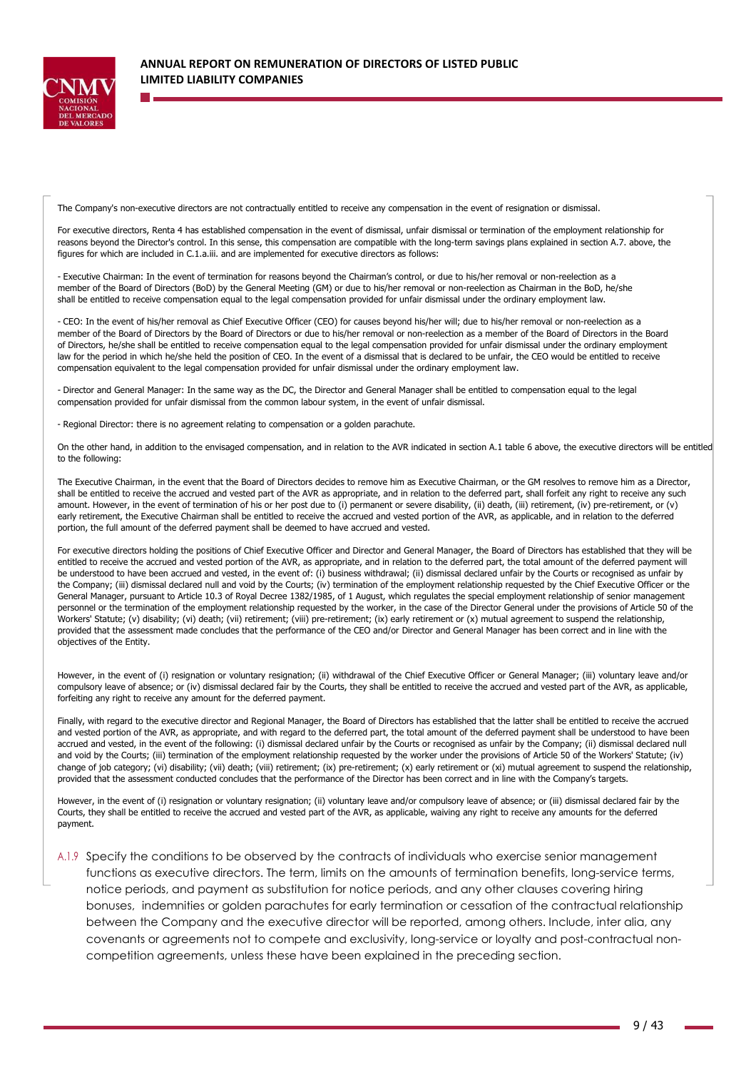The Company's non-executive directors are not contractually entitled to receive any compensation in the event of resignation or dismissal.

For executive directors, Renta 4 has established compensation in the event of dismissal, unfair dismissal or termination of the employment relationship for reasons beyond the Director's control. In this sense, this compensation are compatible with the long-term savings plans explained in section A.7. above, the figures for which are included in C.1.a.iii. and are implemented for executive directors as follows:

- Executive Chairman: In the event of termination for reasons beyond the Chairman's control, or due to his/her removal or non-reelection as a member of the Board of Directors (BoD) by the General Meeting (GM) or due to his/her removal or non-reelection as Chairman in the BoD, he/she shall be entitled to receive compensation equal to the legal compensation provided for unfair dismissal under the ordinary employment law.

- CEO: In the event of his/her removal as Chief Executive Officer (CEO) for causes beyond his/her will; due to his/her removal or non-reelection as a member of the Board of Directors by the Board of Directors or due to his/her removal or non-reelection as a member of the Board of Directors in the Board of Directors, he/she shall be entitled to receive compensation equal to the legal compensation provided for unfair dismissal under the ordinary employment law for the period in which he/she held the position of CEO. In the event of a dismissal that is declared to be unfair, the CEO would be entitled to receive compensation equivalent to the legal compensation provided for unfair dismissal under the ordinary employment law.

- Director and General Manager: In the same way as the DC, the Director and General Manager shall be entitled to compensation equal to the legal compensation provided for unfair dismissal from the common labour system, in the event of unfair dismissal.

- Regional Director: there is no agreement relating to compensation or a golden parachute.

On the other hand, in addition to the envisaged compensation, and in relation to the AVR indicated in section A.1 table 6 above, the executive directors will be entitled to the following:

The Executive Chairman, in the event that the Board of Directors decides to remove him as Executive Chairman, or the GM resolves to remove him as a Director, shall be entitled to receive the accrued and vested part of the AVR as appropriate, and in relation to the deferred part, shall forfeit any right to receive any such amount. However, in the event of termination of his or her post due to (i) permanent or severe disability, (ii) death, (iii) retirement, (iv) pre-retirement, or (v) early retirement, the Executive Chairman shall be entitled to receive the accrued and vested portion of the AVR, as applicable, and in relation to the deferred portion, the full amount of the deferred payment shall be deemed to have accrued and vested.

For executive directors holding the positions of Chief Executive Officer and Director and General Manager, the Board of Directors has established that they will be entitled to receive the accrued and vested portion of the AVR, as appropriate, and in relation to the deferred part, the total amount of the deferred payment will be understood to have been accrued and vested, in the event of: (i) business withdrawal; (ii) dismissal declared unfair by the Courts or recognised as unfair by the Company; (iii) dismissal declared null and void by the Courts; (iv) termination of the employment relationship requested by the Chief Executive Officer or the General Manager, pursuant to Article 10.3 of Royal Decree 1382/1985, of 1 August, which regulates the special employment relationship of senior management personnel or the termination of the employment relationship requested by the worker, in the case of the Director General under the provisions of Article 50 of the Workers' Statute; (v) disability; (vi) death; (vii) retirement; (viii) pre-retirement; (ix) early retirement or (x) mutual agreement to suspend the relationship, provided that the assessment made concludes that the performance of the CEO and/or Director and General Manager has been correct and in line with the objectives of the Entity.

However, in the event of (i) resignation or voluntary resignation; (ii) withdrawal of the Chief Executive Officer or General Manager; (iii) voluntary leave and/or compulsory leave of absence; or (iv) dismissal declared fair by the Courts, they shall be entitled to receive the accrued and vested part of the AVR, as applicable, forfeiting any right to receive any amount for the deferred payment.

Finally, with regard to the executive director and Regional Manager, the Board of Directors has established that the latter shall be entitled to receive the accrued and vested portion of the AVR, as appropriate, and with regard to the deferred part, the total amount of the deferred payment shall be understood to have been accrued and vested, in the event of the following: (i) dismissal declared unfair by the Courts or recognised as unfair by the Company; (ii) dismissal declared null and void by the Courts; (iii) termination of the employment relationship requested by the worker under the provisions of Article 50 of the Workers' Statute; (iv) change of job category; (vi) disability; (vii) death; (viii) retirement; (ix) pre-retirement; (x) early retirement or (xi) mutual agreement to suspend the relationship, provided that the assessment conducted concludes that the performance of the Director has been correct and in line with the Company's targets.

However, in the event of (i) resignation or voluntary resignation; (ii) voluntary leave and/or compulsory leave of absence; or (iii) dismissal declared fair by the Courts, they shall be entitled to receive the accrued and vested part of the AVR, as applicable, waiving any right to receive any amounts for the deferred payment.

A.1.9 Specify the conditions to be observed by the contracts of individuals who exercise senior management functions as executive directors. The term, limits on the amounts of termination benefits, long-service terms, notice periods, and payment as substitution for notice periods, and any other clauses covering hiring bonuses, indemnities or golden parachutes for early termination or cessation of the contractual relationship between the Company and the executive director will be reported, among others. Include, inter alia, any covenants or agreements not to compete and exclusivity, long-service or loyalty and post-contractual non-competition agreements, unless these have been explained in the preceding section.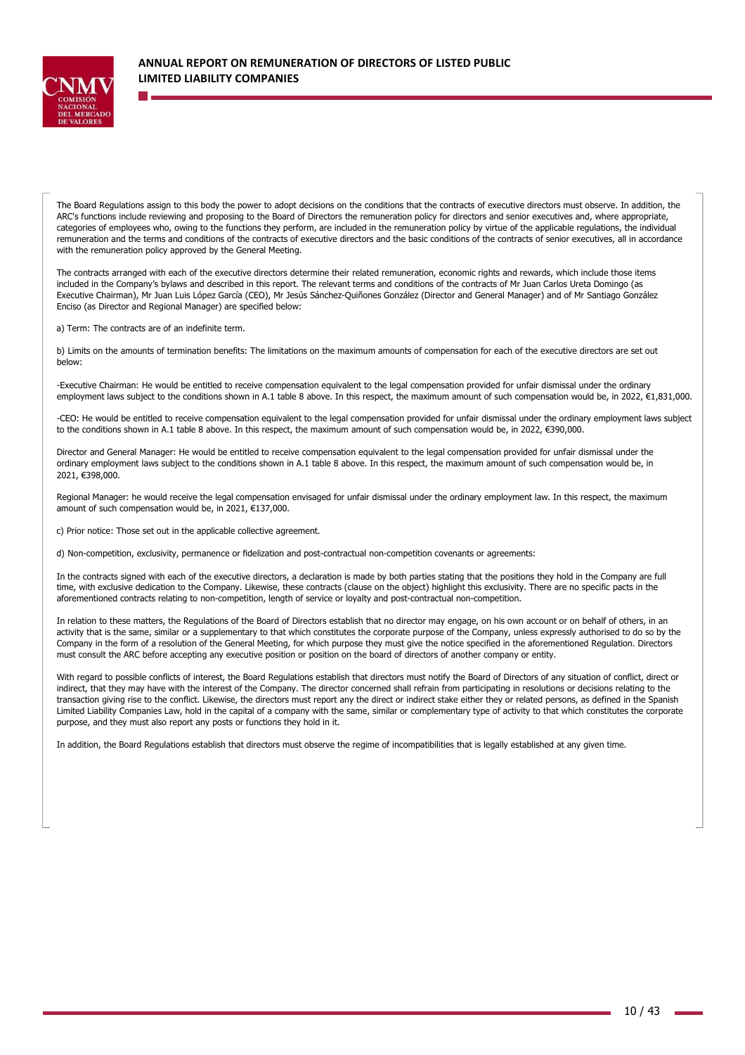The Board Regulations assign to this body the power to adopt decisions on the conditions that the contracts of executive directors must observe. In addition, the ARC's functions include reviewing and proposing to the Board of Directors the remuneration policy for directors and senior executives and, where appropriate, categories of employees who, owing to the functions they perform, are included in the remuneration policy by virtue of the applicable regulations, the individual remuneration and the terms and conditions of the contracts of executive directors and the basic conditions of the contracts of senior executives, all in accordance with the remuneration policy approved by the General Meeting.

The contracts arranged with each of the executive directors determine their related remuneration, economic rights and rewards, which include those items included in the Company's bylaws and described in this report. The relevant terms and conditions of the contracts of Mr Juan Carlos Ureta Domingo (as Executive Chairman), Mr Juan Luis López García (CEO), Mr Jesús Sánchez-Quiñones González (Director and General Manager) and of Mr Santiago González Enciso (as Director and Regional Manager) are specified below:

a) Term: The contracts are of an indefinite term.

b) Limits on the amounts of termination benefits: The limitations on the maximum amounts of compensation for each of the executive directors are set out below:

-Executive Chairman: He would be entitled to receive compensation equivalent to the legal compensation provided for unfair dismissal under the ordinary employment laws subject to the conditions shown in A.1 table 8 above. In this respect, the maximum amount of such compensation would be, in 2022, €1,831,000.

-CEO: He would be entitled to receive compensation equivalent to the legal compensation provided for unfair dismissal under the ordinary employment laws subject to the conditions shown in A.1 table 8 above. In this respect, the maximum amount of such compensation would be, in 2022, €390,000.

Director and General Manager: He would be entitled to receive compensation equivalent to the legal compensation provided for unfair dismissal under the ordinary employment laws subject to the conditions shown in A.1 table 8 above. In this respect, the maximum amount of such compensation would be, in 2021, €398,000.

Regional Manager: he would receive the legal compensation envisaged for unfair dismissal under the ordinary employment law. In this respect, the maximum amount of such compensation would be, in 2021, €137,000.

c) Prior notice: Those set out in the applicable collective agreement.

d) Non-competition, exclusivity, permanence or fidelization and post-contractual non-competition covenants or agreements:

In the contracts signed with each of the executive directors, a declaration is made by both parties stating that the positions they hold in the Company are full time, with exclusive dedication to the Company. Likewise, these contracts (clause on the object) highlight this exclusivity. There are no specific pacts in the aforementioned contracts relating to non-competition, length of service or loyalty and post-contractual non-competition.

In relation to these matters, the Regulations of the Board of Directors establish that no director may engage, on his own account or on behalf of others, in an activity that is the same, similar or a supplementary to that which constitutes the corporate purpose of the Company, unless expressly authorised to do so by the Company in the form of a resolution of the General Meeting, for which purpose they must give the notice specified in the aforementioned Regulation. Directors must consult the ARC before accepting any executive position or position on the board of directors of another company or entity.

With regard to possible conflicts of interest, the Board Regulations establish that directors must notify the Board of Directors of any situation of conflict, direct or indirect, that they may have with the interest of the Company. The director concerned shall refrain from participating in resolutions or decisions relating to the transaction giving rise to the conflict. Likewise, the directors must report any the direct or indirect stake either they or related persons, as defined in the Spanish Limited Liability Companies Law, hold in the capital of a company with the same, similar or complementary type of activity to that which constitutes the corporate purpose, and they must also report any posts or functions they hold in it.

In addition, the Board Regulations establish that directors must observe the regime of incompatibilities that is legally established at any given time.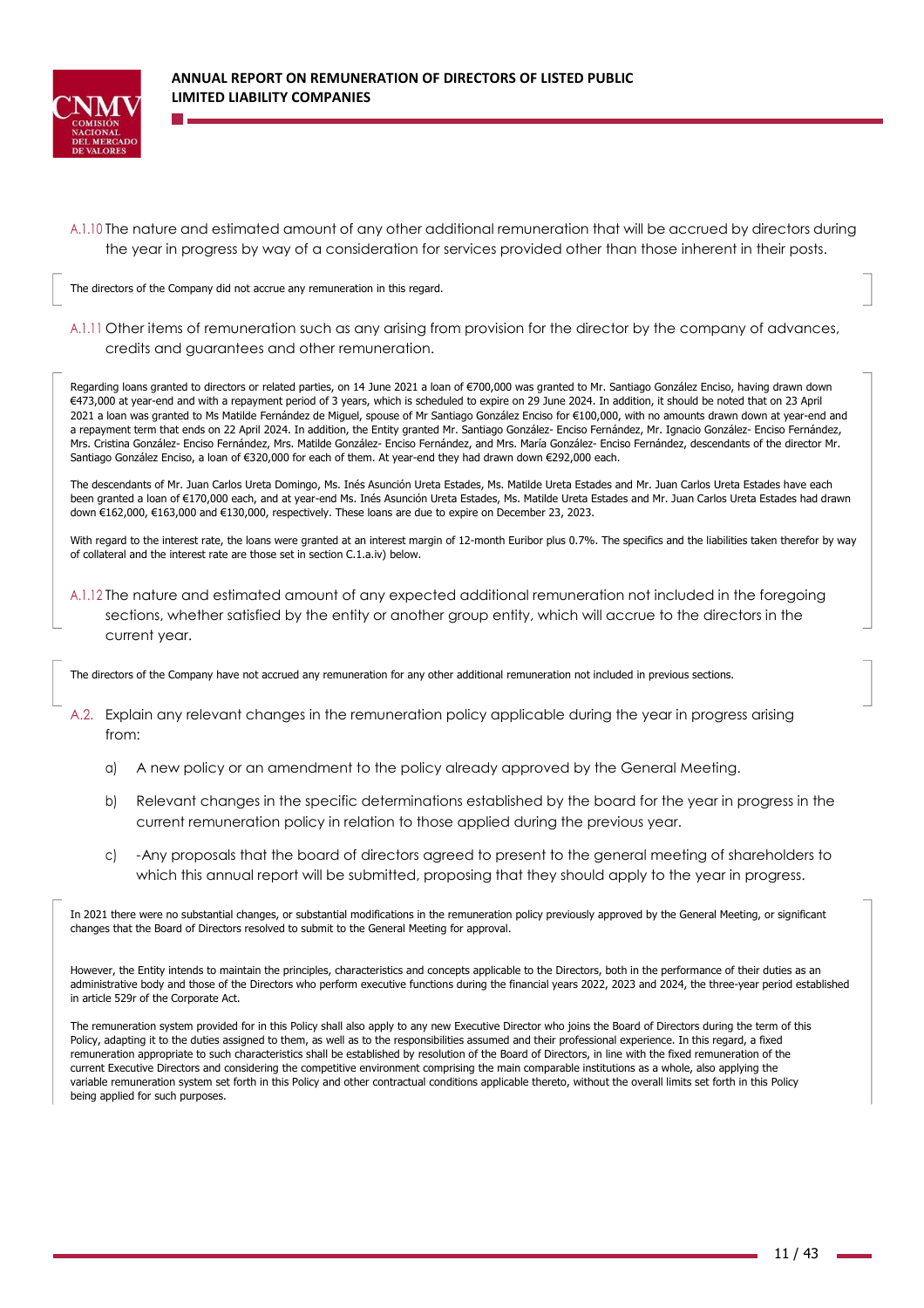A.1.10 The nature and estimated amount of any other additional remuneration that will be accrued by directors during the year in progress by way of a consideration for services provided other than those inherent in their posts.

The directors of the Company did not accrue any remuneration in this regard.

A.1.11 Other items of remuneration such as any arising from provision for the director by the company of advances, credits and guarantees and other remuneration.

Regarding loans granted to directors or related parties, on 14 June 2021 a loan of €700,000 was granted to Mr. Santiago González Enciso, having drawn down €473,000 at year-end and with a repayment period of 3 years, which is scheduled to expire on 29 June 2024. In addition, it should be noted that on 23 April 2021 a loan was granted to Ms Matilde Fernández de Miguel, spouse of Mr Santiago González Enciso for €100,000, with no amounts drawn down at year-end and a repayment term that ends on 22 April 2024. In addition, the Entity granted Mr. Santiago González- Enciso Fernández, Mr. Ignacio González- Enciso Fernández, Mrs. Cristina González- Enciso Fernández, Mrs. Matilde González- Enciso Fernández, and Mrs. María González- Enciso Fernández, descendants of the director Mr. Santiago González Enciso, a loan of €320,000 for each of them. At year-end they had drawn down €292,000 each.

The descendants of Mr. Juan Carlos Ureta Domingo, Ms. Inés Asunción Ureta Estades, Ms. Matilde Ureta Estades and Mr. Juan Carlos Ureta Estades have each been granted a loan of €170,000 each, and at year-end Ms. Inés Asunción Ureta Estades, Ms. Matilde Ureta Estades and Mr. Juan Carlos Ureta Estades had drawn down €162,000, €163,000 and €130,000, respectively. These loans are due to expire on December 23, 2023.

With regard to the interest rate, the loans were granted at an interest margin of 12-month Euribor plus 0.7%. The specifics and the liabilities taken therefor by way of collateral and the interest rate are those set in section C.1.a.iv) below.

A.1.12 The nature and estimated amount of any expected additional remuneration not included in the foregoing sections, whether satisfied by the entity or another group entity, which will accrue to the directors in the current year.

The directors of the Company have not accrued any remuneration for any other additional remuneration not included in previous sections.

A.2. Explain any relevant changes in the remuneration policy applicable during the year in progress arising from:

a) A new policy or an amendment to the policy already approved by the General Meeting.

b) Relevant changes in the specific determinations established by the board for the year in progress in the current remuneration policy in relation to those applied during the previous year.

c) -Any proposals that the board of directors agreed to present to the general meeting of shareholders to which this annual report will be submitted, proposing that they should apply to the year in progress.

In 2021 there were no substantial changes, or substantial modifications in the remuneration policy previously approved by the General Meeting, or significant changes that the Board of Directors resolved to submit to the General Meeting for approval.

However, the Entity intends to maintain the principles, characteristics and concepts applicable to the Directors, both in the performance of their duties as an administrative body and those of the Directors who perform executive functions during the financial years 2022, 2023 and 2024, the three-year period established in article 529r of the Corporate Act.

The remuneration system provided for in this Policy shall also apply to any new Executive Director who joins the Board of Directors during the term of this Policy, adapting it to the duties assigned to them, as well as to the responsibilities assumed and their professional experience. In this regard, a fixed remuneration appropriate to such characteristics shall be established by resolution of the Board of Directors, in line with the fixed remuneration of the current Executive Directors and considering the competitive environment comprising the main comparable institutions as a whole, also applying the variable remuneration system set forth in this Policy and other contractual conditions applicable thereto, without the overall limits set forth in this Policy being applied for such purposes.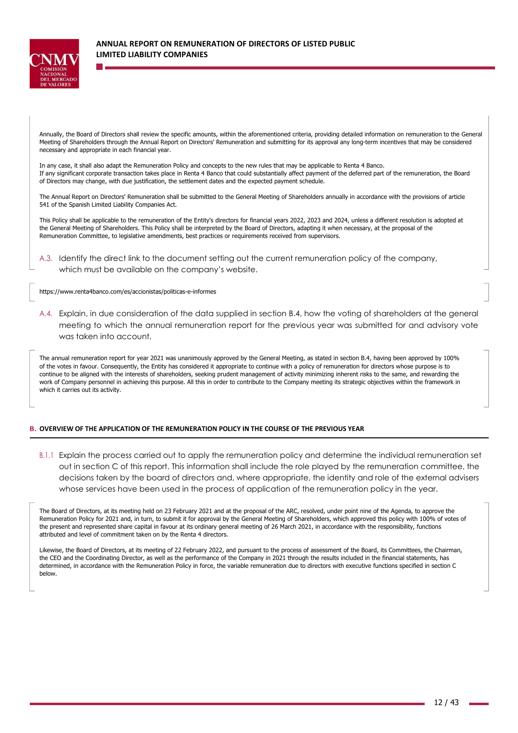Annually, the Board of Directors shall review the specific amounts, within the aforementioned criteria, providing detailed information on remuneration to the General Meeting of Shareholders through the Annual Report on Directors' Remuneration and submitting for its approval any long-term incentives that may be considered necessary and appropriate in each financial year.

In any case, it shall also adapt the Remuneration Policy and concepts to the new rules that may be applicable to Renta 4 Banco.
If any significant corporate transaction takes place in Renta 4 Banco that could substantially affect payment of the deferred part of the remuneration, the Board of Directors may change, with due justification, the settlement dates and the expected payment schedule.

The Annual Report on Directors' Remuneration shall be submitted to the General Meeting of Shareholders annually in accordance with the provisions of article 541 of the Spanish Limited Liability Companies Act.

This Policy shall be applicable to the remuneration of the Entity's directors for financial years 2022, 2023 and 2024, unless a different resolution is adopted at the General Meeting of Shareholders. This Policy shall be interpreted by the Board of Directors, adapting it when necessary, at the proposal of the Remuneration Committee, to legislative amendments, best practices or requirements received from supervisors.

A.3. Identify the direct link to the document setting out the current remuneration policy of the company, which must be available on the company's website.

https://www.renta4banco.com/es/accionistas/politicas-e-informes

A.4. Explain, in due consideration of the data supplied in section B.4, how the voting of shareholders at the general meeting to which the annual remuneration report for the previous year was submitted for and advisory vote was taken into account.

The annual remuneration report for year 2021 was unanimously approved by the General Meeting, as stated in section B.4, having been approved by 100% of the votes in favour. Consequently, the Entity has considered it appropriate to continue with a policy of remuneration for directors whose purpose is to continue to be aligned with the interests of shareholders, seeking prudent management of activity minimizing inherent risks to the same, and rewarding the work of Company personnel in achieving this purpose. All this in order to contribute to the Company meeting its strategic objectives within the framework in which it carries out its activity.

## B. OVERVIEW OF THE APPLICATION OF THE REMUNERATION POLICY IN THE COURSE OF THE PREVIOUS YEAR

B.1.1 Explain the process carried out to apply the remuneration policy and determine the individual remuneration set out in section C of this report. This information shall include the role played by the remuneration committee, the decisions taken by the board of directors and, where appropriate, the identity and role of the external advisers whose services have been used in the process of application of the remuneration policy in the year.

The Board of Directors, at its meeting held on 23 February 2021 and at the proposal of the ARC, resolved, under point nine of the Agenda, to approve the Remuneration Policy for 2021 and, in turn, to submit it for approval by the General Meeting of Shareholders, which approved this policy with 100% of votes of the present and represented share capital in favour at its ordinary general meeting of 26 March 2021, in accordance with the responsibility, functions attributed and level of commitment taken on by the Renta 4 directors.

Likewise, the Board of Directors, at its meeting of 22 February 2022, and pursuant to the process of assessment of the Board, its Committees, the Chairman, the CEO and the Coordinating Director, as well as the performance of the Company in 2021 through the results included in the financial statements, has determined, in accordance with the Remuneration Policy in force, the variable remuneration due to directors with executive functions specified in section C below.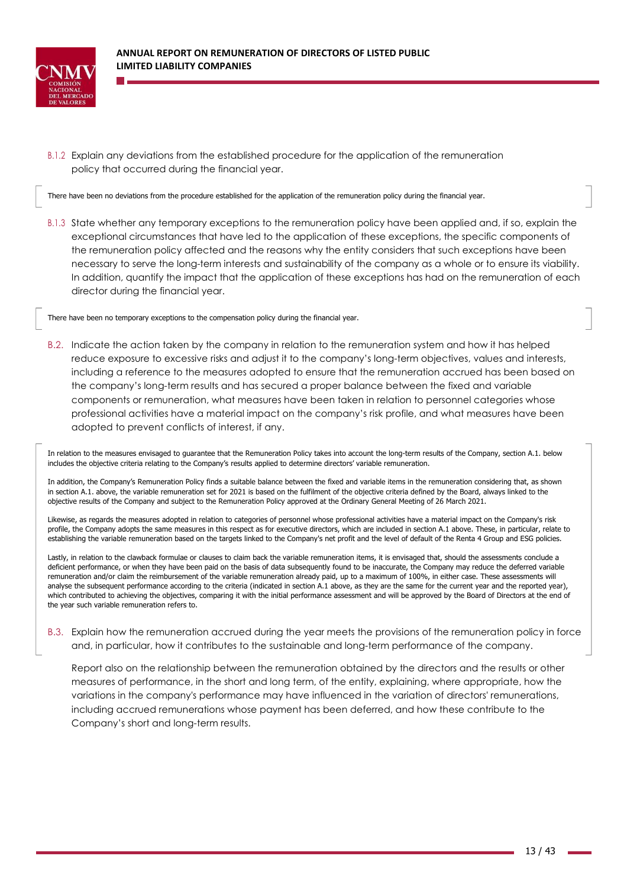B.1.2 Explain any deviations from the established procedure for the application of the remuneration policy that occurred during the financial year.

There have been no deviations from the procedure established for the application of the remuneration policy during the financial year.

B.1.3 State whether any temporary exceptions to the remuneration policy have been applied and, if so, explain the exceptional circumstances that have led to the application of these exceptions, the specific components of the remuneration policy affected and the reasons why the entity considers that such exceptions have been necessary to serve the long-term interests and sustainability of the company as a whole or to ensure its viability. In addition, quantify the impact that the application of these exceptions has had on the remuneration of each director during the financial year.

There have been no temporary exceptions to the compensation policy during the financial year.

B.2. Indicate the action taken by the company in relation to the remuneration system and how it has helped reduce exposure to excessive risks and adjust it to the company's long-term objectives, values and interests, including a reference to the measures adopted to ensure that the remuneration accrued has been based on the company's long-term results and has secured a proper balance between the fixed and variable components or remuneration, what measures have been taken in relation to personnel categories whose professional activities have a material impact on the company's risk profile, and what measures have been adopted to prevent conflicts of interest, if any.

In relation to the measures envisaged to guarantee that the Remuneration Policy takes into account the long-term results of the Company, section A.1. below includes the objective criteria relating to the Company's results applied to determine directors' variable remuneration.

In addition, the Company's Remuneration Policy finds a suitable balance between the fixed and variable items in the remuneration considering that, as shown in section A.1. above, the variable remuneration set for 2021 is based on the fulfilment of the objective criteria defined by the Board, always linked to the objective results of the Company and subject to the Remuneration Policy approved at the Ordinary General Meeting of 26 March 2021.

Likewise, as regards the measures adopted in relation to categories of personnel whose professional activities have a material impact on the Company's risk profile, the Company adopts the same measures in this respect as for executive directors, which are included in section A.1 above. These, in particular, relate to establishing the variable remuneration based on the targets linked to the Company's net profit and the level of default of the Renta 4 Group and ESG policies.

Lastly, in relation to the clawback formulae or clauses to claim back the variable remuneration items, it is envisaged that, should the assessments conclude a deficient performance, or when they have been paid on the basis of data subsequently found to be inaccurate, the Company may reduce the deferred variable remuneration and/or claim the reimbursement of the variable remuneration already paid, up to a maximum of 100%, in either case. These assessments will analyse the subsequent performance according to the criteria (indicated in section A.1 above, as they are the same for the current year and the reported year), which contributed to achieving the objectives, comparing it with the initial performance assessment and will be approved by the Board of Directors at the end of the year such variable remuneration refers to.

B.3. Explain how the remuneration accrued during the year meets the provisions of the remuneration policy in force and, in particular, how it contributes to the sustainable and long-term performance of the company.

Report also on the relationship between the remuneration obtained by the directors and the results or other measures of performance, in the short and long term, of the entity, explaining, where appropriate, how the variations in the company's performance may have influenced in the variation of directors' remunerations, including accrued remunerations whose payment has been deferred, and how these contribute to the Company's short and long-term results.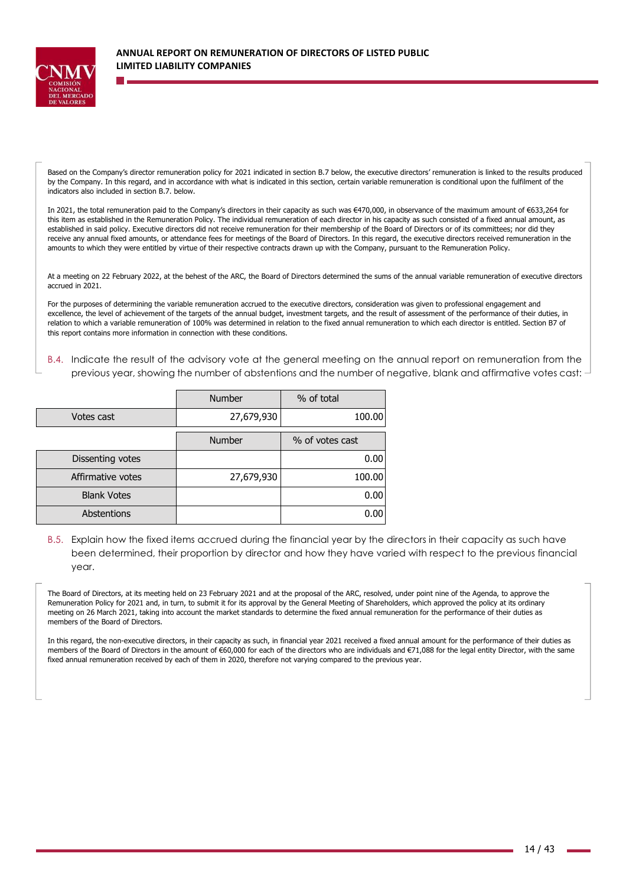Based on the Company's director remuneration policy for 2021 indicated in section B.7 below, the executive directors' remuneration is linked to the results produced by the Company. In this regard, and in accordance with what is indicated in this section, certain variable remuneration is conditional upon the fulfilment of the indicators also included in section B.7. below.

In 2021, the total remuneration paid to the Company's directors in their capacity as such was €470,000, in observance of the maximum amount of €633,264 for this item as established in the Remuneration Policy. The individual remuneration of each director in his capacity as such consisted of a fixed annual amount, as established in said policy. Executive directors did not receive remuneration for their membership of the Board of Directors or of its committees; nor did they receive any annual fixed amounts, or attendance fees for meetings of the Board of Directors. In this regard, the executive directors received remuneration in the amounts to which they were entitled by virtue of their respective contracts drawn up with the Company, pursuant to the Remuneration Policy.

At a meeting on 22 February 2022, at the behest of the ARC, the Board of Directors determined the sums of the annual variable remuneration of executive directors accrued in 2021.

For the purposes of determining the variable remuneration accrued to the executive directors, consideration was given to professional engagement and excellence, the level of achievement of the targets of the annual budget, investment targets, and the result of assessment of the performance of their duties, in relation to which a variable remuneration of 100% was determined in relation to the fixed annual remuneration to which each director is entitled. Section B7 of this report contains more information in connection with these conditions.

B.4. Indicate the result of the advisory vote at the general meeting on the annual report on remuneration from the previous year, showing the number of abstentions and the number of negative, blank and affirmative votes cast:

| | Number | % of total |
|---|---|---|
| Votes cast | 27,679,930 | 100.00 |

| | Number | % of votes cast |
|---|---|---|
| Dissenting votes | | 0.00 |
| Affirmative votes | 27,679,930 | 100.00 |
| Blank Votes | | 0.00 |
| Abstentions | | 0.00 |

B.5. Explain how the fixed items accrued during the financial year by the directors in their capacity as such have been determined, their proportion by director and how they have varied with respect to the previous financial year.

The Board of Directors, at its meeting held on 23 February 2021 and at the proposal of the ARC, resolved, under point nine of the Agenda, to approve the Remuneration Policy for 2021 and, in turn, to submit it for its approval by the General Meeting of Shareholders, which approved the policy at its ordinary meeting on 26 March 2021, taking into account the market standards to determine the fixed annual remuneration for the performance of their duties as members of the Board of Directors.

In this regard, the non-executive directors, in their capacity as such, in financial year 2021 received a fixed annual amount for the performance of their duties as members of the Board of Directors in the amount of €60,000 for each of the directors who are individuals and €71,088 for the legal entity Director, with the same fixed annual remuneration received by each of them in 2020, therefore not varying compared to the previous year.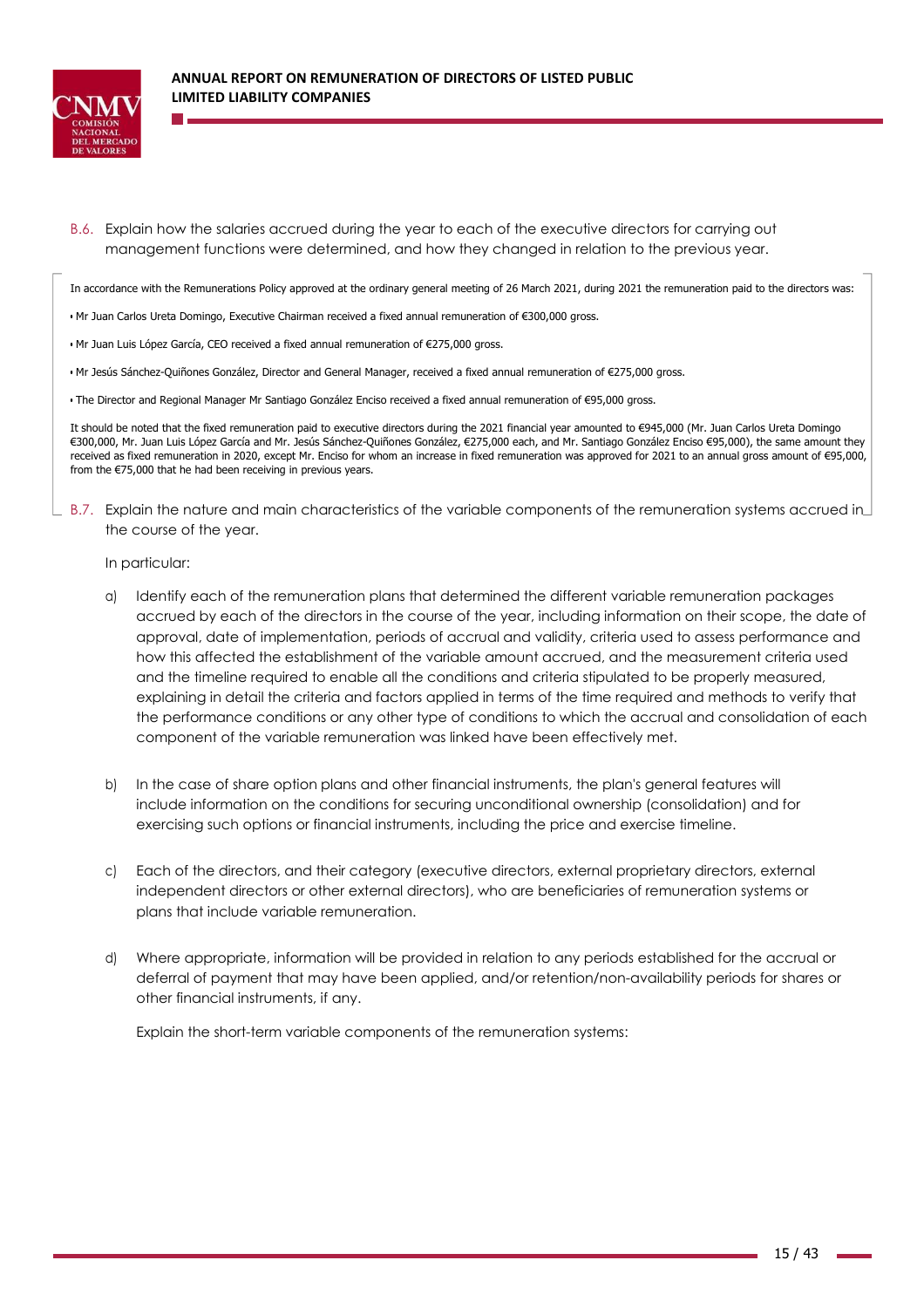B.6. Explain how the salaries accrued during the year to each of the executive directors for carrying out management functions were determined, and how they changed in relation to the previous year.

In accordance with the Remunerations Policy approved at the ordinary general meeting of 26 March 2021, during 2021 the remuneration paid to the directors was:

- Mr Juan Carlos Ureta Domingo, Executive Chairman received a fixed annual remuneration of €300,000 gross.
- Mr Juan Luis López García, CEO received a fixed annual remuneration of €275,000 gross.
- Mr Jesús Sánchez-Quiñones González, Director and General Manager, received a fixed annual remuneration of €275,000 gross.
- The Director and Regional Manager Mr Santiago González Enciso received a fixed annual remuneration of €95,000 gross.

It should be noted that the fixed remuneration paid to executive directors during the 2021 financial year amounted to €945,000 (Mr. Juan Carlos Ureta Domingo €300,000, Mr. Juan Luis López García and Mr. Jesús Sánchez-Quiñones González, €275,000 each, and Mr. Santiago González Enciso €95,000), the same amount they received as fixed remuneration in 2020, except Mr. Enciso for whom an increase in fixed remuneration was approved for 2021 to an annual gross amount of €95,000, from the €75,000 that he had been receiving in previous years.

B.7. Explain the nature and main characteristics of the variable components of the remuneration systems accrued in the course of the year.

In particular:

a) Identify each of the remuneration plans that determined the different variable remuneration packages accrued by each of the directors in the course of the year, including information on their scope, the date of approval, date of implementation, periods of accrual and validity, criteria used to assess performance and how this affected the establishment of the variable amount accrued, and the measurement criteria used and the timeline required to enable all the conditions and criteria stipulated to be properly measured, explaining in detail the criteria and factors applied in terms of the time required and methods to verify that the performance conditions or any other type of conditions to which the accrual and consolidation of each component of the variable remuneration was linked have been effectively met.

b) In the case of share option plans and other financial instruments, the plan's general features will include information on the conditions for securing unconditional ownership (consolidation) and for exercising such options or financial instruments, including the price and exercise timeline.

c) Each of the directors, and their category (executive directors, external proprietary directors, external independent directors or other external directors), who are beneficiaries of remuneration systems or plans that include variable remuneration.

d) Where appropriate, information will be provided in relation to any periods established for the accrual or deferral of payment that may have been applied, and/or retention/non-availability periods for shares or other financial instruments, if any.

Explain the short-term variable components of the remuneration systems: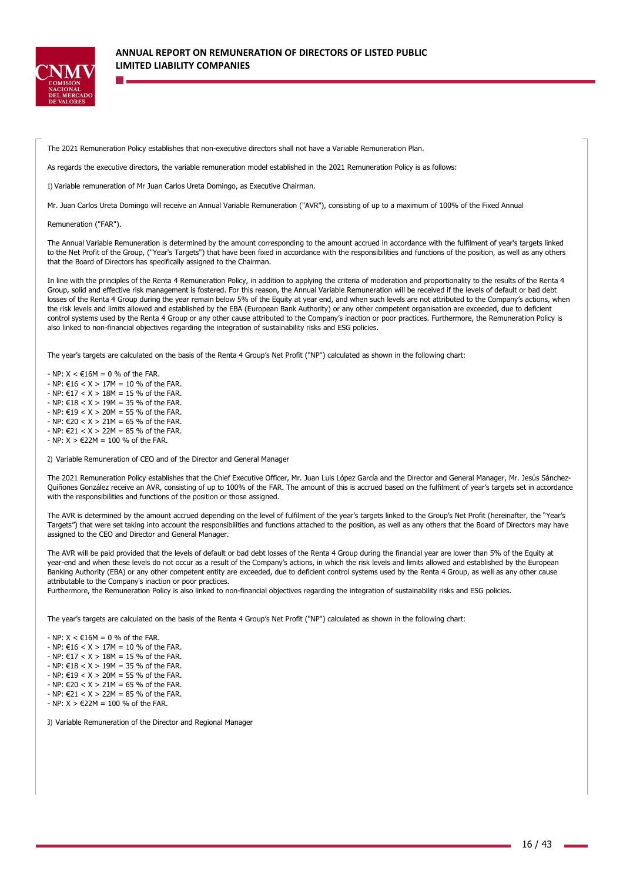The 2021 Remuneration Policy establishes that non-executive directors shall not have a Variable Remuneration Plan.

As regards the executive directors, the variable remuneration model established in the 2021 Remuneration Policy is as follows:

1) Variable remuneration of Mr Juan Carlos Ureta Domingo, as Executive Chairman.

Mr. Juan Carlos Ureta Domingo will receive an Annual Variable Remuneration ("AVR"), consisting of up to a maximum of 100% of the Fixed Annual

Remuneration ("FAR").

The Annual Variable Remuneration is determined by the amount corresponding to the amount accrued in accordance with the fulfilment of year's targets linked to the Net Profit of the Group, ("Year's Targets") that have been fixed in accordance with the responsibilities and functions of the position, as well as any others that the Board of Directors has specifically assigned to the Chairman.

In line with the principles of the Renta 4 Remuneration Policy, in addition to applying the criteria of moderation and proportionality to the results of the Renta 4 Group, solid and effective risk management is fostered. For this reason, the Annual Variable Remuneration will be received if the levels of default or bad debt losses of the Renta 4 Group during the year remain below 5% of the Equity at year end, and when such levels are not attributed to the Company's actions, when the risk levels and limits allowed and established by the EBA (European Bank Authority) or any other competent organisation are exceeded, due to deficient control systems used by the Renta 4 Group or any other cause attributed to the Company's inaction or poor practices. Furthermore, the Remuneration Policy is also linked to non-financial objectives regarding the integration of sustainability risks and ESG policies.

The year's targets are calculated on the basis of the Renta 4 Group's Net Profit ("NP") calculated as shown in the following chart:

- NP: X < €16M = 0 % of the FAR.
- NP: €16 < X > 17M = 10 % of the FAR.
- NP: €17 < X > 18M = 15 % of the FAR.
- NP: €18 < X > 19M = 35 % of the FAR.
- NP: €19 < X > 20M = 55 % of the FAR.
- NP: €20 < X > 21M = 65 % of the FAR.
- NP: €21 < X > 22M = 85 % of the FAR.
- NP: X > €22M = 100 % of the FAR.

2) Variable Remuneration of CEO and of the Director and General Manager

The 2021 Remuneration Policy establishes that the Chief Executive Officer, Mr. Juan Luis López García and the Director and General Manager, Mr. Jesús Sánchez-Quiñones González receive an AVR, consisting of up to 100% of the FAR. The amount of this is accrued based on the fulfilment of year's targets set in accordance with the responsibilities and functions of the position or those assigned.

The AVR is determined by the amount accrued depending on the level of fulfilment of the year's targets linked to the Group's Net Profit (hereinafter, the "Year's Targets") that were set taking into account the responsibilities and functions attached to the position, as well as any others that the Board of Directors may have assigned to the CEO and Director and General Manager.

The AVR will be paid provided that the levels of default or bad debt losses of the Renta 4 Group during the financial year are lower than 5% of the Equity at year-end and when these levels do not occur as a result of the Company's actions, in which the risk levels and limits allowed and established by the European Banking Authority (EBA) or any other competent entity are exceeded, due to deficient control systems used by the Renta 4 Group, as well as any other cause attributable to the Company's inaction or poor practices.
Furthermore, the Remuneration Policy is also linked to non-financial objectives regarding the integration of sustainability risks and ESG policies.

The year's targets are calculated on the basis of the Renta 4 Group's Net Profit ("NP") calculated as shown in the following chart:

- NP: X < €16M = 0 % of the FAR.
- NP: €16 < X > 17M = 10 % of the FAR.
- NP: €17 < X > 18M = 15 % of the FAR.
- NP: €18 < X > 19M = 35 % of the FAR.
- NP: €19 < X > 20M = 55 % of the FAR.
- NP: €20 < X > 21M = 65 % of the FAR.
- NP: €21 < X > 22M = 85 % of the FAR.
- NP: X > €22M = 100 % of the FAR.

3) Variable Remuneration of the Director and Regional Manager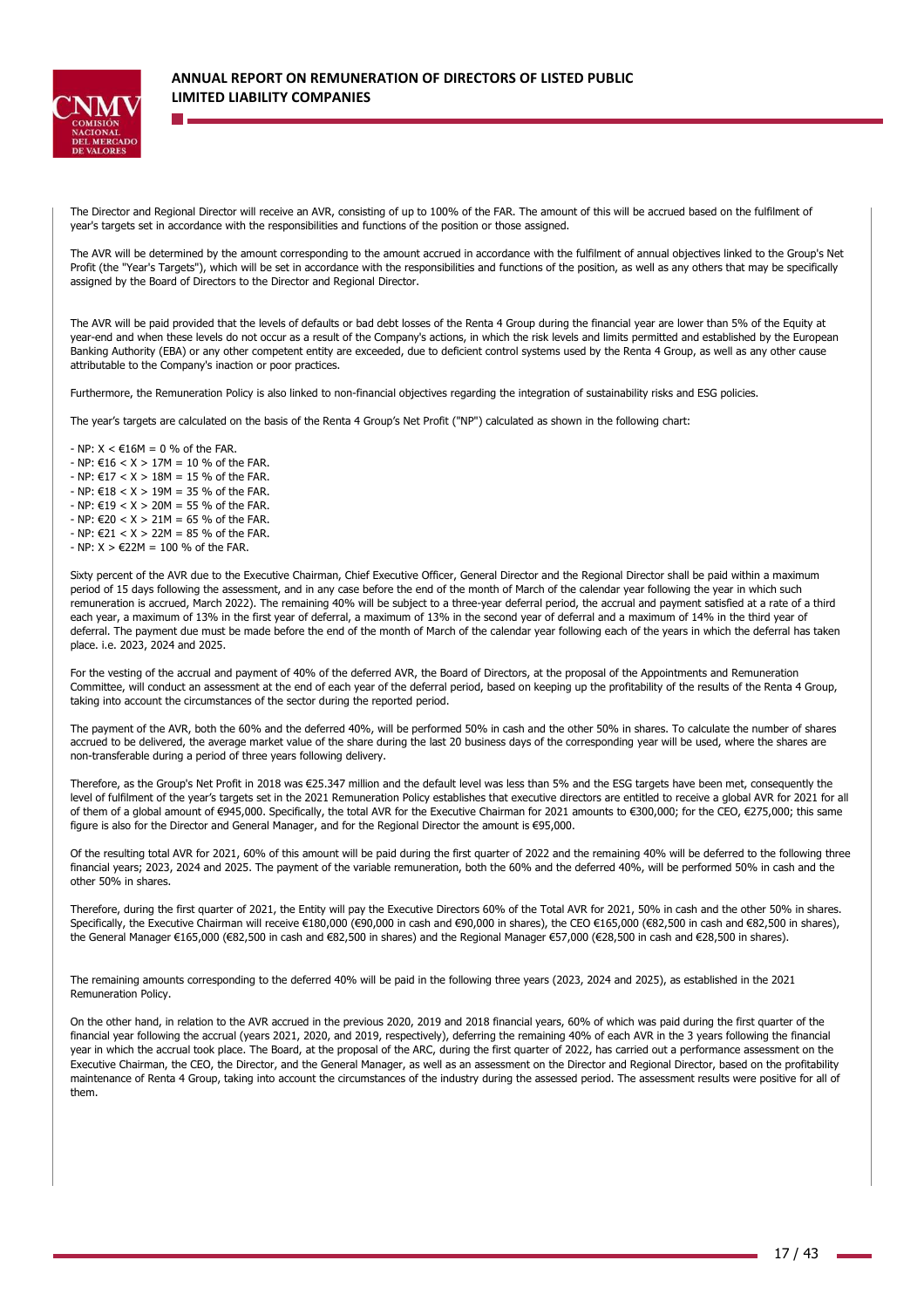The Director and Regional Director will receive an AVR, consisting of up to 100% of the FAR. The amount of this will be accrued based on the fulfilment of year's targets set in accordance with the responsibilities and functions of the position or those assigned.

The AVR will be determined by the amount corresponding to the amount accrued in accordance with the fulfilment of annual objectives linked to the Group's Net Profit (the "Year's Targets"), which will be set in accordance with the responsibilities and functions of the position, as well as any others that may be specifically assigned by the Board of Directors to the Director and Regional Director.

The AVR will be paid provided that the levels of defaults or bad debt losses of the Renta 4 Group during the financial year are lower than 5% of the Equity at year-end and when these levels do not occur as a result of the Company's actions, in which the risk levels and limits permitted and established by the European Banking Authority (EBA) or any other competent entity are exceeded, due to deficient control systems used by the Renta 4 Group, as well as any other cause attributable to the Company's inaction or poor practices.

Furthermore, the Remuneration Policy is also linked to non-financial objectives regarding the integration of sustainability risks and ESG policies.

The year's targets are calculated on the basis of the Renta 4 Group's Net Profit ("NP") calculated as shown in the following chart:

- NP: X < €16M = 0 % of the FAR.
- NP: €16 < X > 17M = 10 % of the FAR.
- NP: €17 < X > 18M = 15 % of the FAR.
- NP: €18 < X > 19M = 35 % of the FAR.
- NP: €19 < X > 20M = 55 % of the FAR.
- NP: €20 < X > 21M = 65 % of the FAR.
- NP: €21 < X > 22M = 85 % of the FAR.
- NP: X > €22M = 100 % of the FAR.

Sixty percent of the AVR due to the Executive Chairman, Chief Executive Officer, General Director and the Regional Director shall be paid within a maximum period of 15 days following the assessment, and in any case before the end of the month of March of the calendar year following the year in which such remuneration is accrued, March 2022). The remaining 40% will be subject to a three-year deferral period, the accrual and payment satisfied at a rate of a third each year, a maximum of 13% in the first year of deferral, a maximum of 13% in the second year of deferral and a maximum of 14% in the third year of deferral. The payment due must be made before the end of the month of March of the calendar year following each of the years in which the deferral has taken place. i.e. 2023, 2024 and 2025.

For the vesting of the accrual and payment of 40% of the deferred AVR, the Board of Directors, at the proposal of the Appointments and Remuneration Committee, will conduct an assessment at the end of each year of the deferral period, based on keeping up the profitability of the results of the Renta 4 Group, taking into account the circumstances of the sector during the reported period.

The payment of the AVR, both the 60% and the deferred 40%, will be performed 50% in cash and the other 50% in shares. To calculate the number of shares accrued to be delivered, the average market value of the share during the last 20 business days of the corresponding year will be used, where the shares are non-transferable during a period of three years following delivery.

Therefore, as the Group's Net Profit in 2018 was €25.347 million and the default level was less than 5% and the ESG targets have been met, consequently the level of fulfilment of the year's targets set in the 2021 Remuneration Policy establishes that executive directors are entitled to receive a global AVR for 2021 for all of them of a global amount of €945,000. Specifically, the total AVR for the Executive Chairman for 2021 amounts to €300,000; for the CEO, €275,000; this same figure is also for the Director and General Manager, and for the Regional Director the amount is €95,000.

Of the resulting total AVR for 2021, 60% of this amount will be paid during the first quarter of 2022 and the remaining 40% will be deferred to the following three financial years; 2023, 2024 and 2025. The payment of the variable remuneration, both the 60% and the deferred 40%, will be performed 50% in cash and the other 50% in shares.

Therefore, during the first quarter of 2021, the Entity will pay the Executive Directors 60% of the Total AVR for 2021, 50% in cash and the other 50% in shares. Specifically, the Executive Chairman will receive €180,000 (€90,000 in cash and €90,000 in shares), the CEO €165,000 (€82,500 in cash and €82,500 in shares), the General Manager €165,000 (€82,500 in cash and €82,500 in shares) and the Regional Manager €57,000 (€28,500 in cash and €28,500 in shares).

The remaining amounts corresponding to the deferred 40% will be paid in the following three years (2023, 2024 and 2025), as established in the 2021 Remuneration Policy.

On the other hand, in relation to the AVR accrued in the previous 2020, 2019 and 2018 financial years, 60% of which was paid during the first quarter of the financial year following the accrual (years 2021, 2020, and 2019, respectively), deferring the remaining 40% of each AVR in the 3 years following the financial year in which the accrual took place. The Board, at the proposal of the ARC, during the first quarter of 2022, has carried out a performance assessment on the Executive Chairman, the CEO, the Director, and the General Manager, as well as an assessment on the Director and Regional Director, based on the profitability maintenance of Renta 4 Group, taking into account the circumstances of the industry during the assessed period. The assessment results were positive for all of them.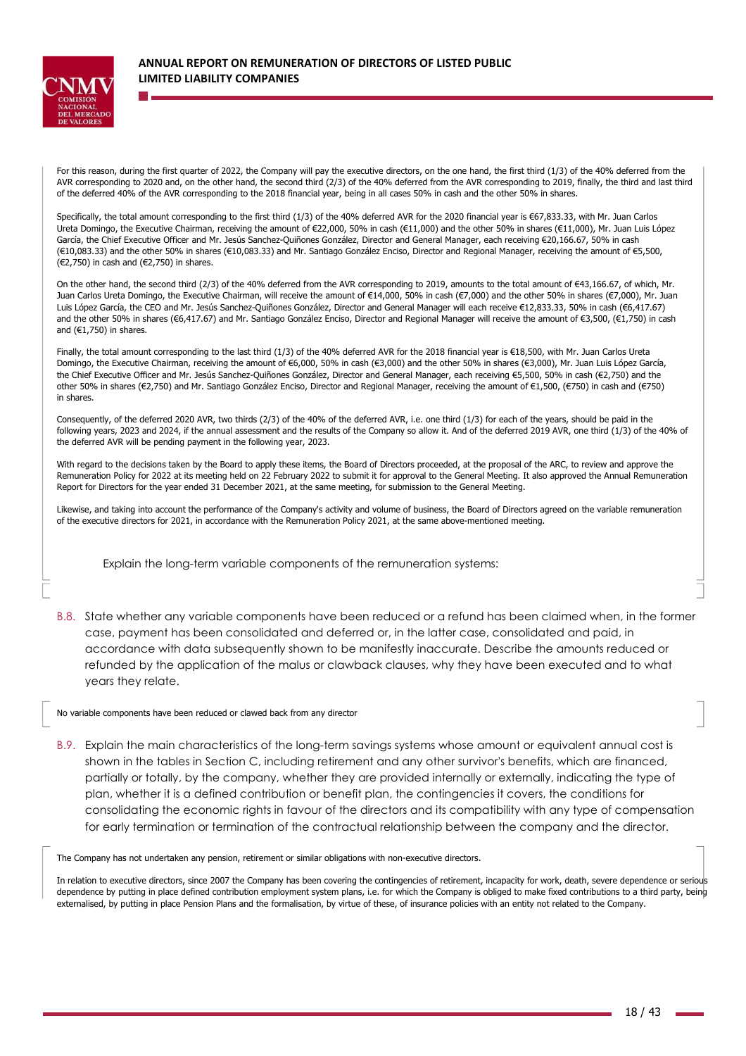For this reason, during the first quarter of 2022, the Company will pay the executive directors, on the one hand, the first third (1/3) of the 40% deferred from the AVR corresponding to 2020 and, on the other hand, the second third (2/3) of the 40% deferred from the AVR corresponding to 2019, finally, the third and last third of the deferred 40% of the AVR corresponding to the 2018 financial year, being in all cases 50% in cash and the other 50% in shares.

Specifically, the total amount corresponding to the first third (1/3) of the 40% deferred AVR for the 2020 financial year is €67,833.33, with Mr. Juan Carlos Ureta Domingo, the Executive Chairman, receiving the amount of €22,000, 50% in cash (€11,000) and the other 50% in shares (€11,000), Mr. Juan Luis López García, the Chief Executive Officer and Mr. Jesús Sanchez-Quiñones González, Director and General Manager, each receiving €20,166.67, 50% in cash (€10,083.33) and the other 50% in shares (€10,083.33) and Mr. Santiago González Enciso, Director and Regional Manager, receiving the amount of €5,500, (€2,750) in cash and (€2,750) in shares.

On the other hand, the second third (2/3) of the 40% deferred from the AVR corresponding to 2019, amounts to the total amount of €43,166.67, of which, Mr. Juan Carlos Ureta Domingo, the Executive Chairman, will receive the amount of €14,000, 50% in cash (€7,000) and the other 50% in shares (€7,000), Mr. Juan Luis López García, the CEO and Mr. Jesús Sanchez-Quiñones González, Director and General Manager will each receive €12,833.33, 50% in cash (€6,417.67) and the other 50% in shares (€6,417.67) and Mr. Santiago González Enciso, Director and Regional Manager will receive the amount of €3,500, (€1,750) in cash and (€1,750) in shares.

Finally, the total amount corresponding to the last third (1/3) of the 40% deferred AVR for the 2018 financial year is €18,500, with Mr. Juan Carlos Ureta Domingo, the Executive Chairman, receiving the amount of €6,000, 50% in cash (€3,000) and the other 50% in shares (€3,000), Mr. Juan Luis López García, the Chief Executive Officer and Mr. Jesús Sanchez-Quiñones González, Director and General Manager, each receiving €5,500, 50% in cash (€2,750) and the other 50% in shares (€2,750) and Mr. Santiago González Enciso, Director and Regional Manager, receiving the amount of €1,500, (€750) in cash and (€750) in shares.

Consequently, of the deferred 2020 AVR, two thirds (2/3) of the 40% of the deferred AVR, i.e. one third (1/3) for each of the years, should be paid in the following years, 2023 and 2024, if the annual assessment and the results of the Company so allow it. And of the deferred 2019 AVR, one third (1/3) of the 40% of the deferred AVR will be pending payment in the following year, 2023.

With regard to the decisions taken by the Board to apply these items, the Board of Directors proceeded, at the proposal of the ARC, to review and approve the Remuneration Policy for 2022 at its meeting held on 22 February 2022 to submit it for approval to the General Meeting. It also approved the Annual Remuneration Report for Directors for the year ended 31 December 2021, at the same meeting, for submission to the General Meeting.

Likewise, and taking into account the performance of the Company's activity and volume of business, the Board of Directors agreed on the variable remuneration of the executive directors for 2021, in accordance with the Remuneration Policy 2021, at the same above-mentioned meeting.

Explain the long-term variable components of the remuneration systems:

B.8. State whether any variable components have been reduced or a refund has been claimed when, in the former case, payment has been consolidated and deferred or, in the latter case, consolidated and paid, in accordance with data subsequently shown to be manifestly inaccurate. Describe the amounts reduced or refunded by the application of the malus or clawback clauses, why they have been executed and to what years they relate.

No variable components have been reduced or clawed back from any director

B.9. Explain the main characteristics of the long-term savings systems whose amount or equivalent annual cost is shown in the tables in Section C, including retirement and any other survivor's benefits, which are financed, partially or totally, by the company, whether they are provided internally or externally, indicating the type of plan, whether it is a defined contribution or benefit plan, the contingencies it covers, the conditions for consolidating the economic rights in favour of the directors and its compatibility with any type of compensation for early termination or termination of the contractual relationship between the company and the director.

The Company has not undertaken any pension, retirement or similar obligations with non-executive directors.

In relation to executive directors, since 2007 the Company has been covering the contingencies of retirement, incapacity for work, death, severe dependence or serious dependence by putting in place defined contribution employment system plans, i.e. for which the Company is obliged to make fixed contributions to a third party, being externalised, by putting in place Pension Plans and the formalisation, by virtue of these, of insurance policies with an entity not related to the Company.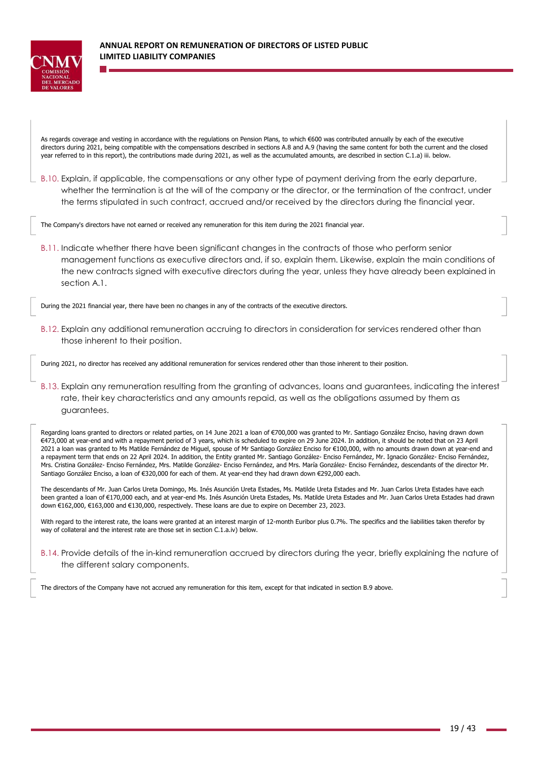As regards coverage and vesting in accordance with the regulations on Pension Plans, to which €600 was contributed annually by each of the executive directors during 2021, being compatible with the compensations described in sections A.8 and A.9 (having the same content for both the current and the closed year referred to in this report), the contributions made during 2021, as well as the accumulated amounts, are described in section C.1.a) iii. below.

B.10. Explain, if applicable, the compensations or any other type of payment deriving from the early departure, whether the termination is at the will of the company or the director, or the termination of the contract, under the terms stipulated in such contract, accrued and/or received by the directors during the financial year.

The Company's directors have not earned or received any remuneration for this item during the 2021 financial year.

B.11. Indicate whether there have been significant changes in the contracts of those who perform senior management functions as executive directors and, if so, explain them. Likewise, explain the main conditions of the new contracts signed with executive directors during the year, unless they have already been explained in section A.1.

During the 2021 financial year, there have been no changes in any of the contracts of the executive directors.

B.12. Explain any additional remuneration accruing to directors in consideration for services rendered other than those inherent to their position.

During 2021, no director has received any additional remuneration for services rendered other than those inherent to their position.

B.13. Explain any remuneration resulting from the granting of advances, loans and guarantees, indicating the interest rate, their key characteristics and any amounts repaid, as well as the obligations assumed by them as guarantees.

Regarding loans granted to directors or related parties, on 14 June 2021 a loan of €700,000 was granted to Mr. Santiago González Enciso, having drawn down €473,000 at year-end and with a repayment period of 3 years, which is scheduled to expire on 29 June 2024. In addition, it should be noted that on 23 April 2021 a loan was granted to Ms Matilde Fernández de Miguel, spouse of Mr Santiago González Enciso for €100,000, with no amounts drawn down at year-end and a repayment term that ends on 22 April 2024. In addition, the Entity granted Mr. Santiago González- Enciso Fernández, Mr. Ignacio González- Enciso Fernández, Mrs. Cristina González- Enciso Fernández, Mrs. Matilde González- Enciso Fernández, and Mrs. María González- Enciso Fernández, descendants of the director Mr. Santiago González Enciso, a loan of €320,000 for each of them. At year-end they had drawn down €292,000 each.

The descendants of Mr. Juan Carlos Ureta Domingo, Ms. Inés Asunción Ureta Estades, Ms. Matilde Ureta Estades and Mr. Juan Carlos Ureta Estades have each been granted a loan of €170,000 each, and at year-end Ms. Inés Asunción Ureta Estades, Ms. Matilde Ureta Estades and Mr. Juan Carlos Ureta Estades had drawn down €162,000, €163,000 and €130,000, respectively. These loans are due to expire on December 23, 2023.

With regard to the interest rate, the loans were granted at an interest margin of 12-month Euribor plus 0.7%. The specifics and the liabilities taken therefor by way of collateral and the interest rate are those set in section C.1.a.iv) below.

B.14. Provide details of the in-kind remuneration accrued by directors during the year, briefly explaining the nature of the different salary components.

The directors of the Company have not accrued any remuneration for this item, except for that indicated in section B.9 above.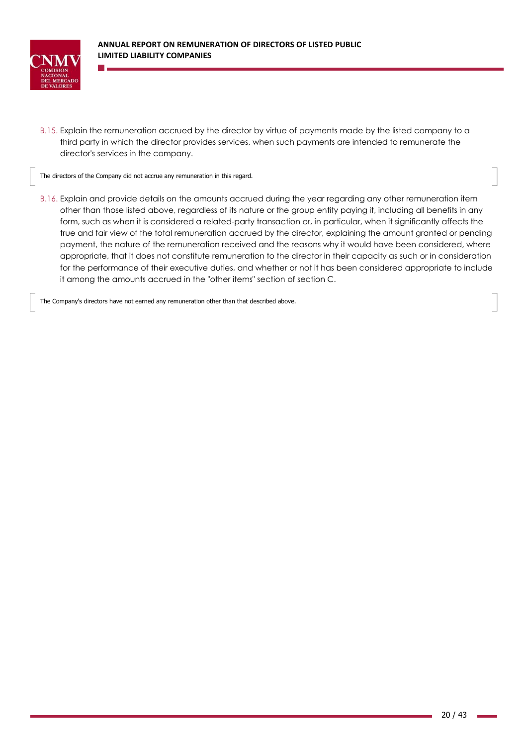B.15. Explain the remuneration accrued by the director by virtue of payments made by the listed company to a third party in which the director provides services, when such payments are intended to remunerate the director's services in the company.

The directors of the Company did not accrue any remuneration in this regard.

B.16. Explain and provide details on the amounts accrued during the year regarding any other remuneration item other than those listed above, regardless of its nature or the group entity paying it, including all benefits in any form, such as when it is considered a related-party transaction or, in particular, when it significantly affects the true and fair view of the total remuneration accrued by the director, explaining the amount granted or pending payment, the nature of the remuneration received and the reasons why it would have been considered, where appropriate, that it does not constitute remuneration to the director in their capacity as such or in consideration for the performance of their executive duties, and whether or not it has been considered appropriate to include it among the amounts accrued in the "other items" section of section C.

The Company's directors have not earned any remuneration other than that described above.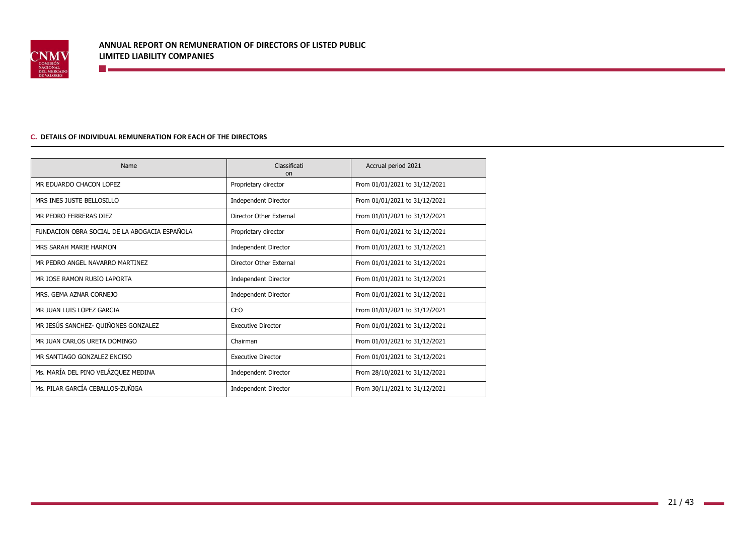**C. DETAILS OF INDIVIDUAL REMUNERATION FOR EACH OF THE DIRECTORS**

| Name | Classification | Accrual period 2021 |
| --- | --- | --- |
| MR EDUARDO CHACON LOPEZ | Proprietary director | From 01/01/2021 to 31/12/2021 |
| MRS INES JUSTE BELLOSILLO | Independent Director | From 01/01/2021 to 31/12/2021 |
| MR PEDRO FERRERAS DIEZ | Director Other External | From 01/01/2021 to 31/12/2021 |
| FUNDACION OBRA SOCIAL DE LA ABOGACIA ESPAÑOLA | Proprietary director | From 01/01/2021 to 31/12/2021 |
| MRS SARAH MARIE HARMON | Independent Director | From 01/01/2021 to 31/12/2021 |
| MR PEDRO ANGEL NAVARRO MARTINEZ | Director Other External | From 01/01/2021 to 31/12/2021 |
| MR JOSE RAMON RUBIO LAPORTA | Independent Director | From 01/01/2021 to 31/12/2021 |
| MRS. GEMA AZNAR CORNEJO | Independent Director | From 01/01/2021 to 31/12/2021 |
| MR JUAN LUIS LOPEZ GARCIA | CEO | From 01/01/2021 to 31/12/2021 |
| MR JESÚS SANCHEZ- QUIÑONES GONZALEZ | Executive Director | From 01/01/2021 to 31/12/2021 |
| MR JUAN CARLOS URETA DOMINGO | Chairman | From 01/01/2021 to 31/12/2021 |
| MR SANTIAGO GONZALEZ ENCISO | Executive Director | From 01/01/2021 to 31/12/2021 |
| Ms. MARÍA DEL PINO VELÁZQUEZ MEDINA | Independent Director | From 28/10/2021 to 31/12/2021 |
| Ms. PILAR GARCÍA CEBALLOS-ZUÑIGA | Independent Director | From 30/11/2021 to 31/12/2021 |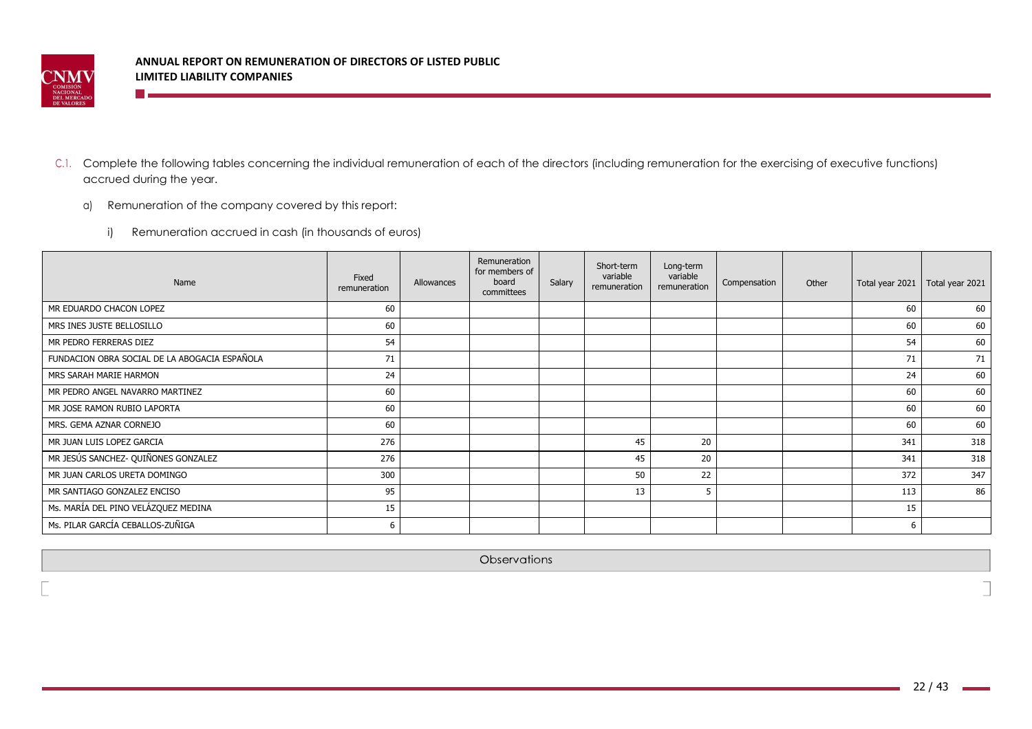C.1. Complete the following tables concerning the individual remuneration of each of the directors (including remuneration for the exercising of executive functions) accrued during the year.

a) Remuneration of the company covered by this report:

i) Remuneration accrued in cash (in thousands of euros)

| Name | Fixed remuneration | Allowances | Remuneration for members of board committees | Salary | Short-term variable remuneration | Long-term variable remuneration | Compensation | Other | Total year 2021 | Total year 2021 |
|---|---|---|---|---|---|---|---|---|---|---|
| MR EDUARDO CHACON LOPEZ | 60 | | | | | | | | 60 | 60 |
| MRS INES JUSTE BELLOSILLO | 60 | | | | | | | | 60 | 60 |
| MR PEDRO FERRERAS DIEZ | 54 | | | | | | | | 54 | 60 |
| FUNDACION OBRA SOCIAL DE LA ABOGACIA ESPAÑOLA | 71 | | | | | | | | 71 | 71 |
| MRS SARAH MARIE HARMON | 24 | | | | | | | | 24 | 60 |
| MR PEDRO ANGEL NAVARRO MARTINEZ | 60 | | | | | | | | 60 | 60 |
| MR JOSE RAMON RUBIO LAPORTA | 60 | | | | | | | | 60 | 60 |
| MRS. GEMA AZNAR CORNEJO | 60 | | | | | | | | 60 | 60 |
| MR JUAN LUIS LOPEZ GARCIA | 276 | | | | 45 | 20 | | | 341 | 318 |
| MR JESÚS SANCHEZ- QUIÑONES GONZALEZ | 276 | | | | 45 | 20 | | | 341 | 318 |
| MR JUAN CARLOS URETA DOMINGO | 300 | | | | 50 | 22 | | | 372 | 347 |
| MR SANTIAGO GONZALEZ ENCISO | 95 | | | | 13 | 5 | | | 113 | 86 |
| Ms. MARÍA DEL PINO VELÁZQUEZ MEDINA | 15 | | | | | | | | 15 | |
| Ms. PILAR GARCÍA CEBALLOS-ZUÑIGA | 6 | | | | | | | | 6 | |

| Observations |
|---|
| |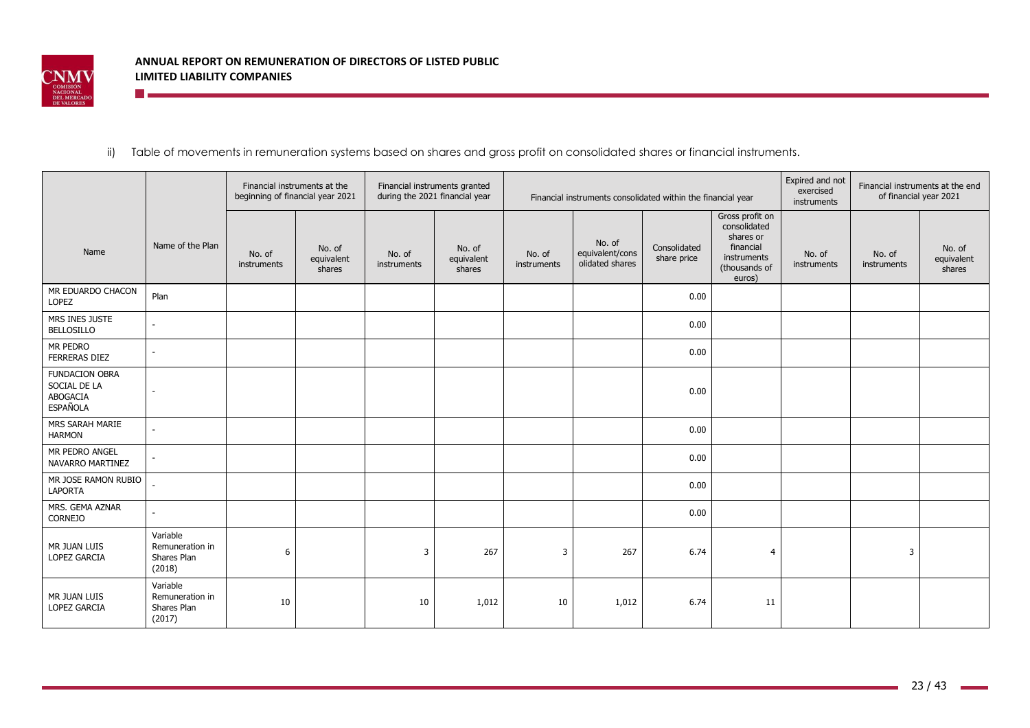ii) Table of movements in remuneration systems based on shares and gross profit on consolidated shares or financial instruments.

| Name | Name of the Plan | Financial instruments at the beginning of financial year 2021 | | Financial instruments granted during the 2021 financial year | | Financial instruments consolidated within the financial year | | | | Expired and not exercised instruments | Financial instruments at the end of financial year 2021 | |
|---|---|---|---|---|---|---|---|---|---|---|---|---|
| | | No. of instruments | No. of equivalent shares | No. of instruments | No. of equivalent shares | No. of instruments | No. of equivalent/consolidated shares | Consolidated share price | Gross profit on consolidated shares or financial instruments (thousands of euros) | No. of instruments | No. of instruments | No. of equivalent shares |
| MR EDUARDO CHACON LOPEZ | Plan | | | | | | | 0.00 | | | | |
| MRS INES JUSTE BELLOSILLO | - | | | | | | | 0.00 | | | | |
| MR PEDRO FERRERAS DIEZ | - | | | | | | | 0.00 | | | | |
| FUNDACION OBRA SOCIAL DE LA ABOGACIA ESPAÑOLA | - | | | | | | | 0.00 | | | | |
| MRS SARAH MARIE HARMON | - | | | | | | | 0.00 | | | | |
| MR PEDRO ANGEL NAVARRO MARTINEZ | - | | | | | | | 0.00 | | | | |
| MR JOSE RAMON RUBIO LAPORTA | - | | | | | | | 0.00 | | | | |
| MRS. GEMA AZNAR CORNEJO | - | | | | | | | 0.00 | | | | |
| MR JUAN LUIS LOPEZ GARCIA | Variable Remuneration in Shares Plan (2018) | 6 | | 3 | 267 | 3 | 267 | 6.74 | 4 | | 3 | |
| MR JUAN LUIS LOPEZ GARCIA | Variable Remuneration in Shares Plan (2017) | 10 | | 10 | 1,012 | 10 | 1,012 | 6.74 | 11 | | | |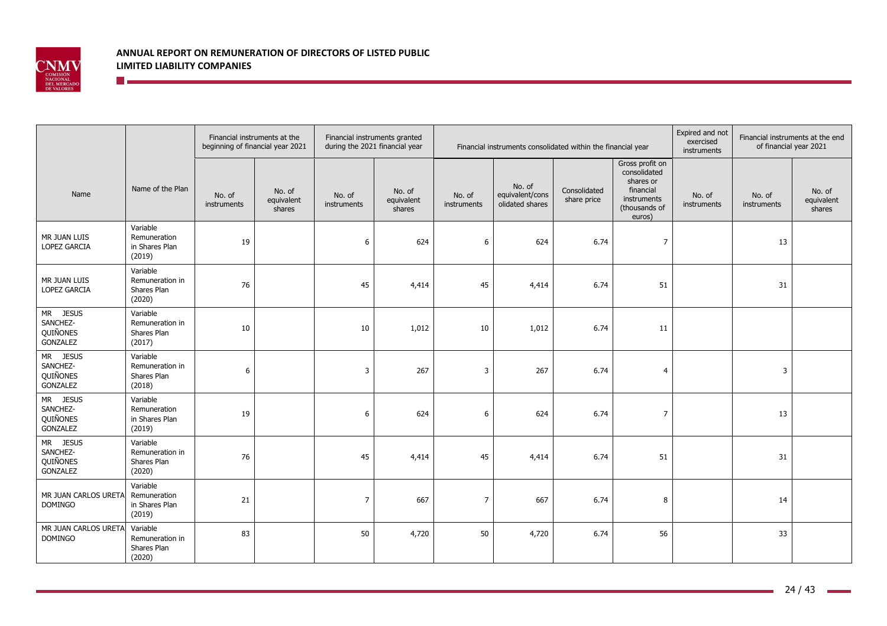| Name | Name of the Plan | Financial instruments at the beginning of financial year 2021 | | Financial instruments granted during the 2021 financial year | | Financial instruments consolidated within the financial year | | | | Expired and not exercised instruments | Financial instruments at the end of financial year 2021 | |
|---|---|---|---|---|---|---|---|---|---|---|---|---|
| | | No. of instruments | No. of equivalent shares | No. of instruments | No. of equivalent shares | No. of instruments | No. of equivalent/consolidated shares | Consolidated share price | Gross profit on consolidated shares or financial instruments (thousands of euros) | No. of instruments | No. of instruments | No. of equivalent shares |
| MR JUAN LUIS LOPEZ GARCIA | Variable Remuneration in Shares Plan (2019) | 19 | | 6 | 624 | 6 | 624 | 6.74 | 7 | | 13 | |
| MR JUAN LUIS LOPEZ GARCIA | Variable Remuneration in Shares Plan (2020) | 76 | | 45 | 4,414 | 45 | 4,414 | 6.74 | 51 | | 31 | |
| MR JESUS SANCHEZ-QUIÑONES GONZALEZ | Variable Remuneration in Shares Plan (2017) | 10 | | 10 | 1,012 | 10 | 1,012 | 6.74 | 11 | | | |
| MR JESUS SANCHEZ-QUIÑONES GONZALEZ | Variable Remuneration in Shares Plan (2018) | 6 | | 3 | 267 | 3 | 267 | 6.74 | 4 | | 3 | |
| MR JESUS SANCHEZ-QUIÑONES GONZALEZ | Variable Remuneration in Shares Plan (2019) | 19 | | 6 | 624 | 6 | 624 | 6.74 | 7 | | 13 | |
| MR JESUS SANCHEZ-QUIÑONES GONZALEZ | Variable Remuneration in Shares Plan (2020) | 76 | | 45 | 4,414 | 45 | 4,414 | 6.74 | 51 | | 31 | |
| MR JUAN CARLOS URETA DOMINGO | Variable Remuneration in Shares Plan (2019) | 21 | | 7 | 667 | 7 | 667 | 6.74 | 8 | | 14 | |
| MR JUAN CARLOS URETA DOMINGO | Variable Remuneration in Shares Plan (2020) | 83 | | 50 | 4,720 | 50 | 4,720 | 6.74 | 56 | | 33 | |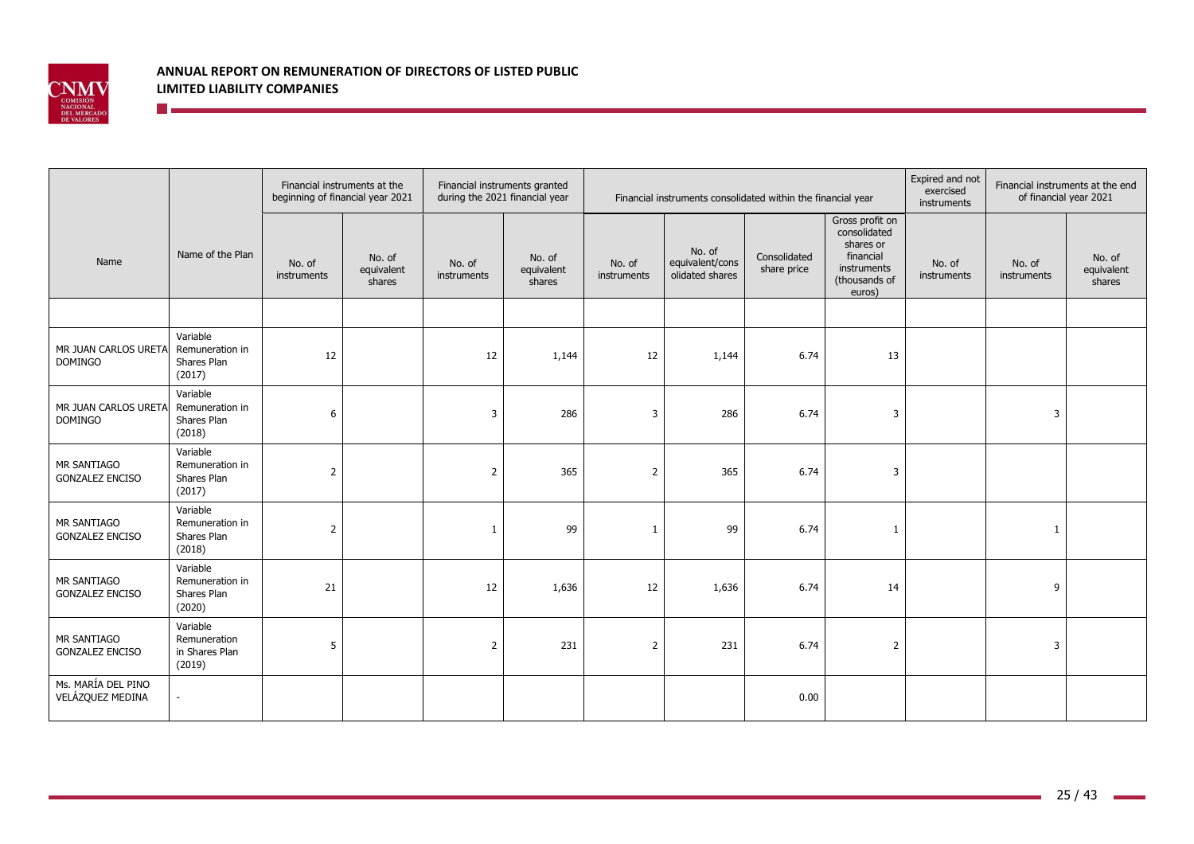# ANNUAL REPORT ON REMUNERATION OF DIRECTORS OF LISTED PUBLIC LIMITED LIABILITY COMPANIES

| Name | Name of the Plan | Financial instruments at the beginning of financial year 2021 | | Financial instruments granted during the 2021 financial year | | Financial instruments consolidated within the financial year | | | | Expired and not exercised instruments | Financial instruments at the end of financial year 2021 | |
|---|---|---|---|---|---|---|---|---|---|---|---|---|
| | | No. of instruments | No. of equivalent shares | No. of instruments | No. of equivalent shares | No. of instruments | No. of equivalent/consolidated shares | Consolidated share price | Gross profit on consolidated shares or financial instruments (thousands of euros) | No. of instruments | No. of instruments | No. of equivalent shares |
| | | | | | | | | | | | | |
| MR JUAN CARLOS URETA DOMINGO | Variable Remuneration in Shares Plan (2017) | 12 | | 12 | 1,144 | 12 | 1,144 | 6.74 | 13 | | | |
| MR JUAN CARLOS URETA DOMINGO | Variable Remuneration in Shares Plan (2018) | 6 | | 3 | 286 | 3 | 286 | 6.74 | 3 | | 3 | |
| MR SANTIAGO GONZALEZ ENCISO | Variable Remuneration in Shares Plan (2017) | 2 | | 2 | 365 | 2 | 365 | 6.74 | 3 | | | |
| MR SANTIAGO GONZALEZ ENCISO | Variable Remuneration in Shares Plan (2018) | 2 | | 1 | 99 | 1 | 99 | 6.74 | 1 | | 1 | |
| MR SANTIAGO GONZALEZ ENCISO | Variable Remuneration in Shares Plan (2020) | 21 | | 12 | 1,636 | 12 | 1,636 | 6.74 | 14 | | 9 | |
| MR SANTIAGO GONZALEZ ENCISO | Variable Remuneration in Shares Plan (2019) | 5 | | 2 | 231 | 2 | 231 | 6.74 | 2 | | 3 | |
| Ms. MARÍA DEL PINO VELÁZQUEZ MEDINA | - | | | | | | | 0.00 | | | | |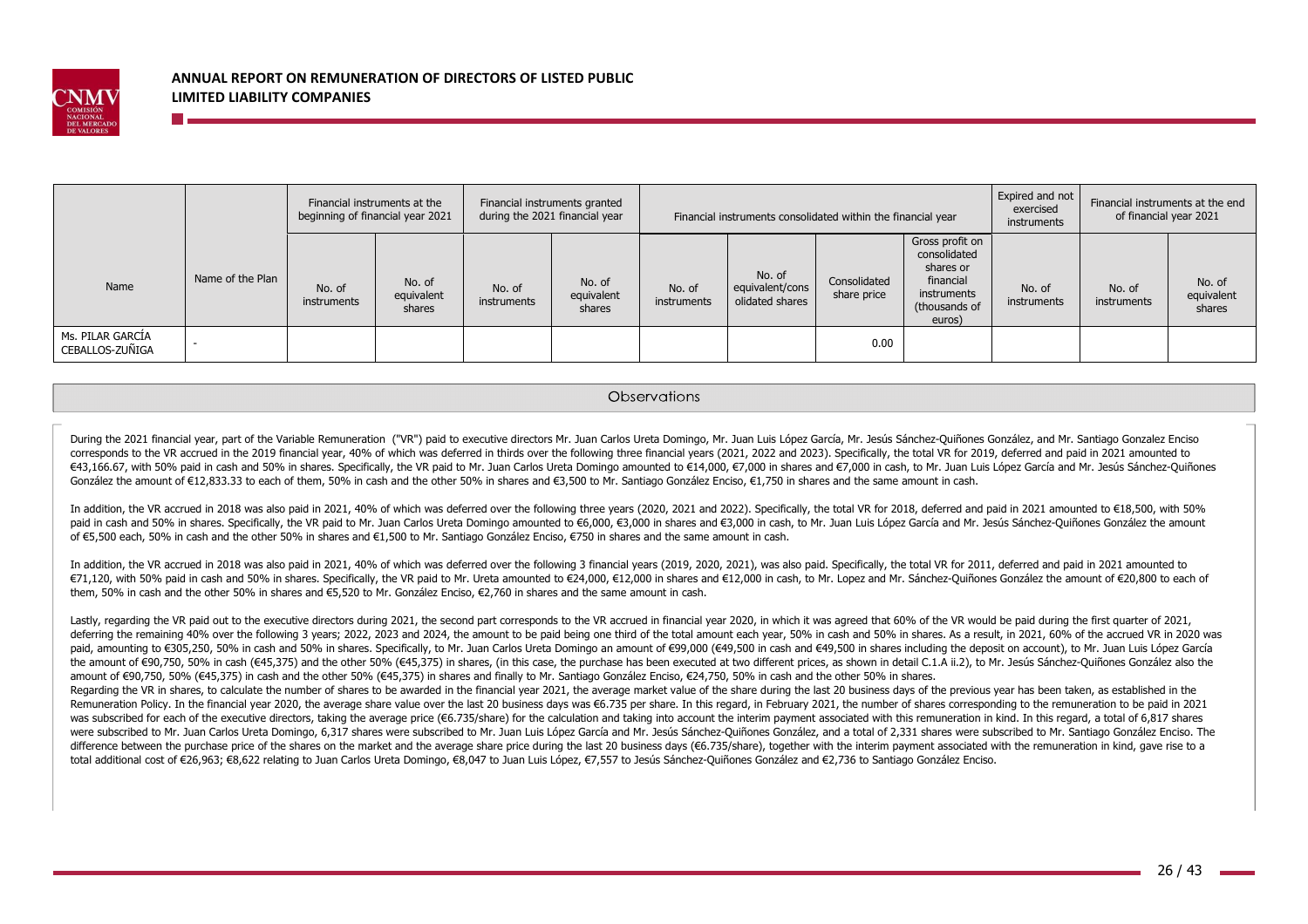| Name | Name of the Plan | Financial instruments at the beginning of financial year 2021 | | Financial instruments granted during the 2021 financial year | | Financial instruments consolidated within the financial year | | | | Expired and not exercised instruments | Financial instruments at the end of financial year 2021 | |
|---|---|---|---|---|---|---|---|---|---|---|---|---|
| | | No. of instruments | No. of equivalent shares | No. of instruments | No. of equivalent shares | No. of instruments | No. of equivalent/cons olidated shares | Consolidated share price | Gross profit on consolidated shares or financial instruments (thousands of euros) | No. of instruments | No. of instruments | No. of equivalent shares |
| Ms. PILAR GARCÍA CEBALLOS-ZUÑIGA | - | | | | | | | 0.00 | | | | |

## Observations

During the 2021 financial year, part of the Variable Remuneration ("VR") paid to executive directors Mr. Juan Carlos Ureta Domingo, Mr. Juan Luis López García, Mr. Jesús Sánchez-Quiñones González, and Mr. Santiago Gonzalez Enciso corresponds to the VR accrued in the 2019 financial year, 40% of which was deferred in thirds over the following three financial years (2021, 2022 and 2023). Specifically, the total VR for 2019, deferred and paid in 2021 amounted to €43,166.67, with 50% paid in cash and 50% in shares. Specifically, the VR paid to Mr. Juan Carlos Ureta Domingo amounted to €14,000, €7,000 in shares and €7,000 in cash, to Mr. Juan Luis López García and Mr. Jesús Sánchez-Quiñones González the amount of €12,833.33 to each of them, 50% in cash and the other 50% in shares and €3,500 to Mr. Santiago González Enciso, €1,750 in shares and the same amount in cash.

In addition, the VR accrued in 2018 was also paid in 2021, 40% of which was deferred over the following three years (2020, 2021 and 2022). Specifically, the total VR for 2018, deferred and paid in 2021 amounted to €18,500, with 50% paid in cash and 50% in shares. Specifically, the VR paid to Mr. Juan Carlos Ureta Domingo amounted to €6,000, €3,000 in shares and €3,000 in cash, to Mr. Juan Luis López García and Mr. Jesús Sánchez-Quiñones González the amount of €5,500 each, 50% in cash and the other 50% in shares and €1,500 to Mr. Santiago González Enciso, €750 in shares and the same amount in cash.

In addition, the VR accrued in 2018 was also paid in 2021, 40% of which was deferred over the following 3 financial years (2019, 2020, 2021), was also paid. Specifically, the total VR for 2011, deferred and paid in 2021 amounted to €71,120, with 50% paid in cash and 50% in shares. Specifically, the VR paid to Mr. Ureta amounted to €24,000, €12,000 in shares and €12,000 in cash, to Mr. Lopez and Mr. Sánchez-Quiñones González the amount of €20,800 to each of them, 50% in cash and the other 50% in shares and €5,520 to Mr. González Enciso, €2,760 in shares and the same amount in cash.

Lastly, regarding the VR paid out to the executive directors during 2021, the second part corresponds to the VR accrued in financial year 2020, in which it was agreed that 60% of the VR would be paid during the first quarter of 2021, deferring the remaining 40% over the following 3 years; 2022, 2023 and 2024, the amount to be paid being one third of the total amount each year, 50% in cash and 50% in shares. As a result, in 2021, 60% of the accrued VR in 2020 was paid, amounting to €305,250, 50% in cash and 50% in shares. Specifically, to Mr. Juan Carlos Ureta Domingo an amount of €99,000 (€49,500 in cash and €49,500 in shares including the deposit on account), to Mr. Juan Luis López García the amount of €90,750, 50% in cash (€45,375) and the other 50% (€45,375) in shares, (in this case, the purchase has been executed at two different prices, as shown in detail C.1.A ii.2), to Mr. Jesús Sánchez-Quiñones González also the amount of €90,750, 50% (€45,375) in cash and the other 50% (€45,375) in shares and finally to Mr. Santiago González Enciso, €24,750, 50% in cash and the other 50% in shares.
Regarding the VR in shares, to calculate the number of shares to be awarded in the financial year 2021, the average market value of the share during the last 20 business days of the previous year has been taken, as established in the Remuneration Policy. In the financial year 2020, the average share value over the last 20 business days was €6.735 per share. In this regard, in February 2021, the number of shares corresponding to the remuneration to be paid in 2021 was subscribed for each of the executive directors, taking the average price (€6.735/share) for the calculation and taking into account the interim payment associated with this remuneration in kind. In this regard, a total of 6,817 shares were subscribed to Mr. Juan Carlos Ureta Domingo, 6,317 shares were subscribed to Mr. Juan Luis López García and Mr. Jesús Sánchez-Quiñones González, and a total of 2,331 shares were subscribed to Mr. Santiago González Enciso. The difference between the purchase price of the shares on the market and the average share price during the last 20 business days (€6.735/share), together with the interim payment associated with the remuneration in kind, gave rise to a total additional cost of €26,963; €8,622 relating to Juan Carlos Ureta Domingo, €8,047 to Juan Luis López, €7,557 to Jesús Sánchez-Quiñones González and €2,736 to Santiago González Enciso.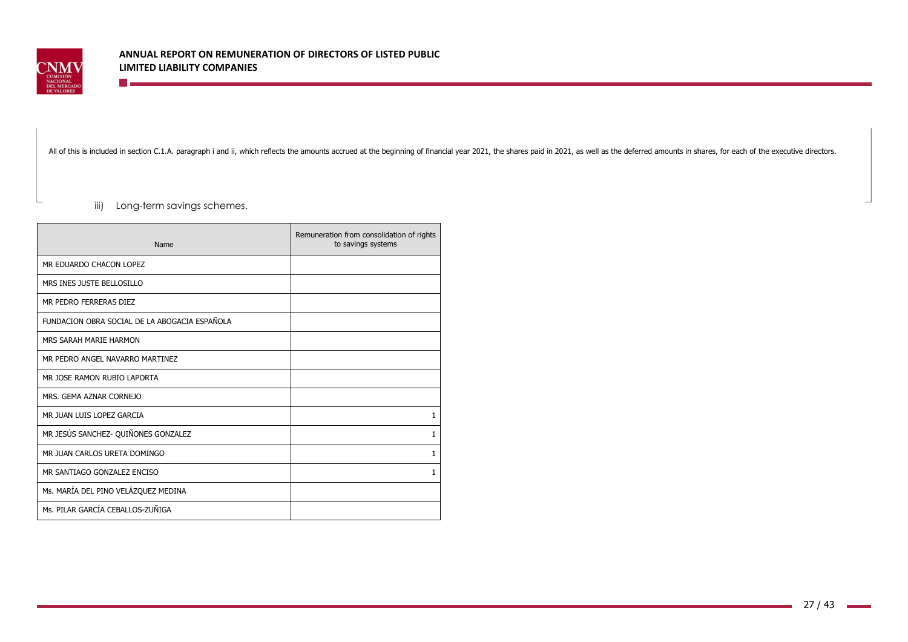All of this is included in section C.1.A. paragraph i and ii, which reflects the amounts accrued at the beginning of financial year 2021, the shares paid in 2021, as well as the deferred amounts in shares, for each of the executive directors.

iii) Long-term savings schemes.

| Name | Remuneration from consolidation of rights to savings systems |
|---|---|
| MR EDUARDO CHACON LOPEZ | |
| MRS INES JUSTE BELLOSILLO | |
| MR PEDRO FERRERAS DIEZ | |
| FUNDACION OBRA SOCIAL DE LA ABOGACIA ESPAÑOLA | |
| MRS SARAH MARIE HARMON | |
| MR PEDRO ANGEL NAVARRO MARTINEZ | |
| MR JOSE RAMON RUBIO LAPORTA | |
| MRS. GEMA AZNAR CORNEJO | |
| MR JUAN LUIS LOPEZ GARCIA | 1 |
| MR JESÚS SANCHEZ- QUIÑONES GONZALEZ | 1 |
| MR JUAN CARLOS URETA DOMINGO | 1 |
| MR SANTIAGO GONZALEZ ENCISO | 1 |
| Ms. MARÍA DEL PINO VELÁZQUEZ MEDINA | |
| Ms. PILAR GARCÍA CEBALLOS-ZUÑIGA | |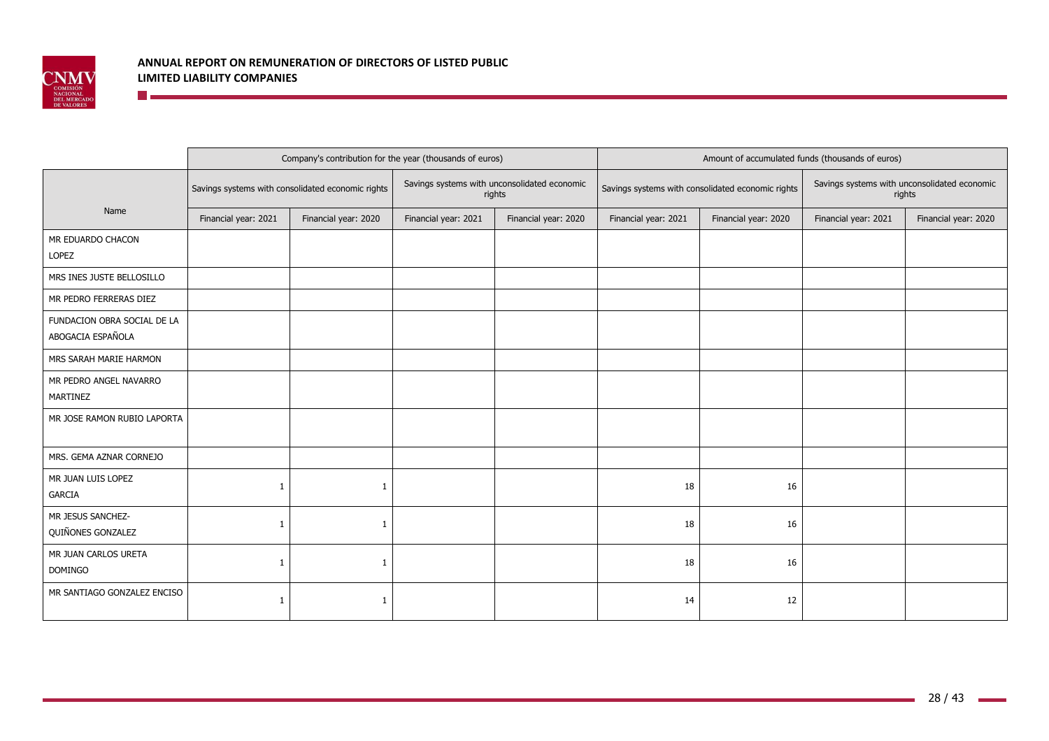| Name | Company's contribution for the year (thousands of euros) | | | | Amount of accumulated funds (thousands of euros) | | | |
|---|---|---|---|---|---|---|---|---|
| | Savings systems with consolidated economic rights | | Savings systems with unconsolidated economic rights | | Savings systems with consolidated economic rights | | Savings systems with unconsolidated economic rights | |
| | Financial year: 2021 | Financial year: 2020 | Financial year: 2021 | Financial year: 2020 | Financial year: 2021 | Financial year: 2020 | Financial year: 2021 | Financial year: 2020 |
| MR EDUARDO CHACON LOPEZ | | | | | | | | |
| MRS INES JUSTE BELLOSILLO | | | | | | | | |
| MR PEDRO FERRERAS DIEZ | | | | | | | | |
| FUNDACION OBRA SOCIAL DE LA ABOGACIA ESPAÑOLA | | | | | | | | |
| MRS SARAH MARIE HARMON | | | | | | | | |
| MR PEDRO ANGEL NAVARRO MARTINEZ | | | | | | | | |
| MR JOSE RAMON RUBIO LAPORTA | | | | | | | | |
| MRS. GEMA AZNAR CORNEJO | | | | | | | | |
| MR JUAN LUIS LOPEZ GARCIA | 1 | 1 | | | 18 | 16 | | |
| MR JESUS SANCHEZ-QUIÑONES GONZALEZ | 1 | 1 | | | 18 | 16 | | |
| MR JUAN CARLOS URETA DOMINGO | 1 | 1 | | | 18 | 16 | | |
| MR SANTIAGO GONZALEZ ENCISO | 1 | 1 | | | 14 | 12 | | |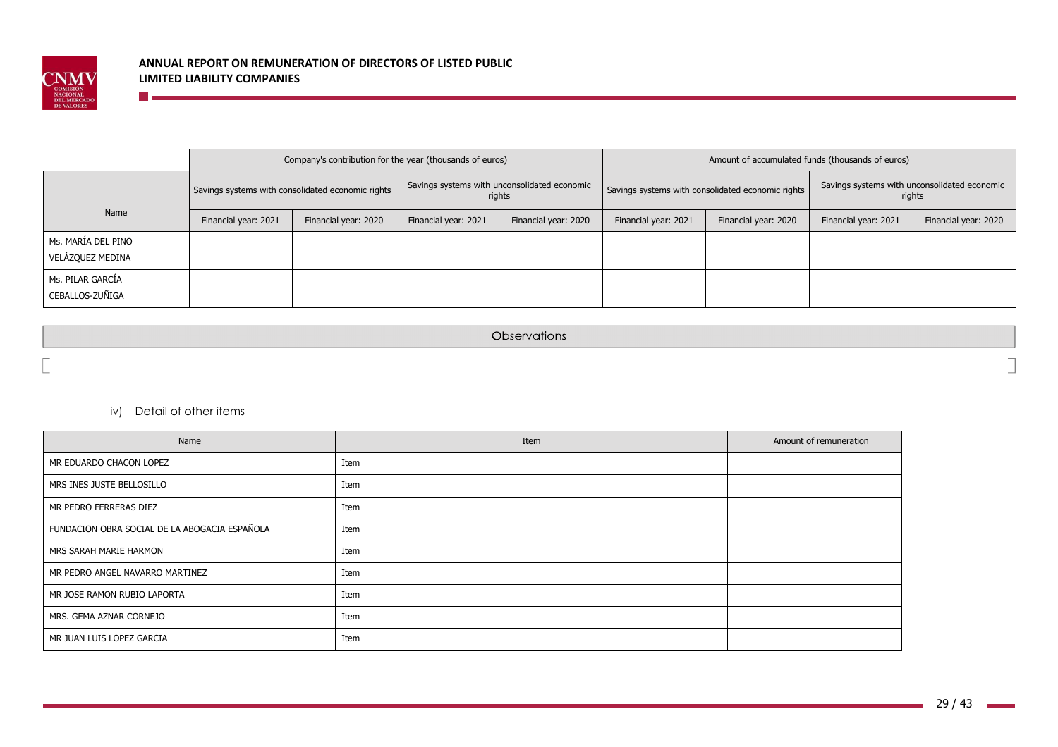| Name | Company's contribution for the year (thousands of euros) | | | | Amount of accumulated funds (thousands of euros) | | | |
|---|---|---|---|---|---|---|---|---|
| | Savings systems with consolidated economic rights | | Savings systems with unconsolidated economic rights | | Savings systems with consolidated economic rights | | Savings systems with unconsolidated economic rights | |
| | Financial year: 2021 | Financial year: 2020 | Financial year: 2021 | Financial year: 2020 | Financial year: 2021 | Financial year: 2020 | Financial year: 2021 | Financial year: 2020 |
| Ms. MARÍA DEL PINO VELÁZQUEZ MEDINA | | | | | | | | |
| Ms. PILAR GARCÍA CEBALLOS-ZUÑIGA | | | | | | | | |

| Observations |
|---|
| |

iv) Detail of other items

| Name | Item | Amount of remuneration |
|---|---|---|
| MR EDUARDO CHACON LOPEZ | Item | |
| MRS INES JUSTE BELLOSILLO | Item | |
| MR PEDRO FERRERAS DIEZ | Item | |
| FUNDACION OBRA SOCIAL DE LA ABOGACIA ESPAÑOLA | Item | |
| MRS SARAH MARIE HARMON | Item | |
| MR PEDRO ANGEL NAVARRO MARTINEZ | Item | |
| MR JOSE RAMON RUBIO LAPORTA | Item | |
| MRS. GEMA AZNAR CORNEJO | Item | |
| MR JUAN LUIS LOPEZ GARCIA | Item | |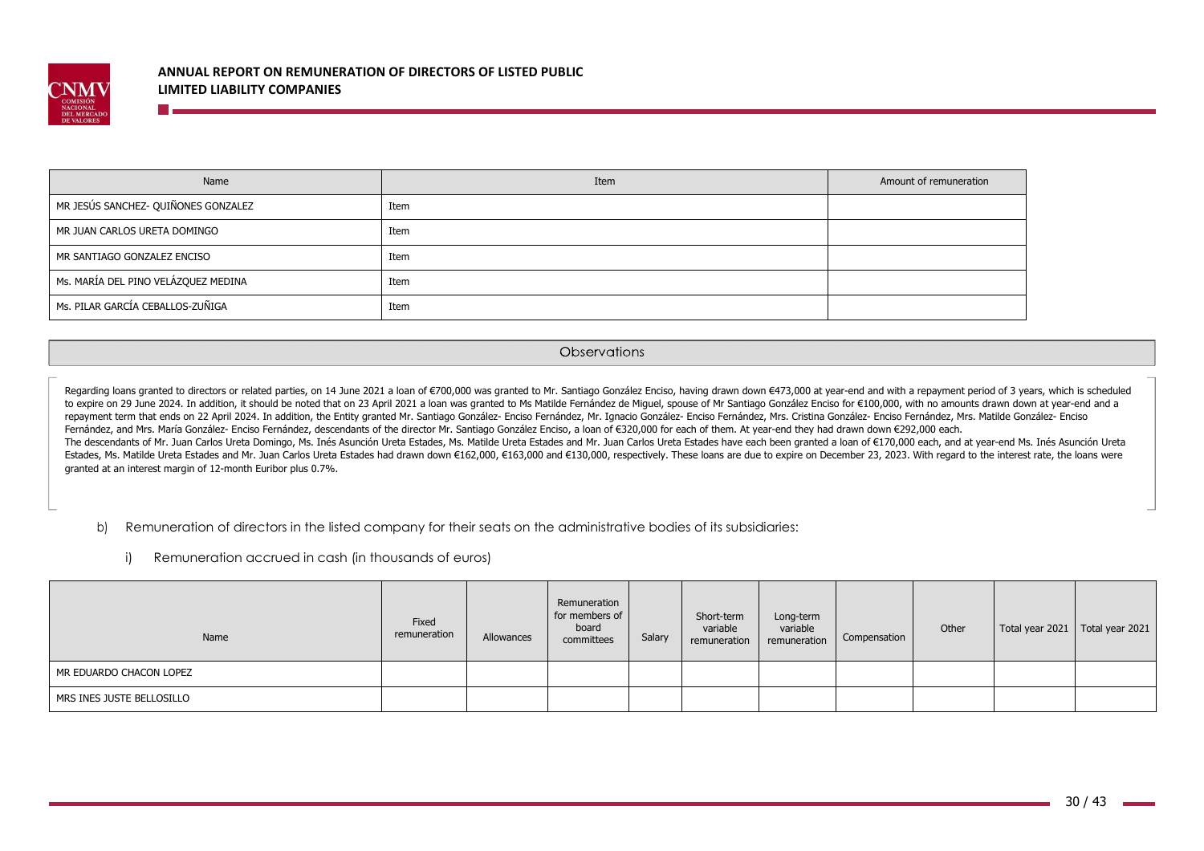| Name | Item | Amount of remuneration |
| --- | --- | --- |
| MR JESÚS SANCHEZ- QUIÑONES GONZALEZ | Item | |
| MR JUAN CARLOS URETA DOMINGO | Item | |
| MR SANTIAGO GONZALEZ ENCISO | Item | |
| Ms. MARÍA DEL PINO VELÁZQUEZ MEDINA | Item | |
| Ms. PILAR GARCÍA CEBALLOS-ZUÑIGA | Item | |

| Observations |
| --- |

Regarding loans granted to directors or related parties, on 14 June 2021 a loan of €700,000 was granted to Mr. Santiago González Enciso, having drawn down €473,000 at year-end and with a repayment period of 3 years, which is scheduled to expire on 29 June 2024. In addition, it should be noted that on 23 April 2021 a loan was granted to Ms Matilde Fernández de Miguel, spouse of Mr Santiago González Enciso for €100,000, with no amounts drawn down at year-end and a repayment term that ends on 22 April 2024. In addition, the Entity granted Mr. Santiago González- Enciso Fernández, Mr. Ignacio González- Enciso Fernández, Mrs. Cristina González- Enciso Fernández, Mrs. Matilde González- Enciso Fernández, and Mrs. María González- Enciso Fernández, descendants of the director Mr. Santiago González Enciso, a loan of €320,000 for each of them. At year-end they had drawn down €292,000 each.
The descendants of Mr. Juan Carlos Ureta Domingo, Ms. Inés Asunción Ureta Estades, Ms. Matilde Ureta Estades and Mr. Juan Carlos Ureta Estades have each been granted a loan of €170,000 each, and at year-end Ms. Inés Asunción Ureta Estades, Ms. Matilde Ureta Estades and Mr. Juan Carlos Ureta Estades had drawn down €162,000, €163,000 and €130,000, respectively. These loans are due to expire on December 23, 2023. With regard to the interest rate, the loans were granted at an interest margin of 12-month Euribor plus 0.7%.

b) Remuneration of directors in the listed company for their seats on the administrative bodies of its subsidiaries:

i) Remuneration accrued in cash (in thousands of euros)

| Name | Fixed remuneration | Allowances | Remuneration for members of board committees | Salary | Short-term variable remuneration | Long-term variable remuneration | Compensation | Other | Total year 2021 | Total year 2021 |
| --- | --- | --- | --- | --- | --- | --- | --- | --- | --- | --- |
| MR EDUARDO CHACON LOPEZ | | | | | | | | | | |
| MRS INES JUSTE BELLOSILLO | | | | | | | | | | |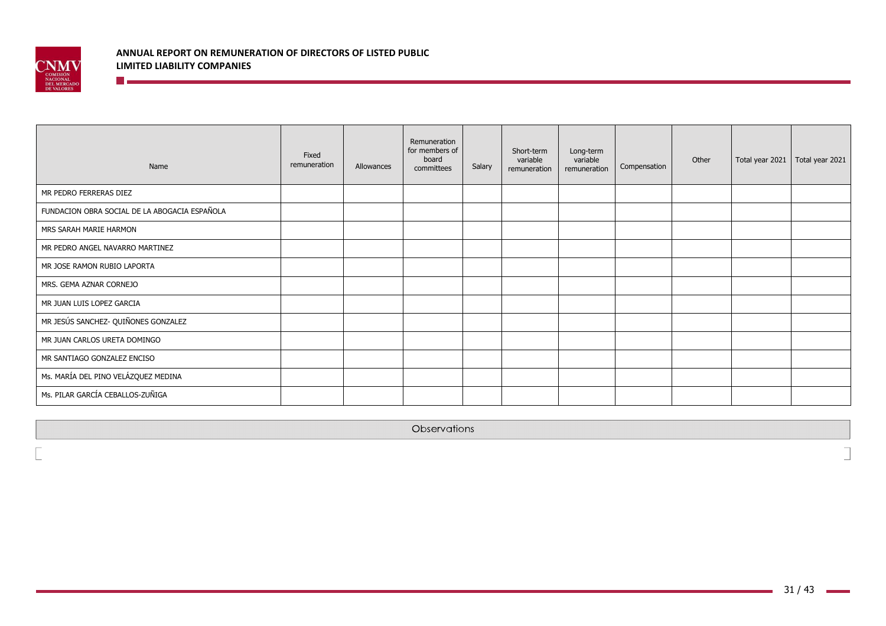| Name | Fixed remuneration | Allowances | Remuneration for members of board committees | Salary | Short-term variable remuneration | Long-term variable remuneration | Compensation | Other | Total year 2021 | Total year 2021 |
|---|---|---|---|---|---|---|---|---|---|---|
| MR PEDRO FERRERAS DIEZ | | | | | | | | | | |
| FUNDACION OBRA SOCIAL DE LA ABOGACIA ESPAÑOLA | | | | | | | | | | |
| MRS SARAH MARIE HARMON | | | | | | | | | | |
| MR PEDRO ANGEL NAVARRO MARTINEZ | | | | | | | | | | |
| MR JOSE RAMON RUBIO LAPORTA | | | | | | | | | | |
| MRS. GEMA AZNAR CORNEJO | | | | | | | | | | |
| MR JUAN LUIS LOPEZ GARCIA | | | | | | | | | | |
| MR JESÚS SANCHEZ- QUIÑONES GONZALEZ | | | | | | | | | | |
| MR JUAN CARLOS URETA DOMINGO | | | | | | | | | | |
| MR SANTIAGO GONZALEZ ENCISO | | | | | | | | | | |
| Ms. MARÍA DEL PINO VELÁZQUEZ MEDINA | | | | | | | | | | |
| Ms. PILAR GARCÍA CEBALLOS-ZUÑIGA | | | | | | | | | | |

| Observations |
|---|
| |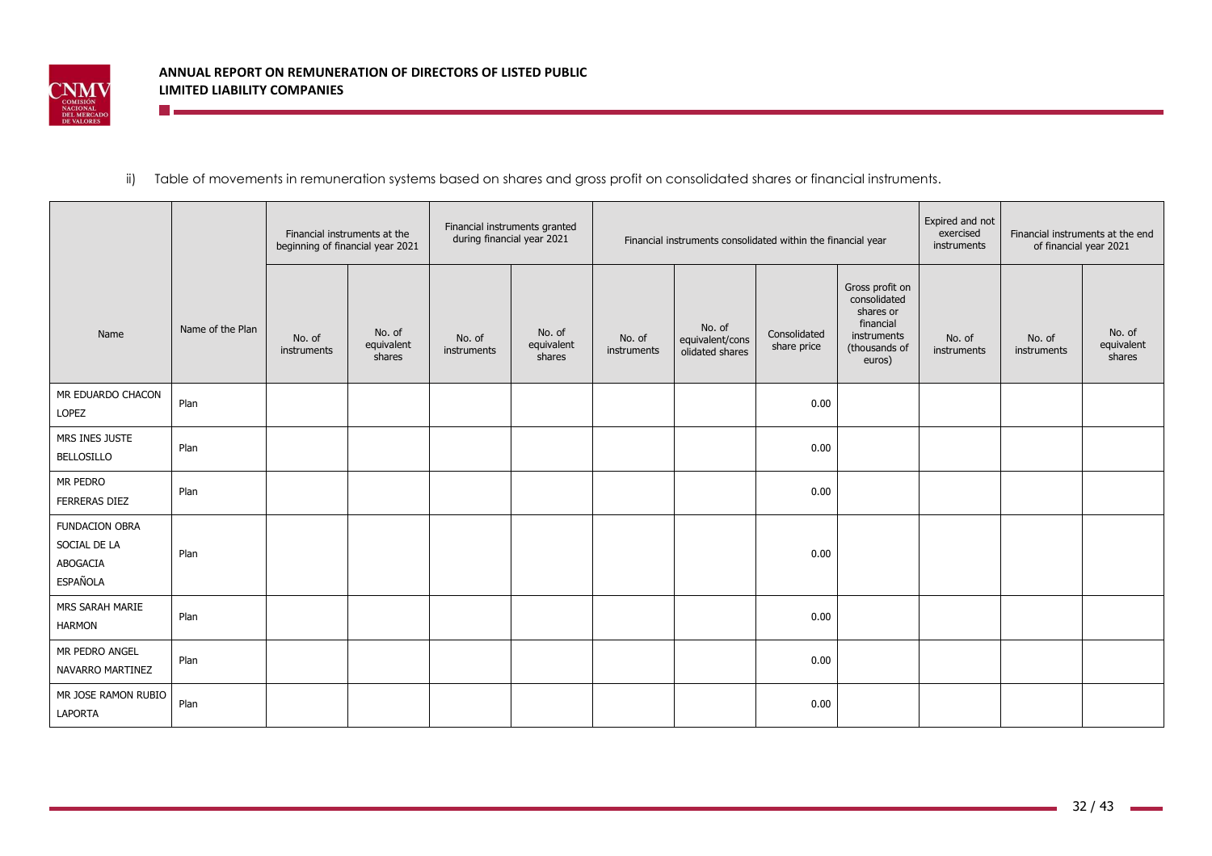ii) Table of movements in remuneration systems based on shares and gross profit on consolidated shares or financial instruments.

| Name | Name of the Plan | Financial instruments at the beginning of financial year 2021 | | Financial instruments granted during financial year 2021 | | Financial instruments consolidated within the financial year | | | | Expired and not exercised instruments | Financial instruments at the end of financial year 2021 | |
|---|---|---|---|---|---|---|---|---|---|---|---|---|
| | | No. of instruments | No. of equivalent shares | No. of instruments | No. of equivalent shares | No. of instruments | No. of equivalent/consolidated shares | Consolidated share price | Gross profit on consolidated shares or financial instruments (thousands of euros) | No. of instruments | No. of instruments | No. of equivalent shares |
| MR EDUARDO CHACON LOPEZ | Plan | | | | | | | 0.00 | | | | |
| MRS INES JUSTE BELLOSILLO | Plan | | | | | | | 0.00 | | | | |
| MR PEDRO FERRERAS DIEZ | Plan | | | | | | | 0.00 | | | | |
| FUNDACION OBRA SOCIAL DE LA ABOGACIA ESPAÑOLA | Plan | | | | | | | 0.00 | | | | |
| MRS SARAH MARIE HARMON | Plan | | | | | | | 0.00 | | | | |
| MR PEDRO ANGEL NAVARRO MARTINEZ | Plan | | | | | | | 0.00 | | | | |
| MR JOSE RAMON RUBIO LAPORTA | Plan | | | | | | | 0.00 | | | | |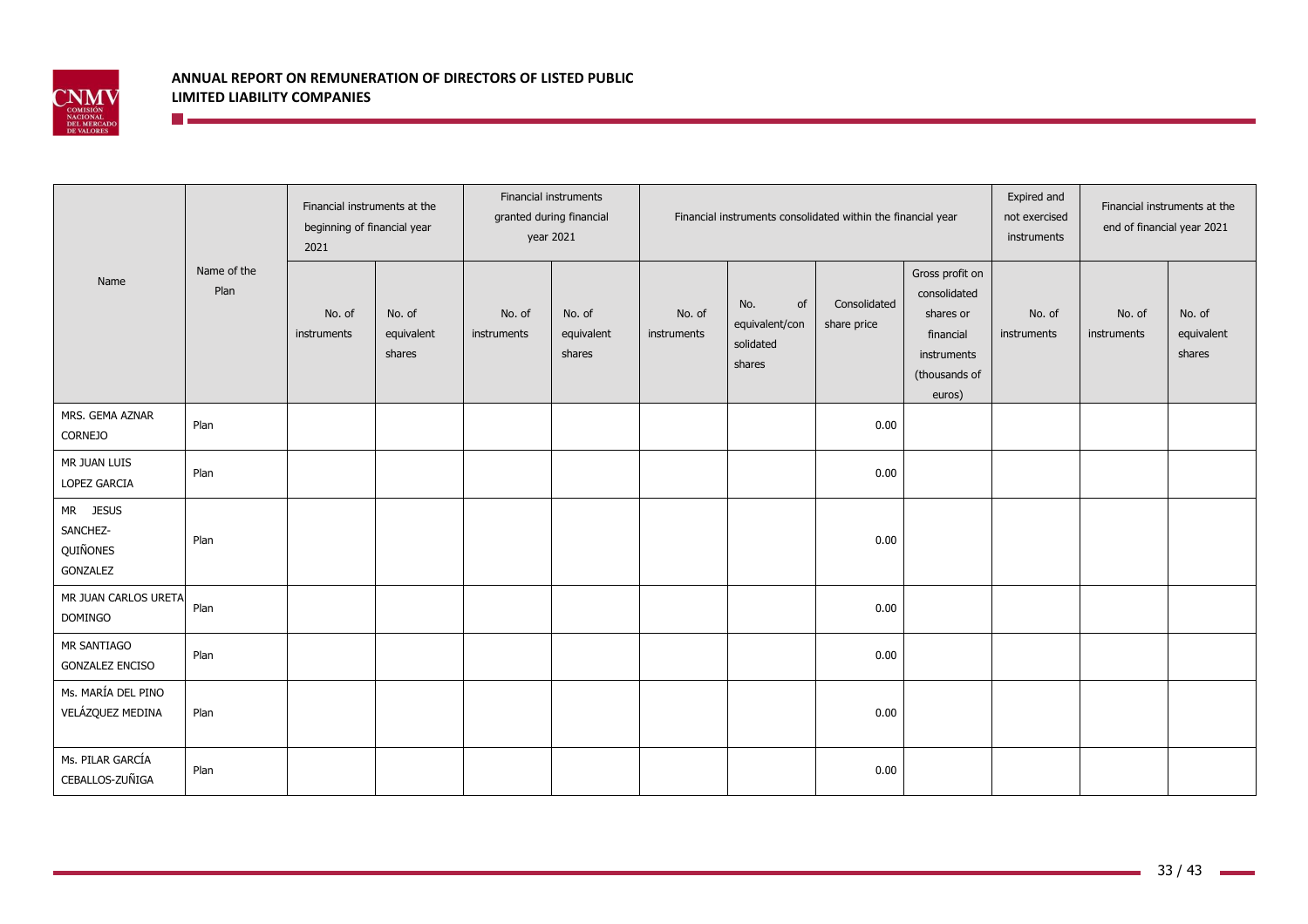| Name | Name of the Plan | Financial instruments at the beginning of financial year 2021 | | Financial instruments granted during financial year 2021 | | Financial instruments consolidated within the financial year | | | | Expired and not exercised instruments | Financial instruments at the end of financial year 2021 | |
|---|---|---|---|---|---|---|---|---|---|---|---|---|
| | | No. of instruments | No. of equivalent shares | No. of instruments | No. of equivalent shares | No. of instruments | No. of equivalent/consolidated shares | Consolidated share price | Gross profit on consolidated shares or financial instruments (thousands of euros) | No. of instruments | No. of instruments | No. of equivalent shares |
| MRS. GEMA AZNAR CORNEJO | Plan | | | | | | | 0.00 | | | | |
| MR JUAN LUIS LOPEZ GARCIA | Plan | | | | | | | 0.00 | | | | |
| MR JESUS SANCHEZ-QUIÑONES GONZALEZ | Plan | | | | | | | 0.00 | | | | |
| MR JUAN CARLOS URETA DOMINGO | Plan | | | | | | | 0.00 | | | | |
| MR SANTIAGO GONZALEZ ENCISO | Plan | | | | | | | 0.00 | | | | |
| Ms. MARÍA DEL PINO VELÁZQUEZ MEDINA | Plan | | | | | | | 0.00 | | | | |
| Ms. PILAR GARCÍA CEBALLOS-ZUÑIGA | Plan | | | | | | | 0.00 | | | | |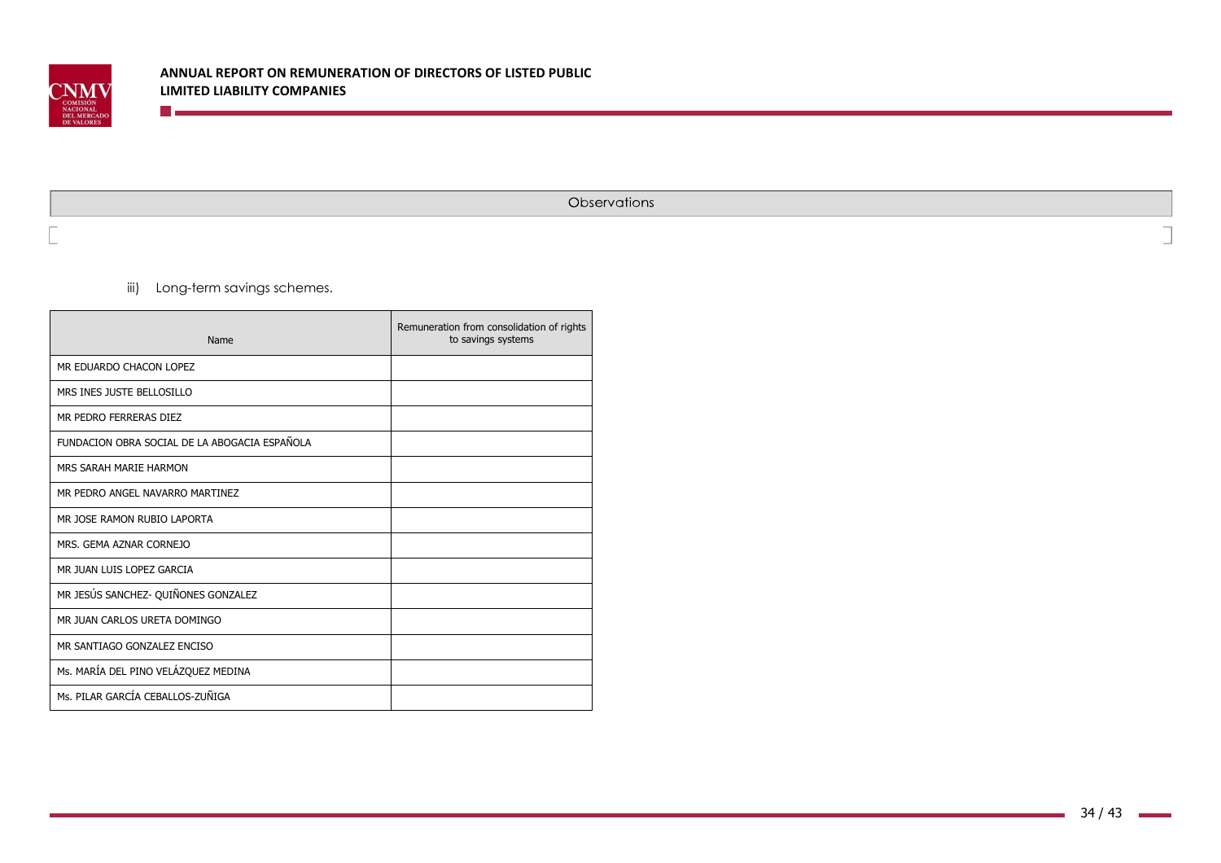| Observations |
|---|
| |

iii) Long-term savings schemes.

| Name | Remuneration from consolidation of rights to savings systems |
|---|---|
| MR EDUARDO CHACON LOPEZ | |
| MRS INES JUSTE BELLOSILLO | |
| MR PEDRO FERRERAS DIEZ | |
| FUNDACION OBRA SOCIAL DE LA ABOGACIA ESPAÑOLA | |
| MRS SARAH MARIE HARMON | |
| MR PEDRO ANGEL NAVARRO MARTINEZ | |
| MR JOSE RAMON RUBIO LAPORTA | |
| MRS. GEMA AZNAR CORNEJO | |
| MR JUAN LUIS LOPEZ GARCIA | |
| MR JESÚS SANCHEZ- QUIÑONES GONZALEZ | |
| MR JUAN CARLOS URETA DOMINGO | |
| MR SANTIAGO GONZALEZ ENCISO | |
| Ms. MARÍA DEL PINO VELÁZQUEZ MEDINA | |
| Ms. PILAR GARCÍA CEBALLOS-ZUÑIGA | |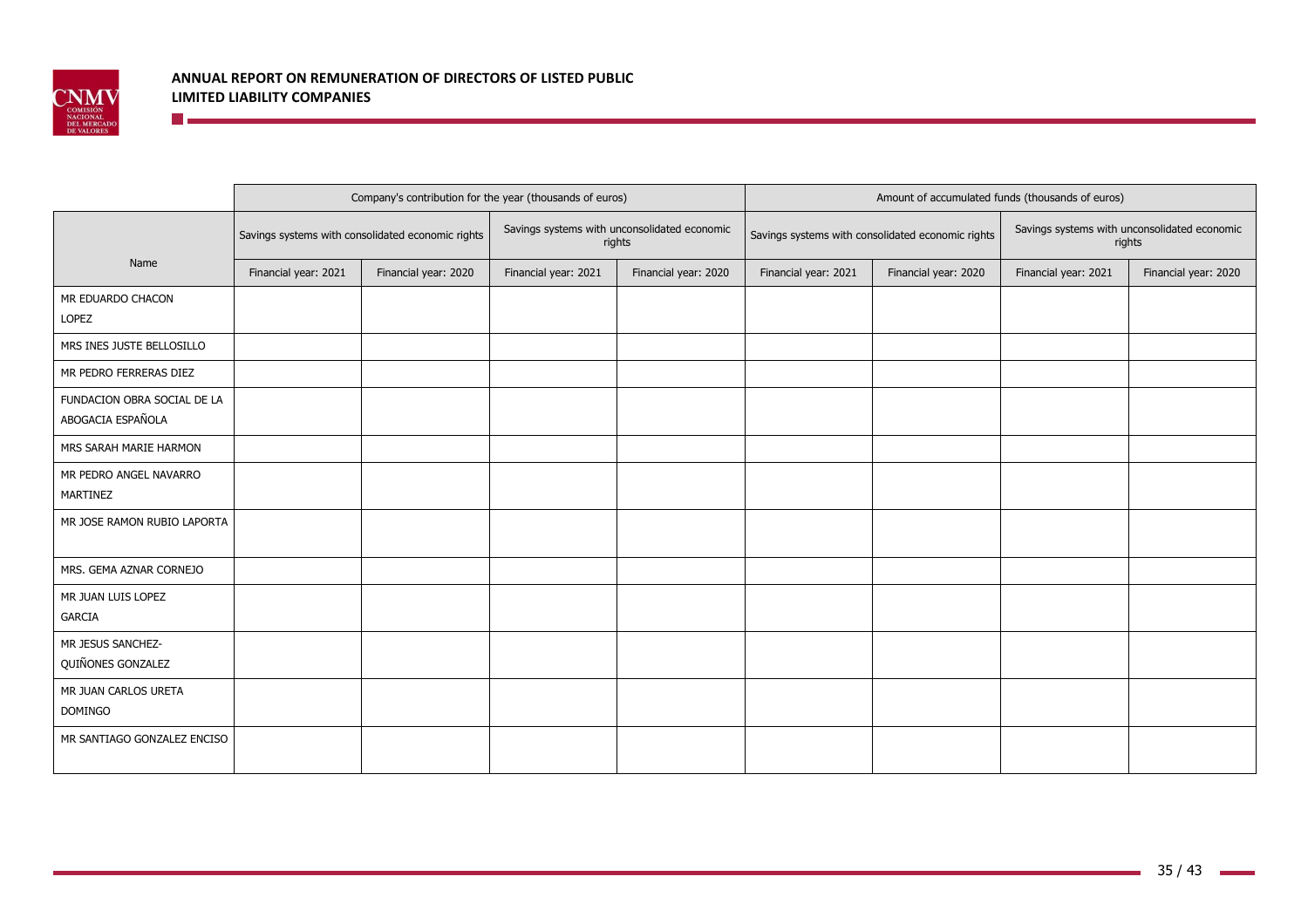| Name | Company's contribution for the year (thousands of euros) | | | | Amount of accumulated funds (thousands of euros) | | | |
|---|---|---|---|---|---|---|---|---|
| | Savings systems with consolidated economic rights | | Savings systems with unconsolidated economic rights | | Savings systems with consolidated economic rights | | Savings systems with unconsolidated economic rights | |
| | Financial year: 2021 | Financial year: 2020 | Financial year: 2021 | Financial year: 2020 | Financial year: 2021 | Financial year: 2020 | Financial year: 2021 | Financial year: 2020 |
| MR EDUARDO CHACON LOPEZ | | | | | | | | |
| MRS INES JUSTE BELLOSILLO | | | | | | | | |
| MR PEDRO FERRERAS DIEZ | | | | | | | | |
| FUNDACION OBRA SOCIAL DE LA ABOGACIA ESPAÑOLA | | | | | | | | |
| MRS SARAH MARIE HARMON | | | | | | | | |
| MR PEDRO ANGEL NAVARRO MARTINEZ | | | | | | | | |
| MR JOSE RAMON RUBIO LAPORTA | | | | | | | | |
| MRS. GEMA AZNAR CORNEJO | | | | | | | | |
| MR JUAN LUIS LOPEZ GARCIA | | | | | | | | |
| MR JESUS SANCHEZ-QUIÑONES GONZALEZ | | | | | | | | |
| MR JUAN CARLOS URETA DOMINGO | | | | | | | | |
| MR SANTIAGO GONZALEZ ENCISO | | | | | | | | |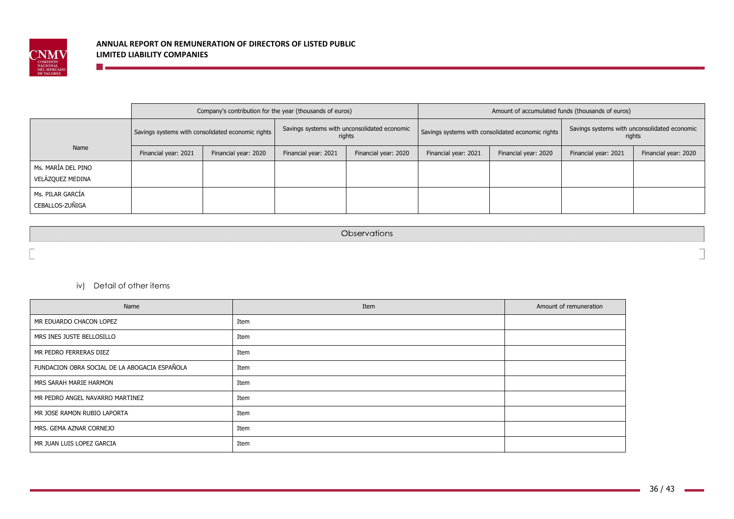| Name | Company's contribution for the year (thousands of euros) | | | | Amount of accumulated funds (thousands of euros) | | | |
|---|---|---|---|---|---|---|---|---|
| | Savings systems with consolidated economic rights | | Savings systems with unconsolidated economic rights | | Savings systems with consolidated economic rights | | Savings systems with unconsolidated economic rights | |
| | Financial year: 2021 | Financial year: 2020 | Financial year: 2021 | Financial year: 2020 | Financial year: 2021 | Financial year: 2020 | Financial year: 2021 | Financial year: 2020 |
| Ms. MARÍA DEL PINO VELÁZQUEZ MEDINA | | | | | | | | |
| Ms. PILAR GARCÍA CEBALLOS-ZUÑIGA | | | | | | | | |

| Observations |
|---|
| |

iv) Detail of other items

| Name | Item | Amount of remuneration |
|---|---|---|
| MR EDUARDO CHACON LOPEZ | Item | |
| MRS INES JUSTE BELLOSILLO | Item | |
| MR PEDRO FERRERAS DIEZ | Item | |
| FUNDACION OBRA SOCIAL DE LA ABOGACIA ESPAÑOLA | Item | |
| MRS SARAH MARIE HARMON | Item | |
| MR PEDRO ANGEL NAVARRO MARTINEZ | Item | |
| MR JOSE RAMON RUBIO LAPORTA | Item | |
| MRS. GEMA AZNAR CORNEJO | Item | |
| MR JUAN LUIS LOPEZ GARCIA | Item | |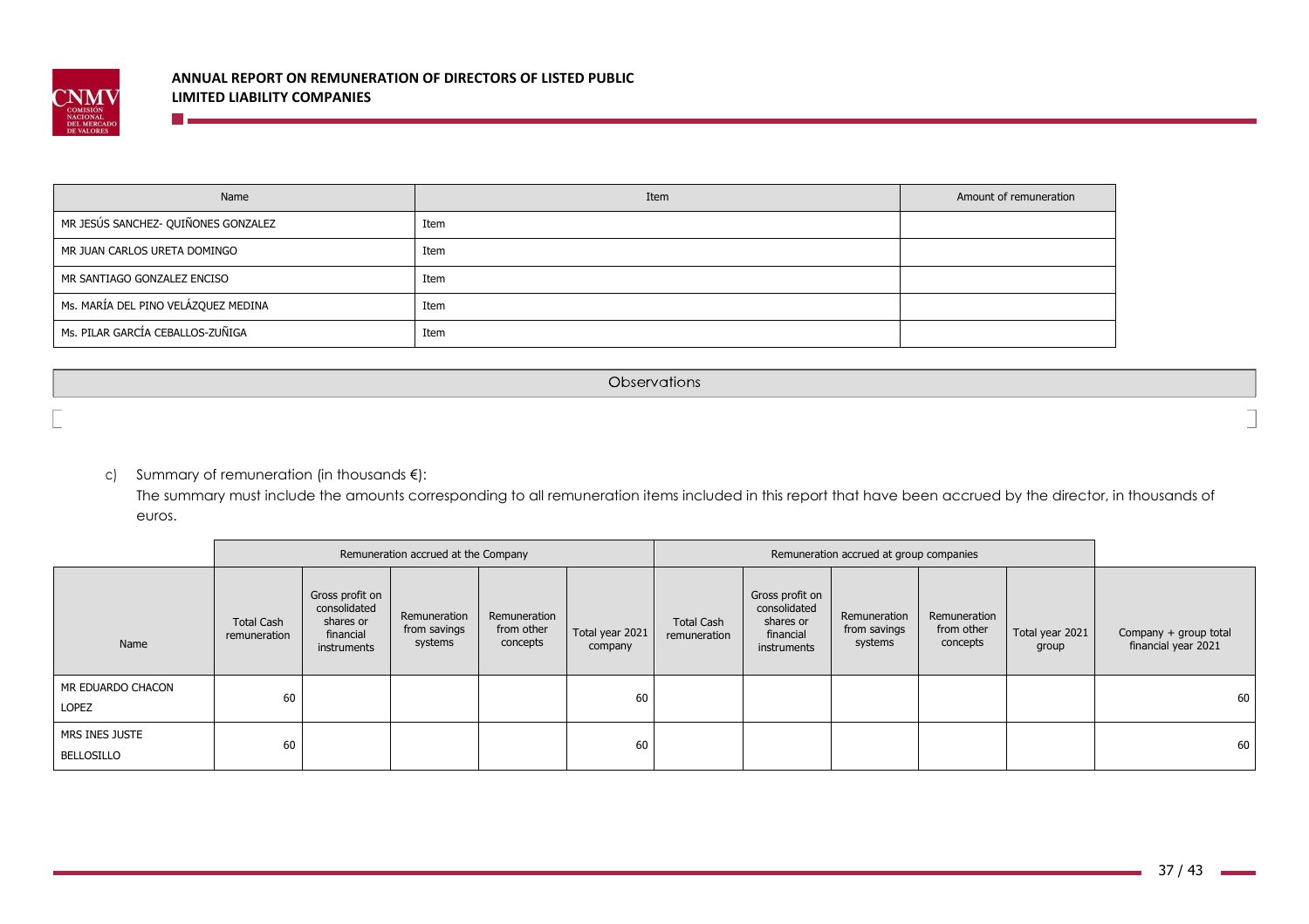| Name | Item | Amount of remuneration |
|---|---|---|
| MR JESÚS SANCHEZ- QUIÑONES GONZALEZ | Item | |
| MR JUAN CARLOS URETA DOMINGO | Item | |
| MR SANTIAGO GONZALEZ ENCISO | Item | |
| Ms. MARÍA DEL PINO VELÁZQUEZ MEDINA | Item | |
| Ms. PILAR GARCÍA CEBALLOS-ZUÑIGA | Item | |

| Observations |
|---|
| |

c) Summary of remuneration (in thousands €):

The summary must include the amounts corresponding to all remuneration items included in this report that have been accrued by the director, in thousands of euros.

| | Remuneration accrued at the Company | | | | | Remuneration accrued at group companies | | | | | |
|---|---|---|---|---|---|---|---|---|---|---|---|
| Name | Total Cash remuneration | Gross profit on consolidated shares or financial instruments | Remuneration from savings systems | Remuneration from other concepts | Total year 2021 company | Total Cash remuneration | Gross profit on consolidated shares or financial instruments | Remuneration from savings systems | Remuneration from other concepts | Total year 2021 group | Company + group total financial year 2021 |
| MR EDUARDO CHACON LOPEZ | 60 | | | | 60 | | | | | | 60 |
| MRS INES JUSTE BELLOSILLO | 60 | | | | 60 | | | | | | 60 |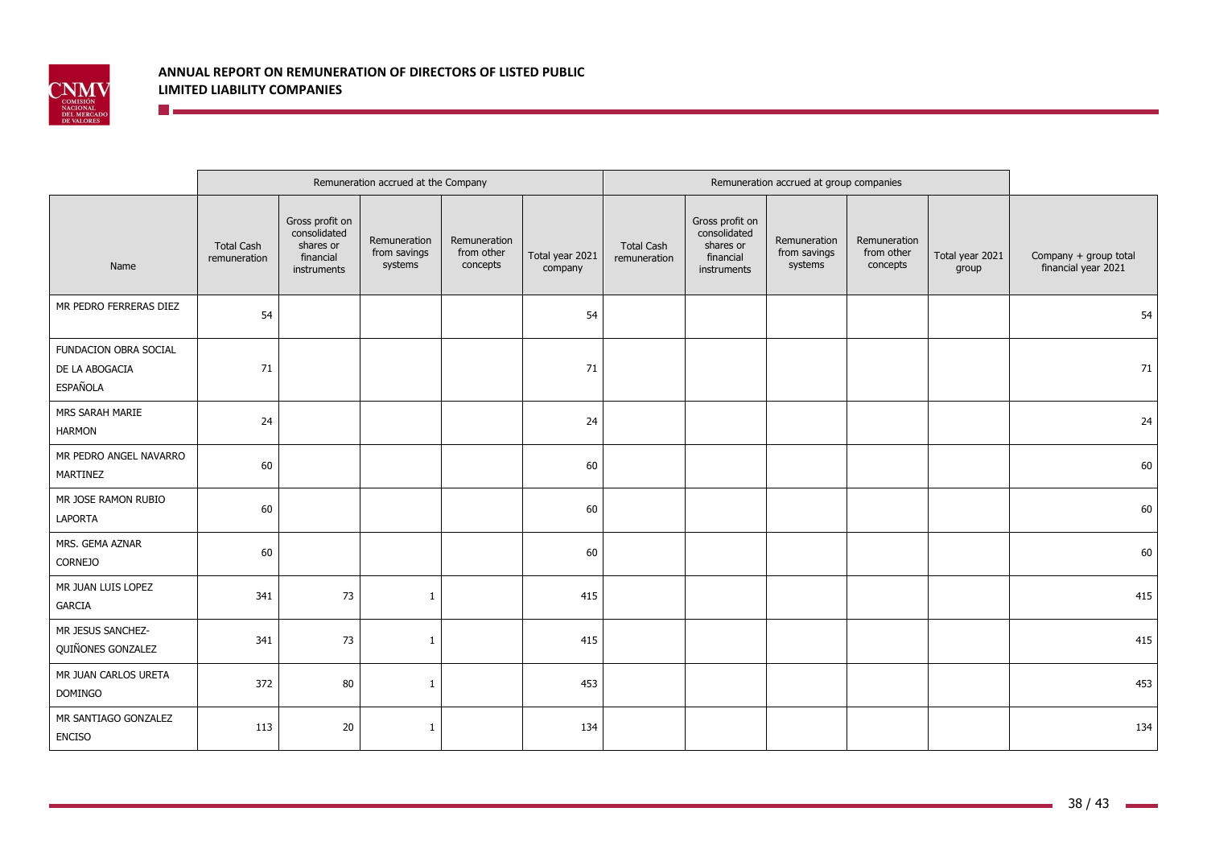| Name | Remuneration accrued at the Company | | | | | Remuneration accrued at group companies | | | | | |
|---|---|---|---|---|---|---|---|---|---|---|---|
| | Total Cash remuneration | Gross profit on consolidated shares or financial instruments | Remuneration from savings systems | Remuneration from other concepts | Total year 2021 company | Total Cash remuneration | Gross profit on consolidated shares or financial instruments | Remuneration from savings systems | Remuneration from other concepts | Total year 2021 group | Company + group total financial year 2021 |
| MR PEDRO FERRERAS DIEZ | 54 | | | | 54 | | | | | | 54 |
| FUNDACION OBRA SOCIAL DE LA ABOGACIA ESPAÑOLA | 71 | | | | 71 | | | | | | 71 |
| MRS SARAH MARIE HARMON | 24 | | | | 24 | | | | | | 24 |
| MR PEDRO ANGEL NAVARRO MARTINEZ | 60 | | | | 60 | | | | | | 60 |
| MR JOSE RAMON RUBIO LAPORTA | 60 | | | | 60 | | | | | | 60 |
| MRS. GEMA AZNAR CORNEJO | 60 | | | | 60 | | | | | | 60 |
| MR JUAN LUIS LOPEZ GARCIA | 341 | 73 | 1 | | 415 | | | | | | 415 |
| MR JESUS SANCHEZ-QUIÑONES GONZALEZ | 341 | 73 | 1 | | 415 | | | | | | 415 |
| MR JUAN CARLOS URETA DOMINGO | 372 | 80 | 1 | | 453 | | | | | | 453 |
| MR SANTIAGO GONZALEZ ENCISO | 113 | 20 | 1 | | 134 | | | | | | 134 |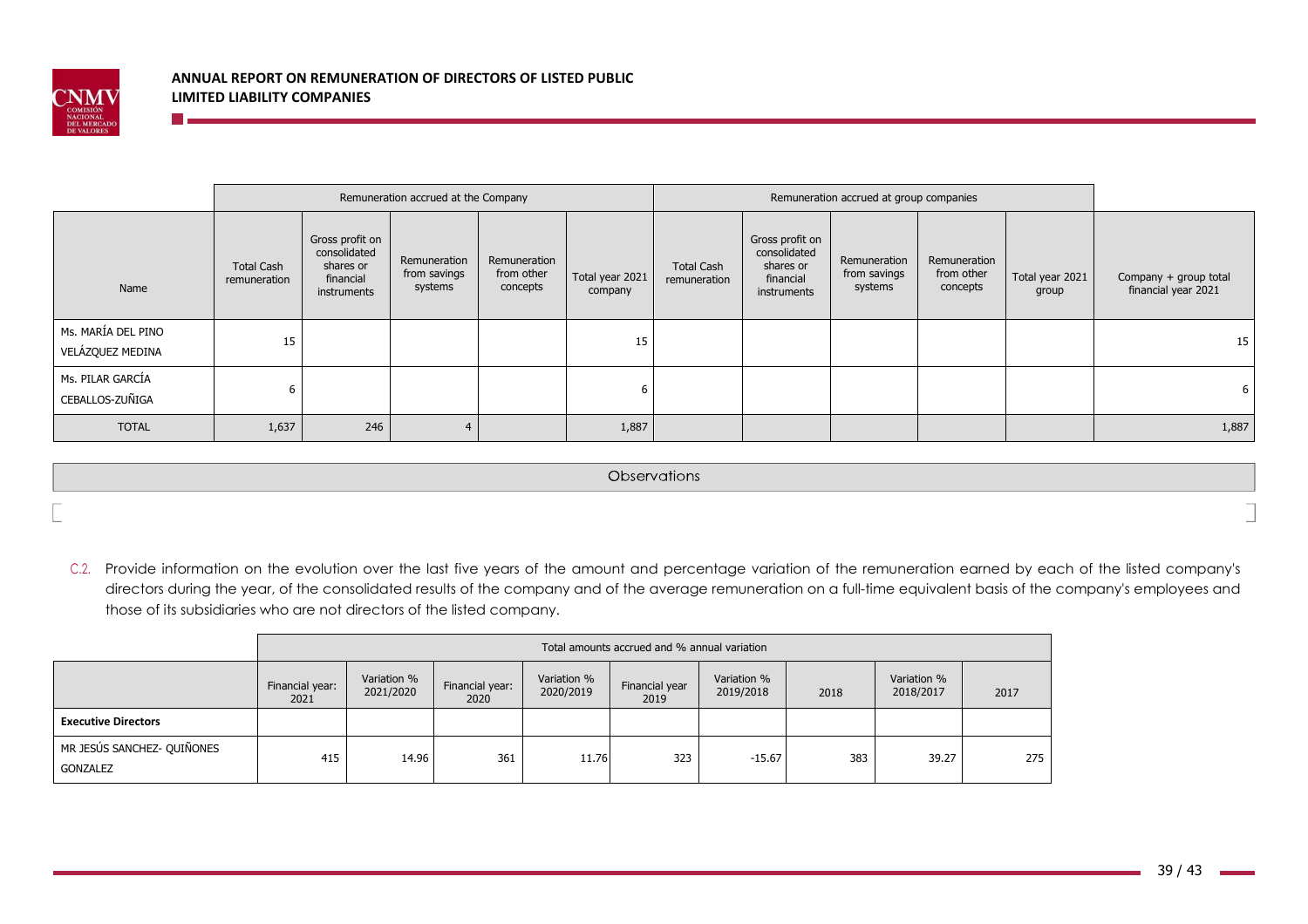| Name | Remuneration accrued at the Company | | | | | Remuneration accrued at group companies | | | | | |
|---|---|---|---|---|---|---|---|---|---|---|---|
| | Total Cash remuneration | Gross profit on consolidated shares or financial instruments | Remuneration from savings systems | Remuneration from other concepts | Total year 2021 company | Total Cash remuneration | Gross profit on consolidated shares or financial instruments | Remuneration from savings systems | Remuneration from other concepts | Total year 2021 group | Company + group total financial year 2021 |
| Ms. MARÍA DEL PINO VELÁZQUEZ MEDINA | 15 | | | | 15 | | | | | | 15 |
| Ms. PILAR GARCÍA CEBALLOS-ZUÑIGA | 6 | | | | 6 | | | | | | 6 |
| TOTAL | 1,637 | 246 | 4 | | 1,887 | | | | | | 1,887 |

| Observations |
|---|
| |

C.2. Provide information on the evolution over the last five years of the amount and percentage variation of the remuneration earned by each of the listed company's directors during the year, of the consolidated results of the company and of the average remuneration on a full-time equivalent basis of the company's employees and those of its subsidiaries who are not directors of the listed company.

| | Total amounts accrued and % annual variation | | | | | | | | |
|---|---|---|---|---|---|---|---|---|---|
| | Financial year: 2021 | Variation % 2021/2020 | Financial year: 2020 | Variation % 2020/2019 | Financial year 2019 | Variation % 2019/2018 | 2018 | Variation % 2018/2017 | 2017 |
| **Executive Directors** | | | | | | | | | |
| MR JESÚS SANCHEZ- QUIÑONES GONZALEZ | 415 | 14.96 | 361 | 11.76 | 323 | -15.67 | 383 | 39.27 | 275 |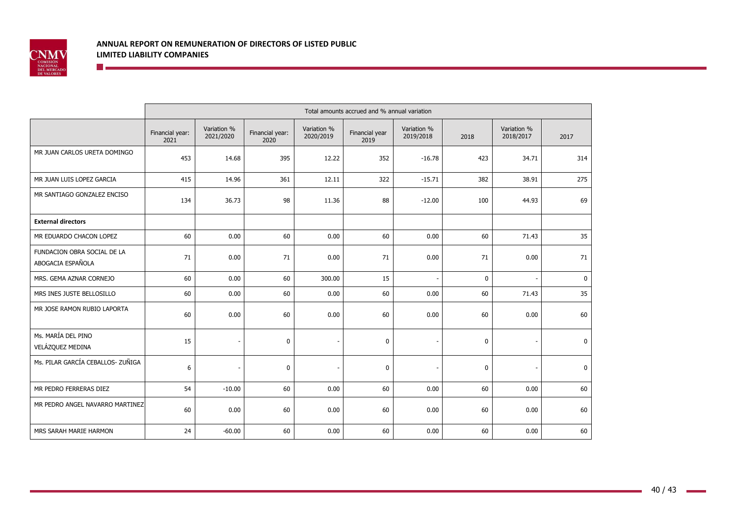| | Total amounts accrued and % annual variation | | | | | | | | |
|---|---|---|---|---|---|---|---|---|---|
| | Financial year: 2021 | Variation % 2021/2020 | Financial year: 2020 | Variation % 2020/2019 | Financial year 2019 | Variation % 2019/2018 | 2018 | Variation % 2018/2017 | 2017 |
| MR JUAN CARLOS URETA DOMINGO | 453 | 14.68 | 395 | 12.22 | 352 | -16.78 | 423 | 34.71 | 314 |
| MR JUAN LUIS LOPEZ GARCIA | 415 | 14.96 | 361 | 12.11 | 322 | -15.71 | 382 | 38.91 | 275 |
| MR SANTIAGO GONZALEZ ENCISO | 134 | 36.73 | 98 | 11.36 | 88 | -12.00 | 100 | 44.93 | 69 |
| **External directors** | | | | | | | | | |
| MR EDUARDO CHACON LOPEZ | 60 | 0.00 | 60 | 0.00 | 60 | 0.00 | 60 | 71.43 | 35 |
| FUNDACION OBRA SOCIAL DE LA ABOGACIA ESPAÑOLA | 71 | 0.00 | 71 | 0.00 | 71 | 0.00 | 71 | 0.00 | 71 |
| MRS. GEMA AZNAR CORNEJO | 60 | 0.00 | 60 | 300.00 | 15 | - | 0 | - | 0 |
| MRS INES JUSTE BELLOSILLO | 60 | 0.00 | 60 | 0.00 | 60 | 0.00 | 60 | 71.43 | 35 |
| MR JOSE RAMON RUBIO LAPORTA | 60 | 0.00 | 60 | 0.00 | 60 | 0.00 | 60 | 0.00 | 60 |
| Ms. MARÍA DEL PINO VELÁZQUEZ MEDINA | 15 | - | 0 | - | 0 | - | 0 | - | 0 |
| Ms. PILAR GARCÍA CEBALLOS- ZUÑIGA | 6 | - | 0 | - | 0 | - | 0 | - | 0 |
| MR PEDRO FERRERAS DIEZ | 54 | -10.00 | 60 | 0.00 | 60 | 0.00 | 60 | 0.00 | 60 |
| MR PEDRO ANGEL NAVARRO MARTINEZ | 60 | 0.00 | 60 | 0.00 | 60 | 0.00 | 60 | 0.00 | 60 |
| MRS SARAH MARIE HARMON | 24 | -60.00 | 60 | 0.00 | 60 | 0.00 | 60 | 0.00 | 60 |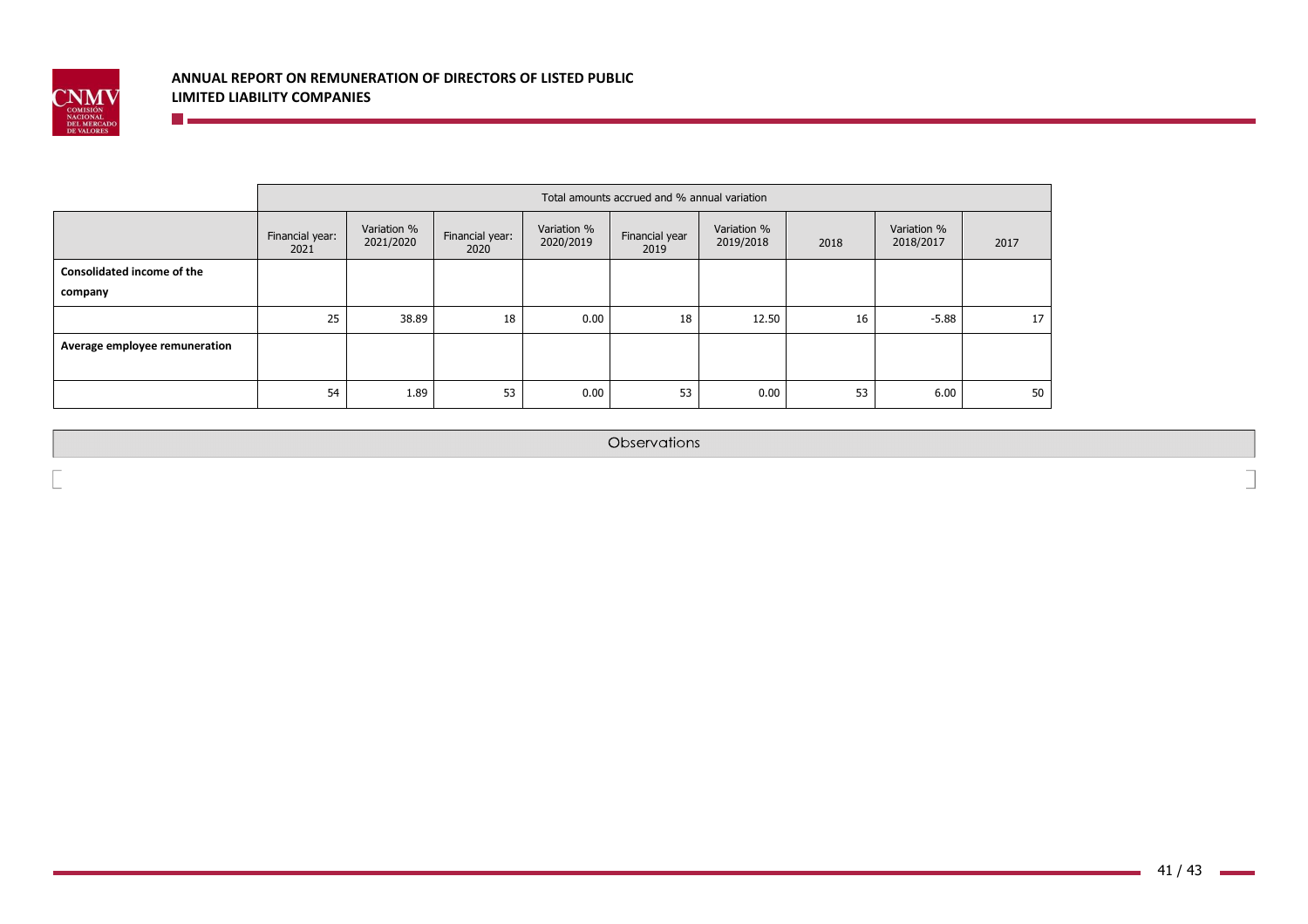| | Total amounts accrued and % annual variation | | | | | | | | |
|---|---|---|---|---|---|---|---|---|---|
| | Financial year: 2021 | Variation % 2021/2020 | Financial year: 2020 | Variation % 2020/2019 | Financial year 2019 | Variation % 2019/2018 | 2018 | Variation % 2018/2017 | 2017 |
| **Consolidated income of the company** | | | | | | | | | |
| | 25 | 38.89 | 18 | 0.00 | 18 | 12.50 | 16 | -5.88 | 17 |
| **Average employee remuneration** | | | | | | | | | |
| | 54 | 1.89 | 53 | 0.00 | 53 | 0.00 | 53 | 6.00 | 50 |

| Observations |
|---|
| |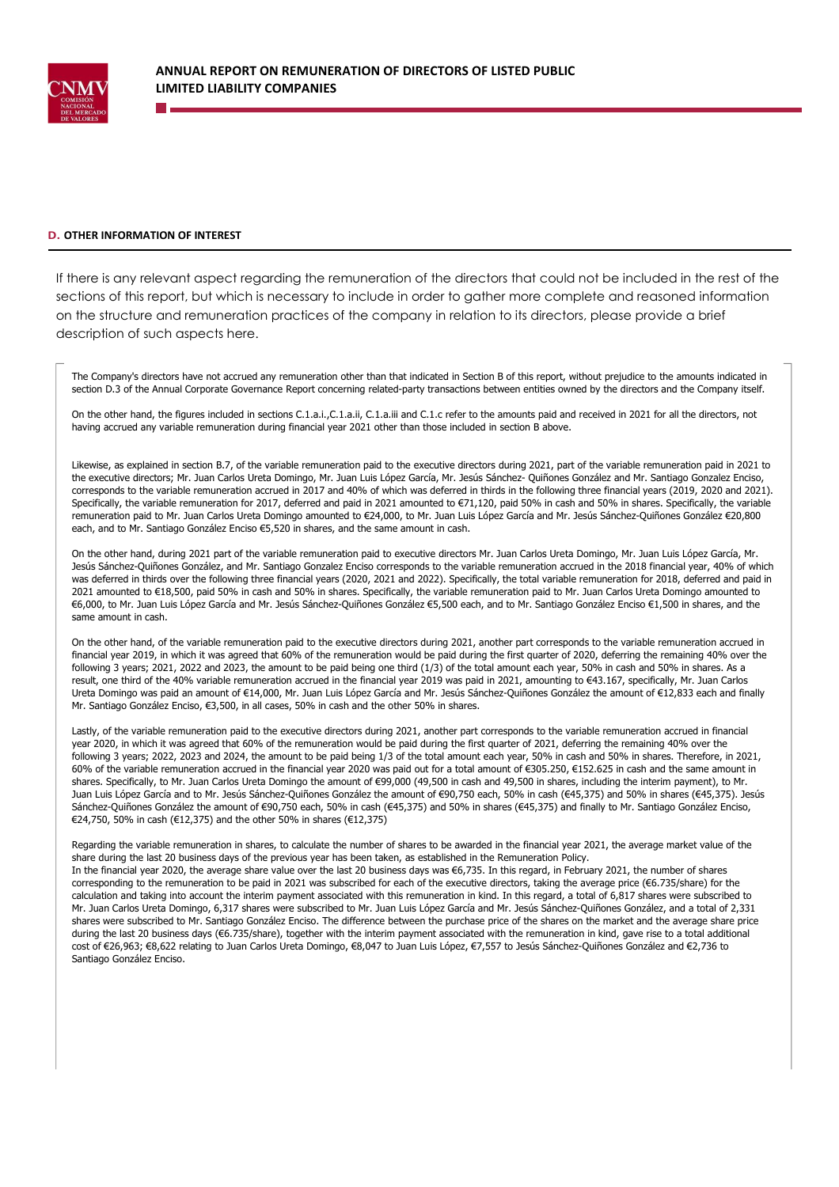## D. OTHER INFORMATION OF INTEREST

If there is any relevant aspect regarding the remuneration of the directors that could not be included in the rest of the sections of this report, but which is necessary to include in order to gather more complete and reasoned information on the structure and remuneration practices of the company in relation to its directors, please provide a brief description of such aspects here.

The Company's directors have not accrued any remuneration other than that indicated in Section B of this report, without prejudice to the amounts indicated in section D.3 of the Annual Corporate Governance Report concerning related-party transactions between entities owned by the directors and the Company itself.

On the other hand, the figures included in sections C.1.a.i.,C.1.a.ii, C.1.a.iii and C.1.c refer to the amounts paid and received in 2021 for all the directors, not having accrued any variable remuneration during financial year 2021 other than those included in section B above.

Likewise, as explained in section B.7, of the variable remuneration paid to the executive directors during 2021, part of the variable remuneration paid in 2021 to the executive directors; Mr. Juan Carlos Ureta Domingo, Mr. Juan Luis López García, Mr. Jesús Sánchez- Quiñones González and Mr. Santiago Gonzalez Enciso, corresponds to the variable remuneration accrued in 2017 and 40% of which was deferred in thirds in the following three financial years (2019, 2020 and 2021). Specifically, the variable remuneration for 2017, deferred and paid in 2021 amounted to €71,120, paid 50% in cash and 50% in shares. Specifically, the variable remuneration paid to Mr. Juan Carlos Ureta Domingo amounted to €24,000, to Mr. Juan Luis López García and Mr. Jesús Sánchez-Quiñones González €20,800 each, and to Mr. Santiago González Enciso €5,520 in shares, and the same amount in cash.

On the other hand, during 2021 part of the variable remuneration paid to executive directors Mr. Juan Carlos Ureta Domingo, Mr. Juan Luis López García, Mr. Jesús Sánchez-Quiñones González, and Mr. Santiago Gonzalez Enciso corresponds to the variable remuneration accrued in the 2018 financial year, 40% of which was deferred in thirds over the following three financial years (2020, 2021 and 2022). Specifically, the total variable remuneration for 2018, deferred and paid in 2021 amounted to €18,500, paid 50% in cash and 50% in shares. Specifically, the variable remuneration paid to Mr. Juan Carlos Ureta Domingo amounted to €6,000, to Mr. Juan Luis López García and Mr. Jesús Sánchez-Quiñones González €5,500 each, and to Mr. Santiago González Enciso €1,500 in shares, and the same amount in cash.

On the other hand, of the variable remuneration paid to the executive directors during 2021, another part corresponds to the variable remuneration accrued in financial year 2019, in which it was agreed that 60% of the remuneration would be paid during the first quarter of 2020, deferring the remaining 40% over the following 3 years; 2021, 2022 and 2023, the amount to be paid being one third (1/3) of the total amount each year, 50% in cash and 50% in shares. As a result, one third of the 40% variable remuneration accrued in the financial year 2019 was paid in 2021, amounting to €43.167, specifically, Mr. Juan Carlos Ureta Domingo was paid an amount of €14,000, Mr. Juan Luis López García and Mr. Jesús Sánchez-Quiñones González the amount of €12,833 each and finally Mr. Santiago González Enciso, €3,500, in all cases, 50% in cash and the other 50% in shares.

Lastly, of the variable remuneration paid to the executive directors during 2021, another part corresponds to the variable remuneration accrued in financial year 2020, in which it was agreed that 60% of the remuneration would be paid during the first quarter of 2021, deferring the remaining 40% over the following 3 years; 2022, 2023 and 2024, the amount to be paid being 1/3 of the total amount each year, 50% in cash and 50% in shares. Therefore, in 2021, 60% of the variable remuneration accrued in the financial year 2020 was paid out for a total amount of €305.250, €152.625 in cash and the same amount in shares. Specifically, to Mr. Juan Carlos Ureta Domingo the amount of €99,000 (49,500 in cash and 49,500 in shares, including the interim payment), to Mr. Juan Luis López García and to Mr. Jesús Sánchez-Quiñones González the amount of €90,750 each, 50% in cash (€45,375) and 50% in shares (€45,375). Jesús Sánchez-Quiñones González the amount of €90,750 each, 50% in cash (€45,375) and 50% in shares (€45,375) and finally to Mr. Santiago González Enciso, €24,750, 50% in cash (€12,375) and the other 50% in shares (€12,375)

Regarding the variable remuneration in shares, to calculate the number of shares to be awarded in the financial year 2021, the average market value of the share during the last 20 business days of the previous year has been taken, as established in the Remuneration Policy.
In the financial year 2020, the average share value over the last 20 business days was €6,735. In this regard, in February 2021, the number of shares corresponding to the remuneration to be paid in 2021 was subscribed for each of the executive directors, taking the average price (€6.735/share) for the calculation and taking into account the interim payment associated with this remuneration in kind. In this regard, a total of 6,817 shares were subscribed to Mr. Juan Carlos Ureta Domingo, 6,317 shares were subscribed to Mr. Juan Luis López García and Mr. Jesús Sánchez-Quiñones González, and a total of 2,331 shares were subscribed to Mr. Santiago González Enciso. The difference between the purchase price of the shares on the market and the average share price during the last 20 business days (€6.735/share), together with the interim payment associated with the remuneration in kind, gave rise to a total additional cost of €26,963; €8,622 relating to Juan Carlos Ureta Domingo, €8,047 to Juan Luis López, €7,557 to Jesús Sánchez-Quiñones González and €2,736 to Santiago González Enciso.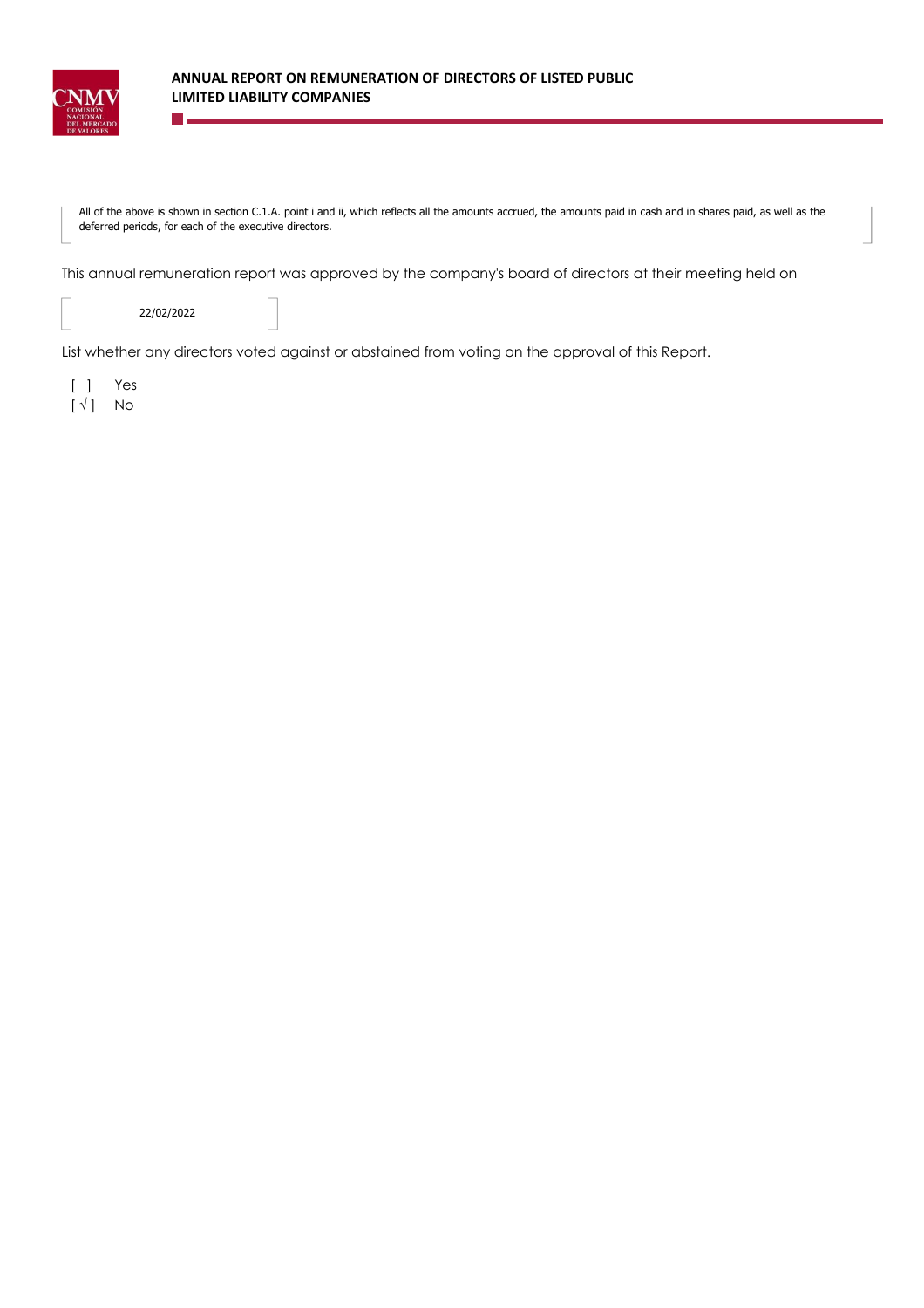All of the above is shown in section C.1.A. point i and ii, which reflects all the amounts accrued, the amounts paid in cash and in shares paid, as well as the deferred periods, for each of the executive directors.

This annual remuneration report was approved by the company's board of directors at their meeting held on

22/02/2022

List whether any directors voted against or abstained from voting on the approval of this Report.

[ ] Yes
[ √ ] No